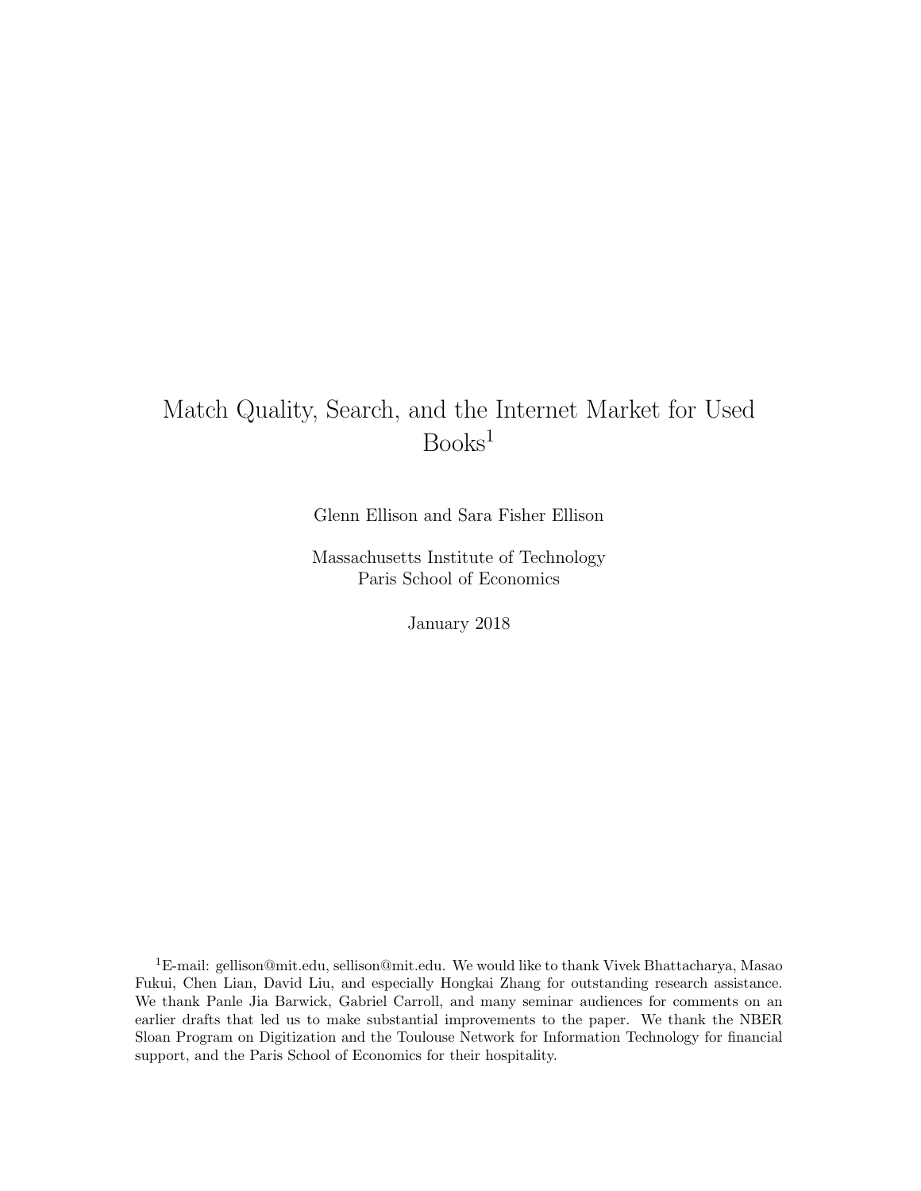# Match Quality, Search, and the Internet Market for Used Books[1]

Glenn Ellison and Sara Fisher Ellison

Massachusetts Institute of Technology
Paris School of Economics

January 2018

[1]E-mail: gellison@mit.edu, sellison@mit.edu. We would like to thank Vivek Bhattacharya, Masao Fukui, Chen Lian, David Liu, and especially Hongkai Zhang for outstanding research assistance. We thank Panle Jia Barwick, Gabriel Carroll, and many seminar audiences for comments on an earlier drafts that led us to make substantial improvements to the paper. We thank the NBER Sloan Program on Digitization and the Toulouse Network for Information Technology for financial support, and the Paris School of Economics for their hospitality.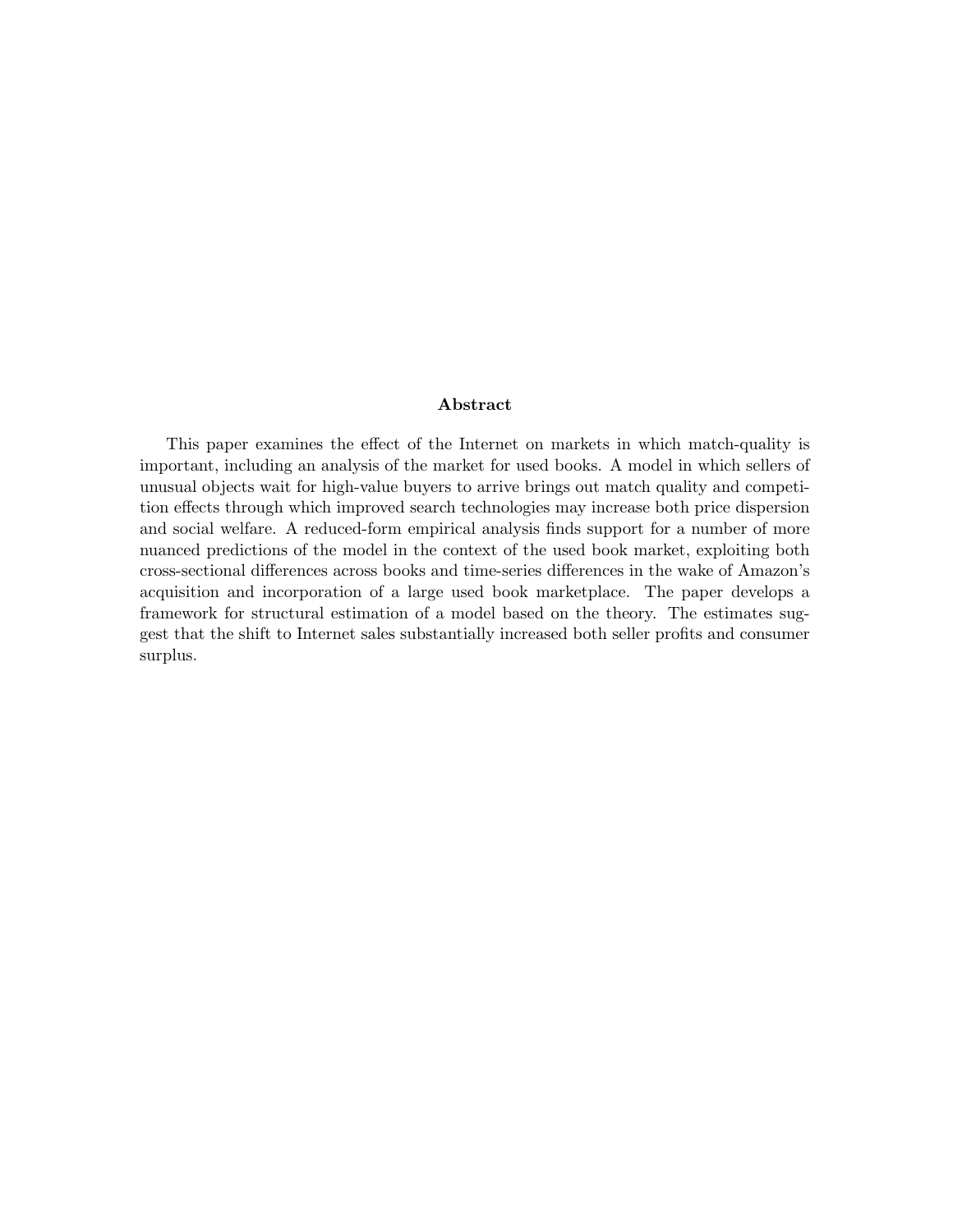## Abstract

This paper examines the effect of the Internet on markets in which match-quality is important, including an analysis of the market for used books. A model in which sellers of unusual objects wait for high-value buyers to arrive brings out match quality and competition effects through which improved search technologies may increase both price dispersion and social welfare. A reduced-form empirical analysis finds support for a number of more nuanced predictions of the model in the context of the used book market, exploiting both cross-sectional differences across books and time-series differences in the wake of Amazon's acquisition and incorporation of a large used book marketplace. The paper develops a framework for structural estimation of a model based on the theory. The estimates suggest that the shift to Internet sales substantially increased both seller profits and consumer surplus.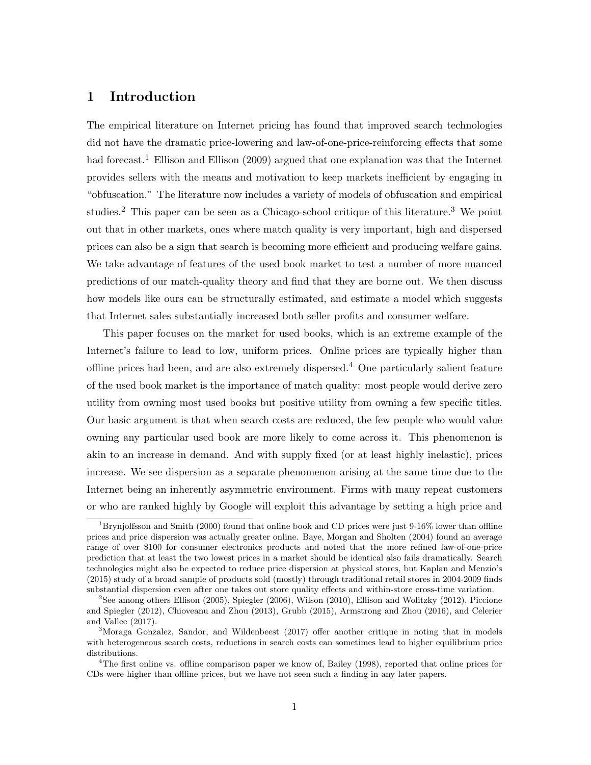# 1 Introduction

The empirical literature on Internet pricing has found that improved search technologies did not have the dramatic price-lowering and law-of-one-price-reinforcing effects that some had forecast.[1] Ellison and Ellison (2009) argued that one explanation was that the Internet provides sellers with the means and motivation to keep markets inefficient by engaging in "obfuscation." The literature now includes a variety of models of obfuscation and empirical studies.[2] This paper can be seen as a Chicago-school critique of this literature.[3] We point out that in other markets, ones where match quality is very important, high and dispersed prices can also be a sign that search is becoming more efficient and producing welfare gains. We take advantage of features of the used book market to test a number of more nuanced predictions of our match-quality theory and find that they are borne out. We then discuss how models like ours can be structurally estimated, and estimate a model which suggests that Internet sales substantially increased both seller profits and consumer welfare.

This paper focuses on the market for used books, which is an extreme example of the Internet's failure to lead to low, uniform prices. Online prices are typically higher than offline prices had been, and are also extremely dispersed.[4] One particularly salient feature of the used book market is the importance of match quality: most people would derive zero utility from owning most used books but positive utility from owning a few specific titles. Our basic argument is that when search costs are reduced, the few people who would value owning any particular used book are more likely to come across it. This phenomenon is akin to an increase in demand. And with supply fixed (or at least highly inelastic), prices increase. We see dispersion as a separate phenomenon arising at the same time due to the Internet being an inherently asymmetric environment. Firms with many repeat customers or who are ranked highly by Google will exploit this advantage by setting a high price and

---

[1] Brynjolfsson and Smith (2000) found that online book and CD prices were just 9-16% lower than offline prices and price dispersion was actually greater online. Baye, Morgan and Sholten (2004) found an average range of over \$100 for consumer electronics products and noted that the more refined law-of-one-price prediction that at least the two lowest prices in a market should be identical also fails dramatically. Search technologies might also be expected to reduce price dispersion at physical stores, but Kaplan and Menzio's (2015) study of a broad sample of products sold (mostly) through traditional retail stores in 2004-2009 finds substantial dispersion even after one takes out store quality effects and within-store cross-time variation.

[2] See among others Ellison (2005), Spiegler (2006), Wilson (2010), Ellison and Wolitzky (2012), Piccione and Spiegler (2012), Chioveanu and Zhou (2013), Grubb (2015), Armstrong and Zhou (2016), and Celerier and Vallee (2017).

[3] Moraga Gonzalez, Sandor, and Wildenbeest (2017) offer another critique in noting that in models with heterogeneous search costs, reductions in search costs can sometimes lead to higher equilibrium price distributions.

[4] The first online vs. offline comparison paper we know of, Bailey (1998), reported that online prices for CDs were higher than offline prices, but we have not seen such a finding in any later papers.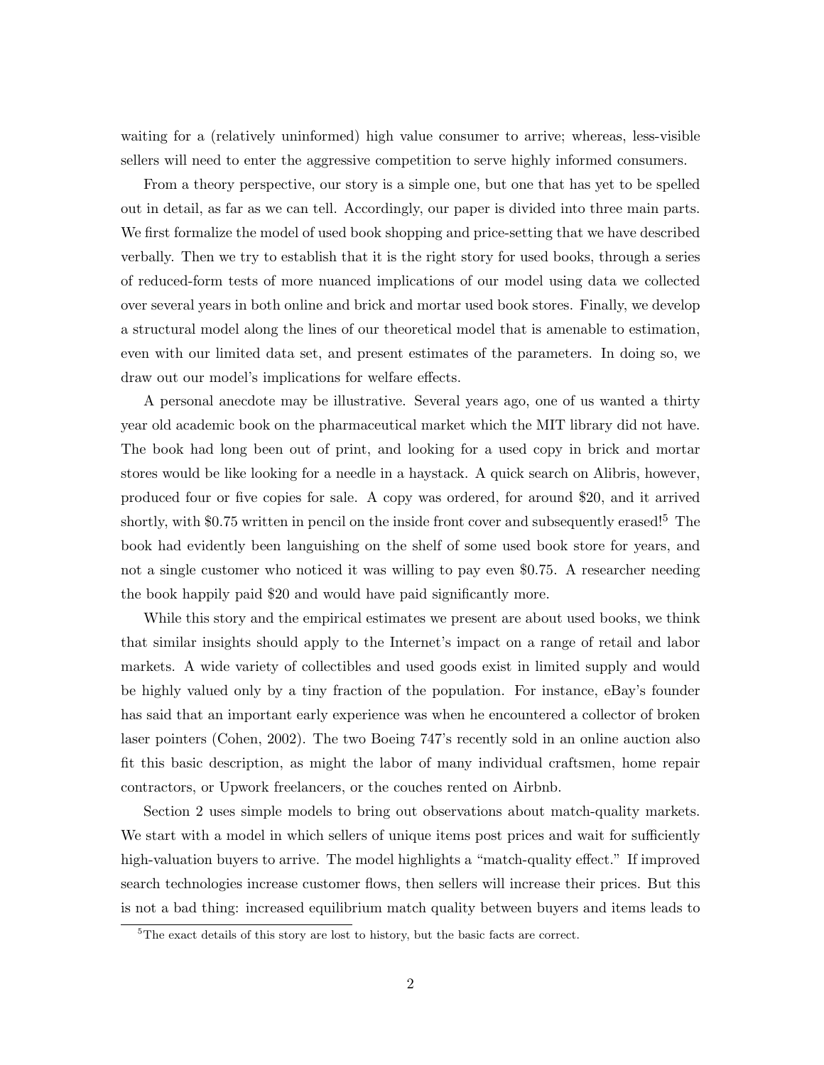waiting for a (relatively uninformed) high value consumer to arrive; whereas, less-visible sellers will need to enter the aggressive competition to serve highly informed consumers.

From a theory perspective, our story is a simple one, but one that has yet to be spelled out in detail, as far as we can tell. Accordingly, our paper is divided into three main parts. We first formalize the model of used book shopping and price-setting that we have described verbally. Then we try to establish that it is the right story for used books, through a series of reduced-form tests of more nuanced implications of our model using data we collected over several years in both online and brick and mortar used book stores. Finally, we develop a structural model along the lines of our theoretical model that is amenable to estimation, even with our limited data set, and present estimates of the parameters. In doing so, we draw out our model's implications for welfare effects.

A personal anecdote may be illustrative. Several years ago, one of us wanted a thirty year old academic book on the pharmaceutical market which the MIT library did not have. The book had long been out of print, and looking for a used copy in brick and mortar stores would be like looking for a needle in a haystack. A quick search on Alibris, however, produced four or five copies for sale. A copy was ordered, for around \$20, and it arrived shortly, with \$0.75 written in pencil on the inside front cover and subsequently erased![5] The book had evidently been languishing on the shelf of some used book store for years, and not a single customer who noticed it was willing to pay even \$0.75. A researcher needing the book happily paid \$20 and would have paid significantly more.

While this story and the empirical estimates we present are about used books, we think that similar insights should apply to the Internet's impact on a range of retail and labor markets. A wide variety of collectibles and used goods exist in limited supply and would be highly valued only by a tiny fraction of the population. For instance, eBay's founder has said that an important early experience was when he encountered a collector of broken laser pointers (Cohen, 2002). The two Boeing 747's recently sold in an online auction also fit this basic description, as might the labor of many individual craftsmen, home repair contractors, or Upwork freelancers, or the couches rented on Airbnb.

Section 2 uses simple models to bring out observations about match-quality markets. We start with a model in which sellers of unique items post prices and wait for sufficiently high-valuation buyers to arrive. The model highlights a "match-quality effect." If improved search technologies increase customer flows, then sellers will increase their prices. But this is not a bad thing: increased equilibrium match quality between buyers and items leads to

[5] The exact details of this story are lost to history, but the basic facts are correct.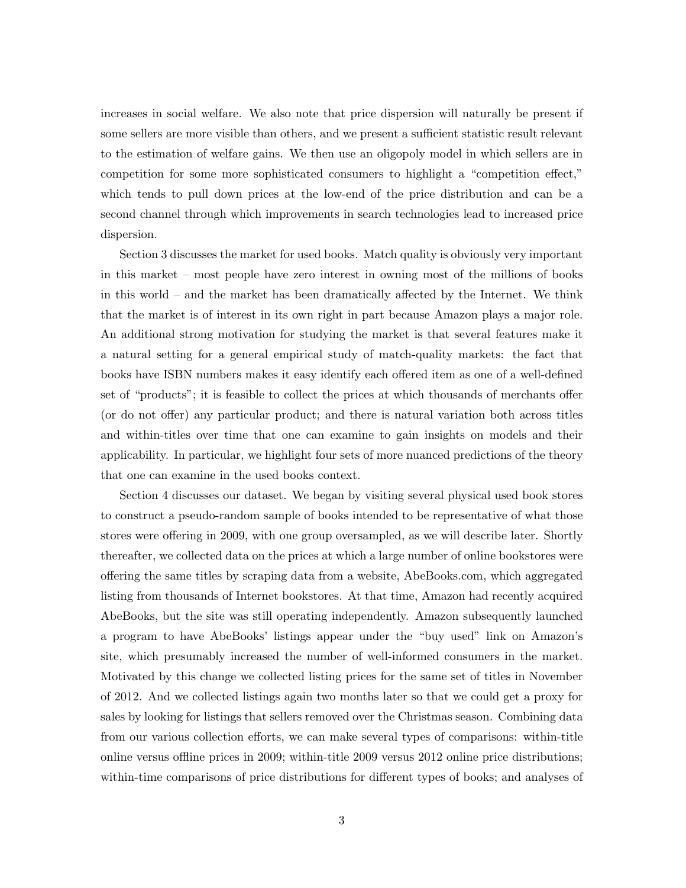increases in social welfare. We also note that price dispersion will naturally be present if some sellers are more visible than others, and we present a sufficient statistic result relevant to the estimation of welfare gains. We then use an oligopoly model in which sellers are in competition for some more sophisticated consumers to highlight a "competition effect," which tends to pull down prices at the low-end of the price distribution and can be a second channel through which improvements in search technologies lead to increased price dispersion.

Section 3 discusses the market for used books. Match quality is obviously very important in this market – most people have zero interest in owning most of the millions of books in this world – and the market has been dramatically affected by the Internet. We think that the market is of interest in its own right in part because Amazon plays a major role. An additional strong motivation for studying the market is that several features make it a natural setting for a general empirical study of match-quality markets: the fact that books have ISBN numbers makes it easy identify each offered item as one of a well-defined set of "products"; it is feasible to collect the prices at which thousands of merchants offer (or do not offer) any particular product; and there is natural variation both across titles and within-titles over time that one can examine to gain insights on models and their applicability. In particular, we highlight four sets of more nuanced predictions of the theory that one can examine in the used books context.

Section 4 discusses our dataset. We began by visiting several physical used book stores to construct a pseudo-random sample of books intended to be representative of what those stores were offering in 2009, with one group oversampled, as we will describe later. Shortly thereafter, we collected data on the prices at which a large number of online bookstores were offering the same titles by scraping data from a website, AbeBooks.com, which aggregated listing from thousands of Internet bookstores. At that time, Amazon had recently acquired AbeBooks, but the site was still operating independently. Amazon subsequently launched a program to have AbeBooks' listings appear under the "buy used" link on Amazon's site, which presumably increased the number of well-informed consumers in the market. Motivated by this change we collected listing prices for the same set of titles in November of 2012. And we collected listings again two months later so that we could get a proxy for sales by looking for listings that sellers removed over the Christmas season. Combining data from our various collection efforts, we can make several types of comparisons: within-title online versus offline prices in 2009; within-title 2009 versus 2012 online price distributions; within-time comparisons of price distributions for different types of books; and analyses of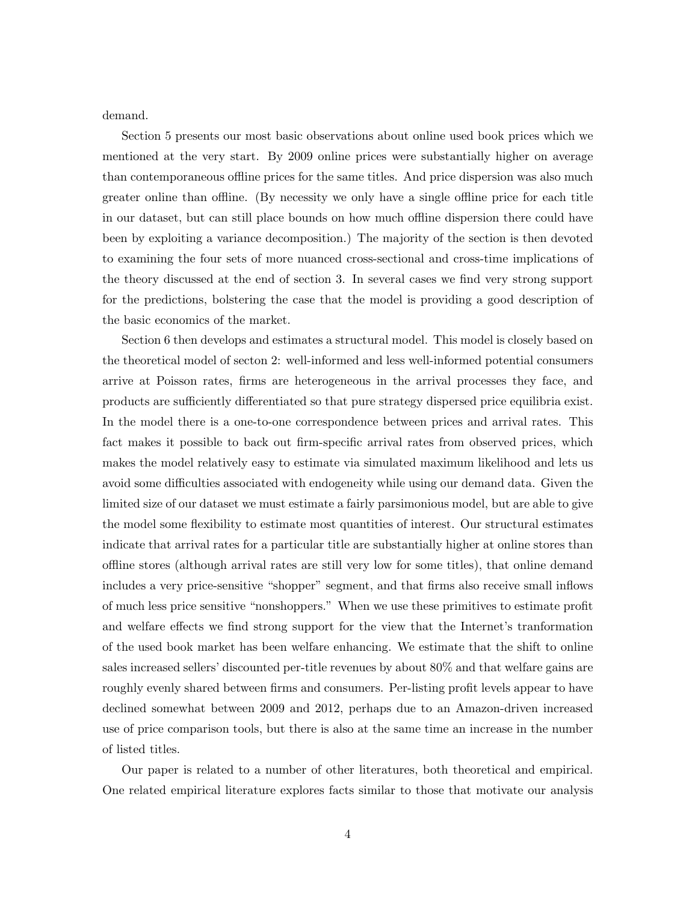demand.

Section 5 presents our most basic observations about online used book prices which we mentioned at the very start. By 2009 online prices were substantially higher on average than contemporaneous offline prices for the same titles. And price dispersion was also much greater online than offline. (By necessity we only have a single offline price for each title in our dataset, but can still place bounds on how much offline dispersion there could have been by exploiting a variance decomposition.) The majority of the section is then devoted to examining the four sets of more nuanced cross-sectional and cross-time implications of the theory discussed at the end of section 3. In several cases we find very strong support for the predictions, bolstering the case that the model is providing a good description of the basic economics of the market.

Section 6 then develops and estimates a structural model. This model is closely based on the theoretical model of secton 2: well-informed and less well-informed potential consumers arrive at Poisson rates, firms are heterogeneous in the arrival processes they face, and products are sufficiently differentiated so that pure strategy dispersed price equilibria exist. In the model there is a one-to-one correspondence between prices and arrival rates. This fact makes it possible to back out firm-specific arrival rates from observed prices, which makes the model relatively easy to estimate via simulated maximum likelihood and lets us avoid some difficulties associated with endogeneity while using our demand data. Given the limited size of our dataset we must estimate a fairly parsimonious model, but are able to give the model some flexibility to estimate most quantities of interest. Our structural estimates indicate that arrival rates for a particular title are substantially higher at online stores than offline stores (although arrival rates are still very low for some titles), that online demand includes a very price-sensitive "shopper" segment, and that firms also receive small inflows of much less price sensitive "nonshoppers." When we use these primitives to estimate profit and welfare effects we find strong support for the view that the Internet's tranformation of the used book market has been welfare enhancing. We estimate that the shift to online sales increased sellers' discounted per-title revenues by about 80% and that welfare gains are roughly evenly shared between firms and consumers. Per-listing profit levels appear to have declined somewhat between 2009 and 2012, perhaps due to an Amazon-driven increased use of price comparison tools, but there is also at the same time an increase in the number of listed titles.

Our paper is related to a number of other literatures, both theoretical and empirical. One related empirical literature explores facts similar to those that motivate our analysis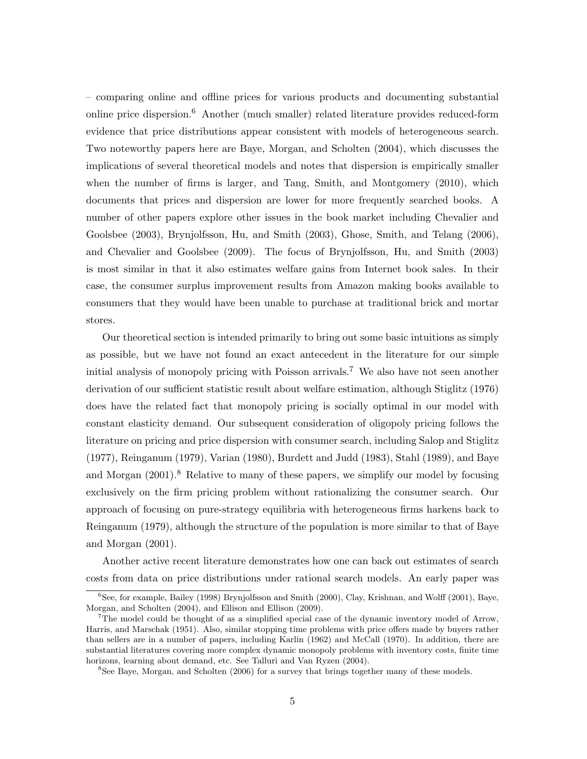– comparing online and offline prices for various products and documenting substantial online price dispersion.[6] Another (much smaller) related literature provides reduced-form evidence that price distributions appear consistent with models of heterogeneous search. Two noteworthy papers here are Baye, Morgan, and Scholten (2004), which discusses the implications of several theoretical models and notes that dispersion is empirically smaller when the number of firms is larger, and Tang, Smith, and Montgomery (2010), which documents that prices and dispersion are lower for more frequently searched books. A number of other papers explore other issues in the book market including Chevalier and Goolsbee (2003), Brynjolfsson, Hu, and Smith (2003), Ghose, Smith, and Telang (2006), and Chevalier and Goolsbee (2009). The focus of Brynjolfsson, Hu, and Smith (2003) is most similar in that it also estimates welfare gains from Internet book sales. In their case, the consumer surplus improvement results from Amazon making books available to consumers that they would have been unable to purchase at traditional brick and mortar stores.

Our theoretical section is intended primarily to bring out some basic intuitions as simply as possible, but we have not found an exact antecedent in the literature for our simple initial analysis of monopoly pricing with Poisson arrivals.[7] We also have not seen another derivation of our sufficient statistic result about welfare estimation, although Stiglitz (1976) does have the related fact that monopoly pricing is socially optimal in our model with constant elasticity demand. Our subsequent consideration of oligopoly pricing follows the literature on pricing and price dispersion with consumer search, including Salop and Stiglitz (1977), Reinganum (1979), Varian (1980), Burdett and Judd (1983), Stahl (1989), and Baye and Morgan (2001).[8] Relative to many of these papers, we simplify our model by focusing exclusively on the firm pricing problem without rationalizing the consumer search. Our approach of focusing on pure-strategy equilibria with heterogeneous firms harkens back to Reinganum (1979), although the structure of the population is more similar to that of Baye and Morgan (2001).

Another active recent literature demonstrates how one can back out estimates of search costs from data on price distributions under rational search models. An early paper was

[6] See, for example, Bailey (1998) Brynjolfsson and Smith (2000), Clay, Krishnan, and Wolff (2001), Baye, Morgan, and Scholten (2004), and Ellison and Ellison (2009).

[7] The model could be thought of as a simplified special case of the dynamic inventory model of Arrow, Harris, and Marschak (1951). Also, similar stopping time problems with price offers made by buyers rather than sellers are in a number of papers, including Karlin (1962) and McCall (1970). In addition, there are substantial literatures covering more complex dynamic monopoly problems with inventory costs, finite time horizons, learning about demand, etc. See Talluri and Van Ryzen (2004).

[8] See Baye, Morgan, and Scholten (2006) for a survey that brings together many of these models.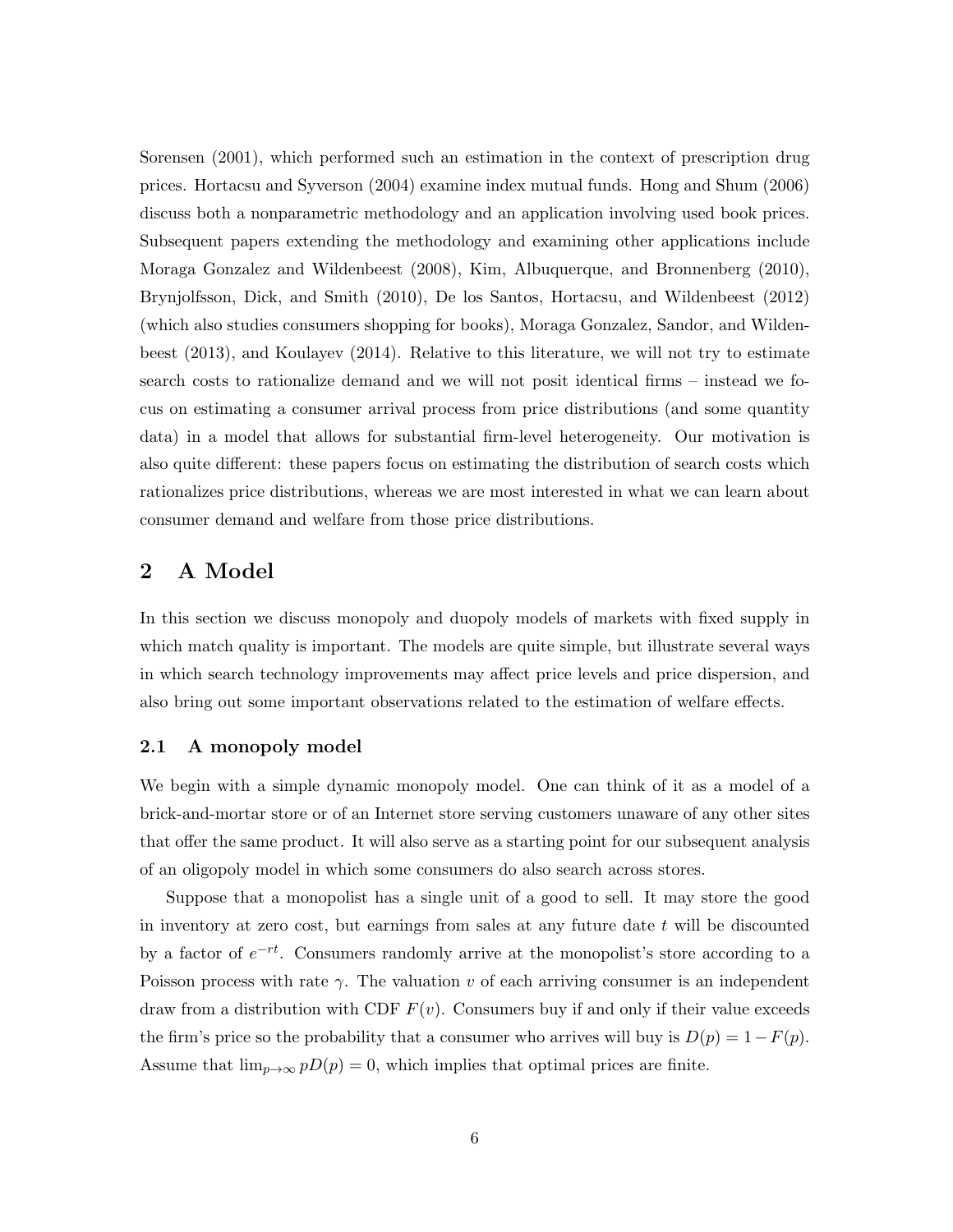Sorensen (2001), which performed such an estimation in the context of prescription drug prices. Hortacsu and Syverson (2004) examine index mutual funds. Hong and Shum (2006) discuss both a nonparametric methodology and an application involving used book prices. Subsequent papers extending the methodology and examining other applications include Moraga Gonzalez and Wildenbeest (2008), Kim, Albuquerque, and Bronnenberg (2010), Brynjolfsson, Dick, and Smith (2010), De los Santos, Hortacsu, and Wildenbeest (2012) (which also studies consumers shopping for books), Moraga Gonzalez, Sandor, and Wildenbeest (2013), and Koulayev (2014). Relative to this literature, we will not try to estimate search costs to rationalize demand and we will not posit identical firms – instead we focus on estimating a consumer arrival process from price distributions (and some quantity data) in a model that allows for substantial firm-level heterogeneity. Our motivation is also quite different: these papers focus on estimating the distribution of search costs which rationalizes price distributions, whereas we are most interested in what we can learn about consumer demand and welfare from those price distributions.

## 2 A Model

In this section we discuss monopoly and duopoly models of markets with fixed supply in which match quality is important. The models are quite simple, but illustrate several ways in which search technology improvements may affect price levels and price dispersion, and also bring out some important observations related to the estimation of welfare effects.

### 2.1 A monopoly model

We begin with a simple dynamic monopoly model. One can think of it as a model of a brick-and-mortar store or of an Internet store serving customers unaware of any other sites that offer the same product. It will also serve as a starting point for our subsequent analysis of an oligopoly model in which some consumers do also search across stores.

Suppose that a monopolist has a single unit of a good to sell. It may store the good in inventory at zero cost, but earnings from sales at any future date $t$ will be discounted by a factor of $e^{-rt}$. Consumers randomly arrive at the monopolist's store according to a Poisson process with rate $\gamma$. The valuation $v$ of each arriving consumer is an independent draw from a distribution with CDF $F(v)$. Consumers buy if and only if their value exceeds the firm's price so the probability that a consumer who arrives will buy is $D(p) = 1 - F(p)$. Assume that $\lim_{p\to\infty} pD(p) = 0$, which implies that optimal prices are finite.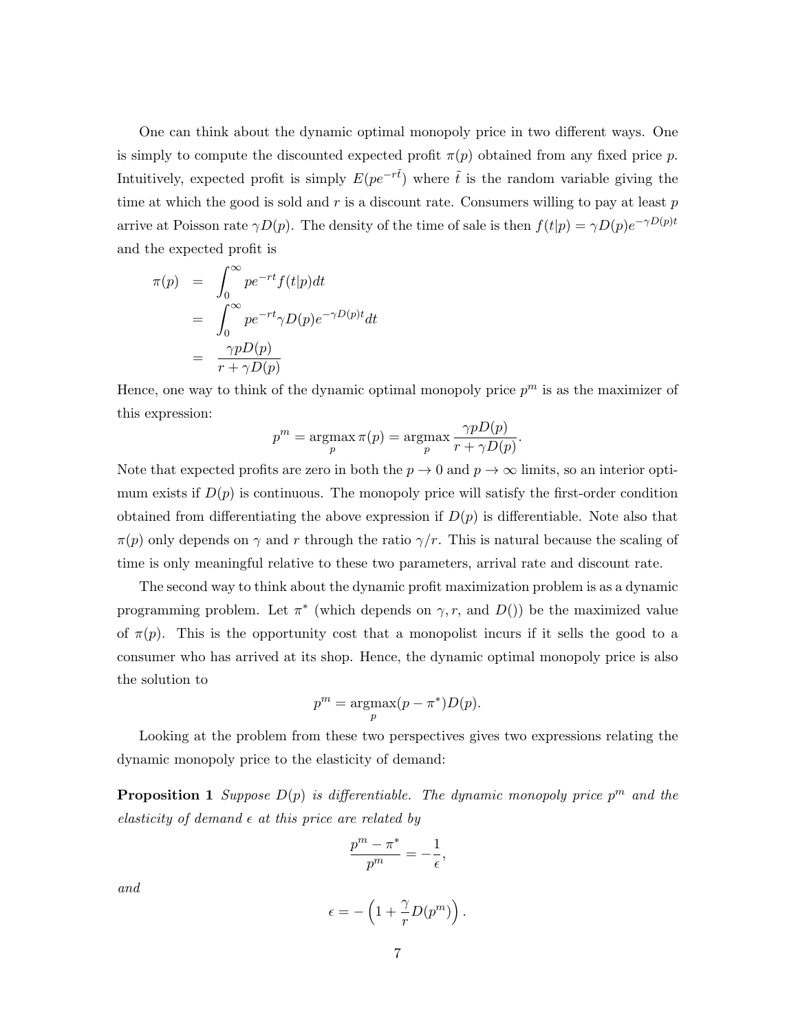One can think about the dynamic optimal monopoly price in two different ways. One is simply to compute the discounted expected profit $\pi(p)$ obtained from any fixed price $p$. Intuitively, expected profit is simply $E(pe^{-r\tilde{t}})$ where $\tilde{t}$ is the random variable giving the time at which the good is sold and $r$ is a discount rate. Consumers willing to pay at least $p$ arrive at Poisson rate $\gamma D(p)$. The density of the time of sale is then $f(t|p) = \gamma D(p) e^{-\gamma D(p)t}$ and the expected profit is

$$
\begin{aligned}
\pi(p) &= \int_0^\infty p e^{-rt} f(t|p) dt \\
&= \int_0^\infty p e^{-rt} \gamma D(p) e^{-\gamma D(p)t} dt \\
&= \frac{\gamma p D(p)}{r + \gamma D(p)}
\end{aligned}
$$

Hence, one way to think of the dynamic optimal monopoly price $p^m$ is as the maximizer of this expression:

$$
p^m = \underset{p}{\operatorname{argmax}}\, \pi(p) = \underset{p}{\operatorname{argmax}}\, \frac{\gamma p D(p)}{r + \gamma D(p)}.
$$

Note that expected profits are zero in both the $p \to 0$ and $p \to \infty$ limits, so an interior optimum exists if $D(p)$ is continuous. The monopoly price will satisfy the first-order condition obtained from differentiating the above expression if $D(p)$ is differentiable. Note also that $\pi(p)$ only depends on $\gamma$ and $r$ through the ratio $\gamma/r$. This is natural because the scaling of time is only meaningful relative to these two parameters, arrival rate and discount rate.

The second way to think about the dynamic profit maximization problem is as a dynamic programming problem. Let $\pi^*$ (which depends on $\gamma, r$, and $D()$) be the maximized value of $\pi(p)$. This is the opportunity cost that a monopolist incurs if it sells the good to a consumer who has arrived at its shop. Hence, the dynamic optimal monopoly price is also the solution to

$$
p^m = \underset{p}{\operatorname{argmax}} (p - \pi^*) D(p).
$$

Looking at the problem from these two perspectives gives two expressions relating the dynamic monopoly price to the elasticity of demand:

**Proposition 1** *Suppose $D(p)$ is differentiable. The dynamic monopoly price $p^m$ and the elasticity of demand $\epsilon$ at this price are related by*

$$
\frac{p^m - \pi^*}{p^m} = -\frac{1}{\epsilon},
$$

*and*

$$
\epsilon = -\left(1 + \frac{\gamma}{r} D(p^m)\right).
$$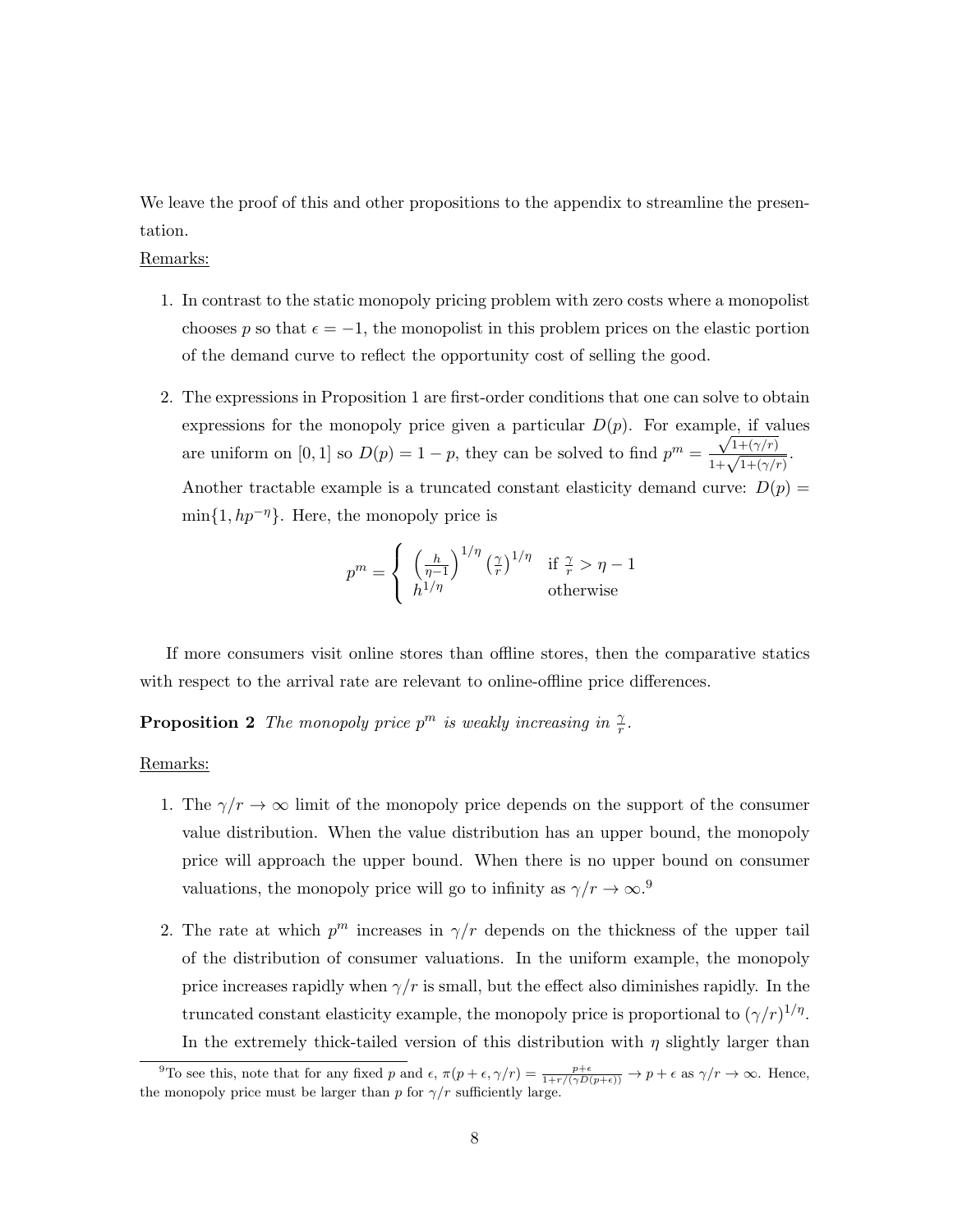We leave the proof of this and other propositions to the appendix to streamline the presentation.

Remarks:

1. In contrast to the static monopoly pricing problem with zero costs where a monopolist chooses $p$ so that $\epsilon = -1$, the monopolist in this problem prices on the elastic portion of the demand curve to reflect the opportunity cost of selling the good.

2. The expressions in Proposition 1 are first-order conditions that one can solve to obtain expressions for the monopoly price given a particular $D(p)$. For example, if values are uniform on $[0, 1]$ so $D(p) = 1 - p$, they can be solved to find $p^m = \frac{\sqrt{1+(\gamma/r)}}{1+\sqrt{1+(\gamma/r)}}$. Another tractable example is a truncated constant elasticity demand curve: $D(p) = \min\{1, hp^{-\eta}\}$. Here, the monopoly price is

$$p^m = \begin{cases} \left(\frac{h}{\eta-1}\right)^{1/\eta} \left(\frac{\gamma}{r}\right)^{1/\eta} & \text{if } \frac{\gamma}{r} > \eta - 1 \\ h^{1/\eta} & \text{otherwise} \end{cases}$$

If more consumers visit online stores than offline stores, then the comparative statics with respect to the arrival rate are relevant to online-offline price differences.

**Proposition 2** *The monopoly price $p^m$ is weakly increasing in $\frac{\gamma}{r}$.*

Remarks:

1. The $\gamma/r \to \infty$ limit of the monopoly price depends on the support of the consumer value distribution. When the value distribution has an upper bound, the monopoly price will approach the upper bound. When there is no upper bound on consumer valuations, the monopoly price will go to infinity as $\gamma/r \to \infty$.[9]

2. The rate at which $p^m$ increases in $\gamma/r$ depends on the thickness of the upper tail of the distribution of consumer valuations. In the uniform example, the monopoly price increases rapidly when $\gamma/r$ is small, but the effect also diminishes rapidly. In the truncated constant elasticity example, the monopoly price is proportional to $(\gamma/r)^{1/\eta}$. In the extremely thick-tailed version of this distribution with $\eta$ slightly larger than

[9]To see this, note that for any fixed $p$ and $\epsilon$, $\pi(p + \epsilon, \gamma/r) = \frac{p+\epsilon}{1+r/(\gamma D(p+\epsilon))} \to p + \epsilon$ as $\gamma/r \to \infty$. Hence, the monopoly price must be larger than $p$ for $\gamma/r$ sufficiently large.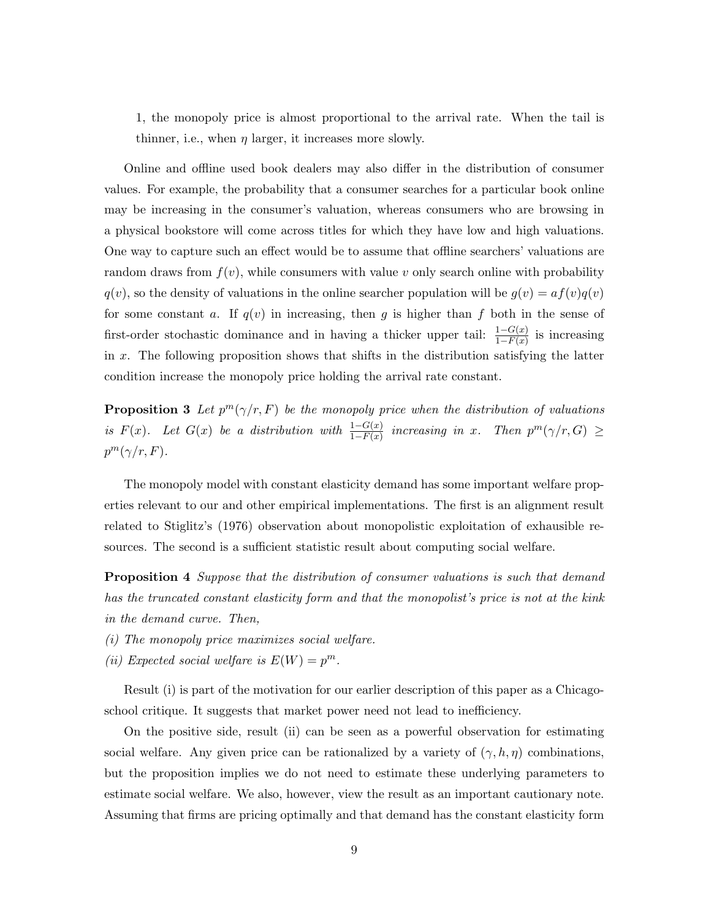1, the monopoly price is almost proportional to the arrival rate. When the tail is thinner, i.e., when $\eta$ larger, it increases more slowly.

Online and offline used book dealers may also differ in the distribution of consumer values. For example, the probability that a consumer searches for a particular book online may be increasing in the consumer's valuation, whereas consumers who are browsing in a physical bookstore will come across titles for which they have low and high valuations. One way to capture such an effect would be to assume that offline searchers' valuations are random draws from $f(v)$, while consumers with value $v$ only search online with probability $q(v)$, so the density of valuations in the online searcher population will be $g(v) = af(v)q(v)$ for some constant $a$. If $q(v)$ in increasing, then $g$ is higher than $f$ both in the sense of first-order stochastic dominance and in having a thicker upper tail: $\frac{1-G(x)}{1-F(x)}$ is increasing in $x$. The following proposition shows that shifts in the distribution satisfying the latter condition increase the monopoly price holding the arrival rate constant.

**Proposition 3** *Let $p^m(\gamma/r, F)$ be the monopoly price when the distribution of valuations is $F(x)$. Let $G(x)$ be a distribution with $\frac{1-G(x)}{1-F(x)}$ increasing in $x$. Then $p^m(\gamma/r, G) \geq p^m(\gamma/r, F)$.*

The monopoly model with constant elasticity demand has some important welfare properties relevant to our and other empirical implementations. The first is an alignment result related to Stiglitz's (1976) observation about monopolistic exploitation of exhausible resources. The second is a sufficient statistic result about computing social welfare.

**Proposition 4** *Suppose that the distribution of consumer valuations is such that demand has the truncated constant elasticity form and that the monopolist's price is not at the kink in the demand curve. Then,*
*(i) The monopoly price maximizes social welfare.*
*(ii) Expected social welfare is $E(W) = p^m$.*

Result (i) is part of the motivation for our earlier description of this paper as a Chicago-school critique. It suggests that market power need not lead to inefficiency.

On the positive side, result (ii) can be seen as a powerful observation for estimating social welfare. Any given price can be rationalized by a variety of $(\gamma, h, \eta)$ combinations, but the proposition implies we do not need to estimate these underlying parameters to estimate social welfare. We also, however, view the result as an important cautionary note. Assuming that firms are pricing optimally and that demand has the constant elasticity form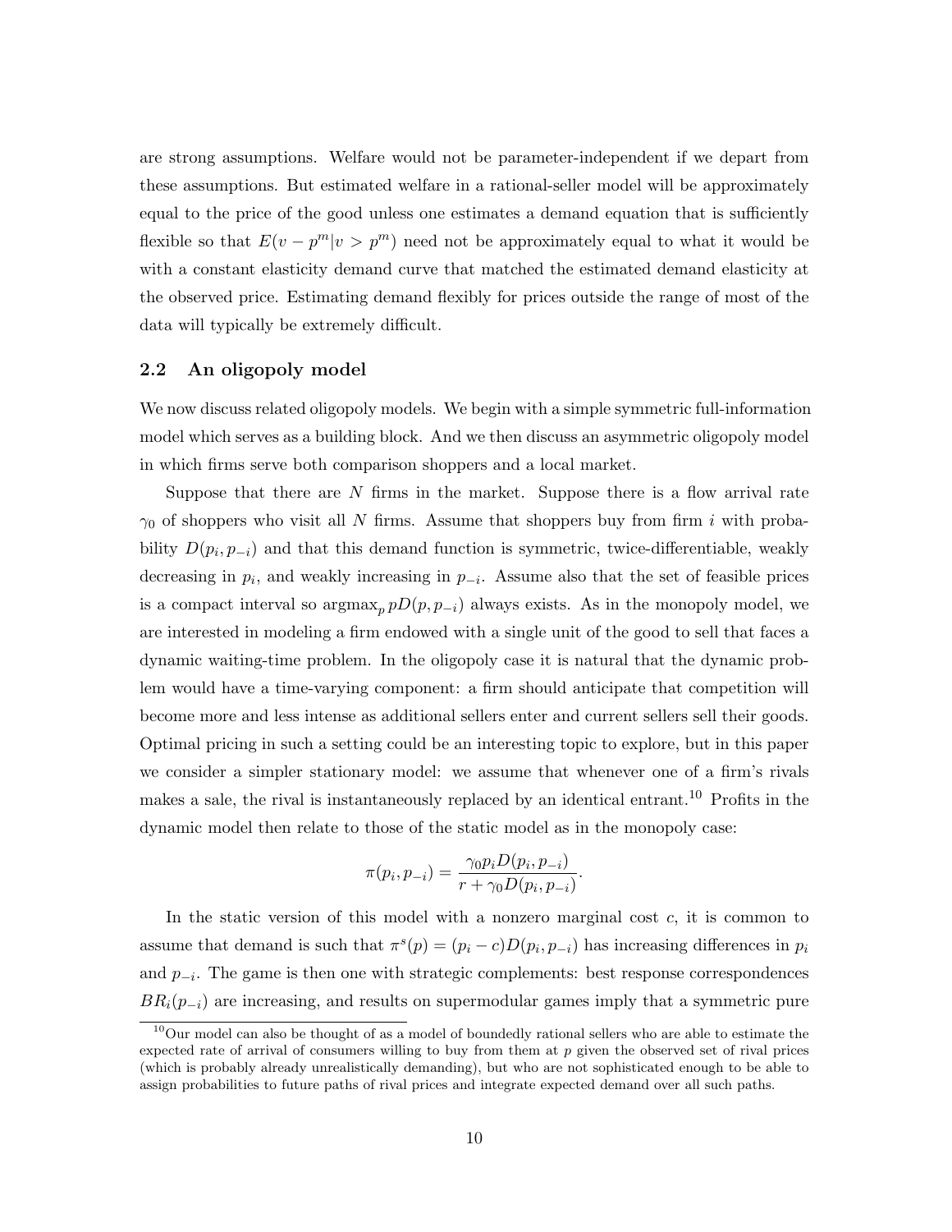are strong assumptions. Welfare would not be parameter-independent if we depart from these assumptions. But estimated welfare in a rational-seller model will be approximately equal to the price of the good unless one estimates a demand equation that is sufficiently flexible so that $E(v - p^m | v > p^m)$ need not be approximately equal to what it would be with a constant elasticity demand curve that matched the estimated demand elasticity at the observed price. Estimating demand flexibly for prices outside the range of most of the data will typically be extremely difficult.

## 2.2 An oligopoly model

We now discuss related oligopoly models. We begin with a simple symmetric full-information model which serves as a building block. And we then discuss an asymmetric oligopoly model in which firms serve both comparison shoppers and a local market.

Suppose that there are $N$ firms in the market. Suppose there is a flow arrival rate $\gamma_0$ of shoppers who visit all $N$ firms. Assume that shoppers buy from firm $i$ with probability $D(p_i, p_{-i})$ and that this demand function is symmetric, twice-differentiable, weakly decreasing in $p_i$, and weakly increasing in $p_{-i}$. Assume also that the set of feasible prices is a compact interval so $\text{argmax}_p \, pD(p, p_{-i})$ always exists. As in the monopoly model, we are interested in modeling a firm endowed with a single unit of the good to sell that faces a dynamic waiting-time problem. In the oligopoly case it is natural that the dynamic problem would have a time-varying component: a firm should anticipate that competition will become more and less intense as additional sellers enter and current sellers sell their goods. Optimal pricing in such a setting could be an interesting topic to explore, but in this paper we consider a simpler stationary model: we assume that whenever one of a firm's rivals makes a sale, the rival is instantaneously replaced by an identical entrant.[10] Profits in the dynamic model then relate to those of the static model as in the monopoly case:

$$\pi(p_i, p_{-i}) = \frac{\gamma_0 p_i D(p_i, p_{-i})}{r + \gamma_0 D(p_i, p_{-i})}.$$

In the static version of this model with a nonzero marginal cost $c$, it is common to assume that demand is such that $\pi^s(p) = (p_i - c)D(p_i, p_{-i})$ has increasing differences in $p_i$ and $p_{-i}$. The game is then one with strategic complements: best response correspondences $BR_i(p_{-i})$ are increasing, and results on supermodular games imply that a symmetric pure

[10] Our model can also be thought of as a model of boundedly rational sellers who are able to estimate the expected rate of arrival of consumers willing to buy from them at $p$ given the observed set of rival prices (which is probably already unrealistically demanding), but who are not sophisticated enough to be able to assign probabilities to future paths of rival prices and integrate expected demand over all such paths.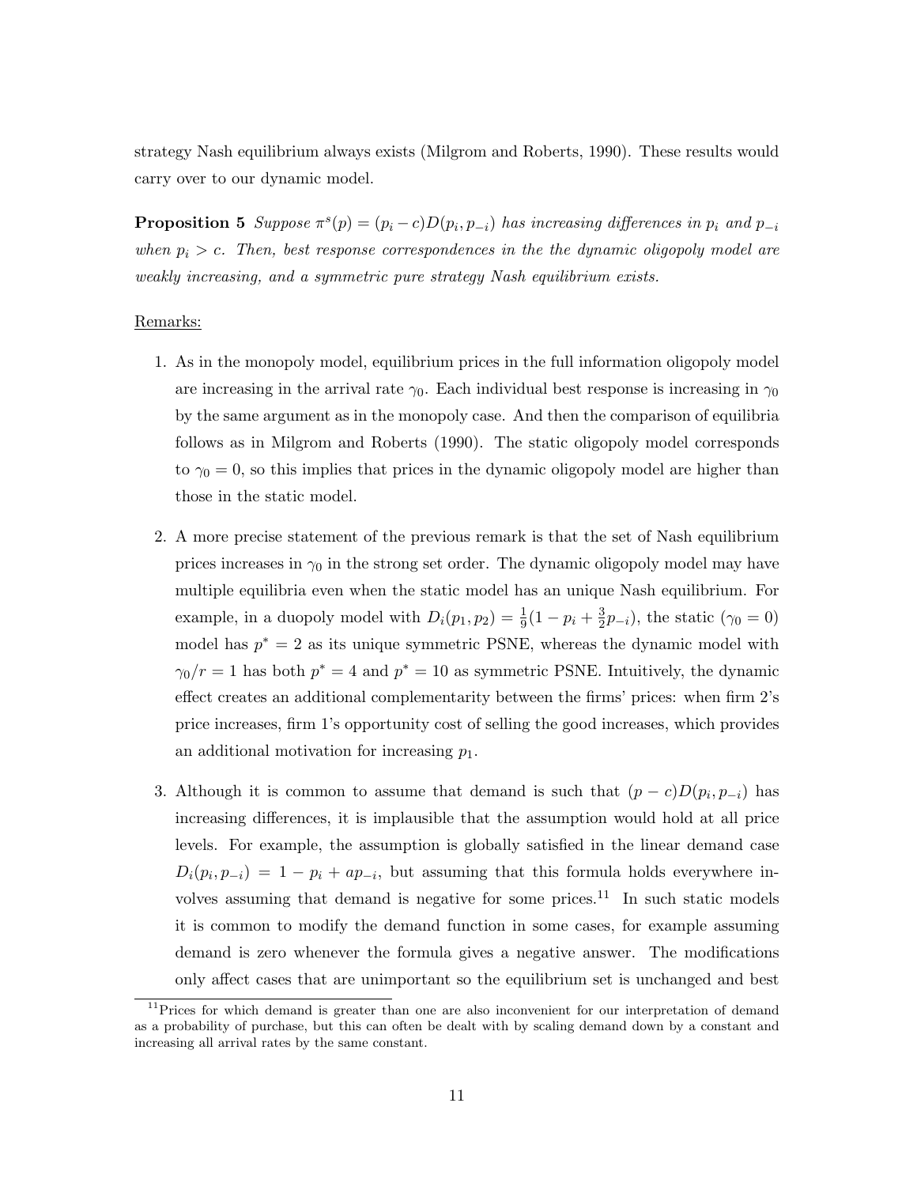strategy Nash equilibrium always exists (Milgrom and Roberts, 1990). These results would carry over to our dynamic model.

**Proposition 5** *Suppose $\pi^s(p) = (p_i - c)D(p_i, p_{-i})$ has increasing differences in $p_i$ and $p_{-i}$ when $p_i > c$. Then, best response correspondences in the the dynamic oligopoly model are weakly increasing, and a symmetric pure strategy Nash equilibrium exists.*

Remarks:

1. As in the monopoly model, equilibrium prices in the full information oligopoly model are increasing in the arrival rate $\gamma_0$. Each individual best response is increasing in $\gamma_0$ by the same argument as in the monopoly case. And then the comparison of equilibria follows as in Milgrom and Roberts (1990). The static oligopoly model corresponds to $\gamma_0 = 0$, so this implies that prices in the dynamic oligopoly model are higher than those in the static model.

2. A more precise statement of the previous remark is that the set of Nash equilibrium prices increases in $\gamma_0$ in the strong set order. The dynamic oligopoly model may have multiple equilibria even when the static model has an unique Nash equilibrium. For example, in a duopoly model with $D_i(p_1, p_2) = \frac{1}{9}(1 - p_i + \frac{3}{2}p_{-i})$, the static ($\gamma_0 = 0$) model has $p^* = 2$ as its unique symmetric PSNE, whereas the dynamic model with $\gamma_0/r = 1$ has both $p^* = 4$ and $p^* = 10$ as symmetric PSNE. Intuitively, the dynamic effect creates an additional complementarity between the firms' prices: when firm 2's price increases, firm 1's opportunity cost of selling the good increases, which provides an additional motivation for increasing $p_1$.

3. Although it is common to assume that demand is such that $(p - c)D(p_i, p_{-i})$ has increasing differences, it is implausible that the assumption would hold at all price levels. For example, the assumption is globally satisfied in the linear demand case $D_i(p_i, p_{-i}) = 1 - p_i + ap_{-i}$, but assuming that this formula holds everywhere involves assuming that demand is negative for some prices.[11] In such static models it is common to modify the demand function in some cases, for example assuming demand is zero whenever the formula gives a negative answer. The modifications only affect cases that are unimportant so the equilibrium set is unchanged and best

[11] Prices for which demand is greater than one are also inconvenient for our interpretation of demand as a probability of purchase, but this can often be dealt with by scaling demand down by a constant and increasing all arrival rates by the same constant.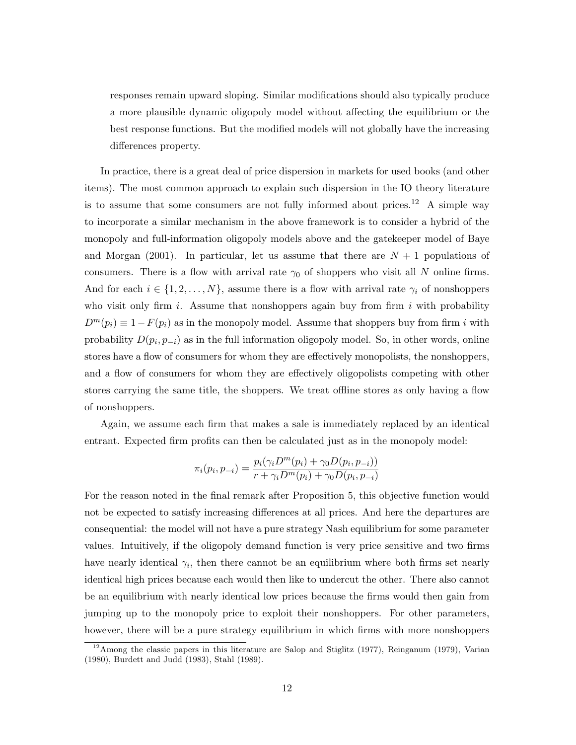responses remain upward sloping. Similar modifications should also typically produce a more plausible dynamic oligopoly model without affecting the equilibrium or the best response functions. But the modified models will not globally have the increasing differences property.

In practice, there is a great deal of price dispersion in markets for used books (and other items). The most common approach to explain such dispersion in the IO theory literature is to assume that some consumers are not fully informed about prices.[12] A simple way to incorporate a similar mechanism in the above framework is to consider a hybrid of the monopoly and full-information oligopoly models above and the gatekeeper model of Baye and Morgan (2001). In particular, let us assume that there are $N+1$ populations of consumers. There is a flow with arrival rate $\gamma_0$ of shoppers who visit all $N$ online firms. And for each $i \in \{1, 2, \ldots, N\}$, assume there is a flow with arrival rate $\gamma_i$ of nonshoppers who visit only firm $i$. Assume that nonshoppers again buy from firm $i$ with probability $D^m(p_i) \equiv 1 - F(p_i)$ as in the monopoly model. Assume that shoppers buy from firm $i$ with probability $D(p_i, p_{-i})$ as in the full information oligopoly model. So, in other words, online stores have a flow of consumers for whom they are effectively monopolists, the nonshoppers, and a flow of consumers for whom they are effectively oligopolists competing with other stores carrying the same title, the shoppers. We treat offline stores as only having a flow of nonshoppers.

Again, we assume each firm that makes a sale is immediately replaced by an identical entrant. Expected firm profits can then be calculated just as in the monopoly model:

$$\pi_i(p_i, p_{-i}) = \frac{p_i(\gamma_i D^m(p_i) + \gamma_0 D(p_i, p_{-i}))}{r + \gamma_i D^m(p_i) + \gamma_0 D(p_i, p_{-i})}$$

For the reason noted in the final remark after Proposition 5, this objective function would not be expected to satisfy increasing differences at all prices. And here the departures are consequential: the model will not have a pure strategy Nash equilibrium for some parameter values. Intuitively, if the oligopoly demand function is very price sensitive and two firms have nearly identical $\gamma_i$, then there cannot be an equilibrium where both firms set nearly identical high prices because each would then like to undercut the other. There also cannot be an equilibrium with nearly identical low prices because the firms would then gain from jumping up to the monopoly price to exploit their nonshoppers. For other parameters, however, there will be a pure strategy equilibrium in which firms with more nonshoppers

[12] Among the classic papers in this literature are Salop and Stiglitz (1977), Reinganum (1979), Varian (1980), Burdett and Judd (1983), Stahl (1989).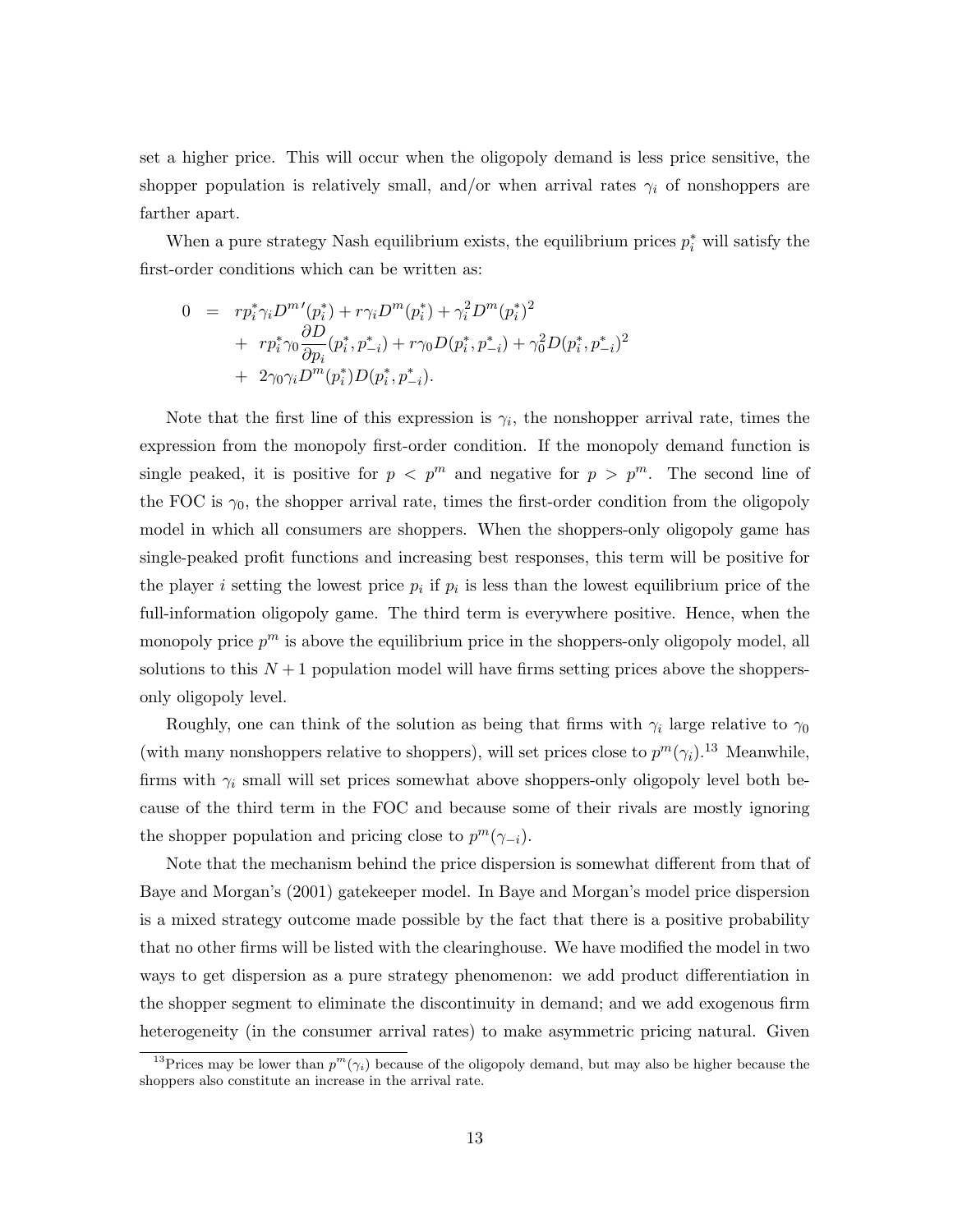set a higher price. This will occur when the oligopoly demand is less price sensitive, the shopper population is relatively small, and/or when arrival rates $\gamma_i$ of nonshoppers are farther apart.

When a pure strategy Nash equilibrium exists, the equilibrium prices $p_i^*$ will satisfy the first-order conditions which can be written as:

$$
\begin{aligned}
0 &= rp_i^*\gamma_i D^{m\prime}(p_i^*) + r\gamma_i D^m(p_i^*) + \gamma_i^2 D^m(p_i^*)^2 \\
&+ rp_i^*\gamma_0 \frac{\partial D}{\partial p_i}(p_i^*, p_{-i}^*) + r\gamma_0 D(p_i^*, p_{-i}^*) + \gamma_0^2 D(p_i^*, p_{-i}^*)^2 \\
&+ 2\gamma_0\gamma_i D^m(p_i^*) D(p_i^*, p_{-i}^*).
\end{aligned}
$$

Note that the first line of this expression is $\gamma_i$, the nonshopper arrival rate, times the expression from the monopoly first-order condition. If the monopoly demand function is single peaked, it is positive for $p < p^m$ and negative for $p > p^m$. The second line of the FOC is $\gamma_0$, the shopper arrival rate, times the first-order condition from the oligopoly model in which all consumers are shoppers. When the shoppers-only oligopoly game has single-peaked profit functions and increasing best responses, this term will be positive for the player $i$ setting the lowest price $p_i$ if $p_i$ is less than the lowest equilibrium price of the full-information oligopoly game. The third term is everywhere positive. Hence, when the monopoly price $p^m$ is above the equilibrium price in the shoppers-only oligopoly model, all solutions to this $N+1$ population model will have firms setting prices above the shoppers-only oligopoly level.

Roughly, one can think of the solution as being that firms with $\gamma_i$ large relative to $\gamma_0$ (with many nonshoppers relative to shoppers), will set prices close to $p^m(\gamma_i)$.[13] Meanwhile, firms with $\gamma_i$ small will set prices somewhat above shoppers-only oligopoly level both because of the third term in the FOC and because some of their rivals are mostly ignoring the shopper population and pricing close to $p^m(\gamma_{-i})$.

Note that the mechanism behind the price dispersion is somewhat different from that of Baye and Morgan's (2001) gatekeeper model. In Baye and Morgan's model price dispersion is a mixed strategy outcome made possible by the fact that there is a positive probability that no other firms will be listed with the clearinghouse. We have modified the model in two ways to get dispersion as a pure strategy phenomenon: we add product differentiation in the shopper segment to eliminate the discontinuity in demand; and we add exogenous firm heterogeneity (in the consumer arrival rates) to make asymmetric pricing natural. Given

[13] Prices may be lower than $p^m(\gamma_i)$ because of the oligopoly demand, but may also be higher because the shoppers also constitute an increase in the arrival rate.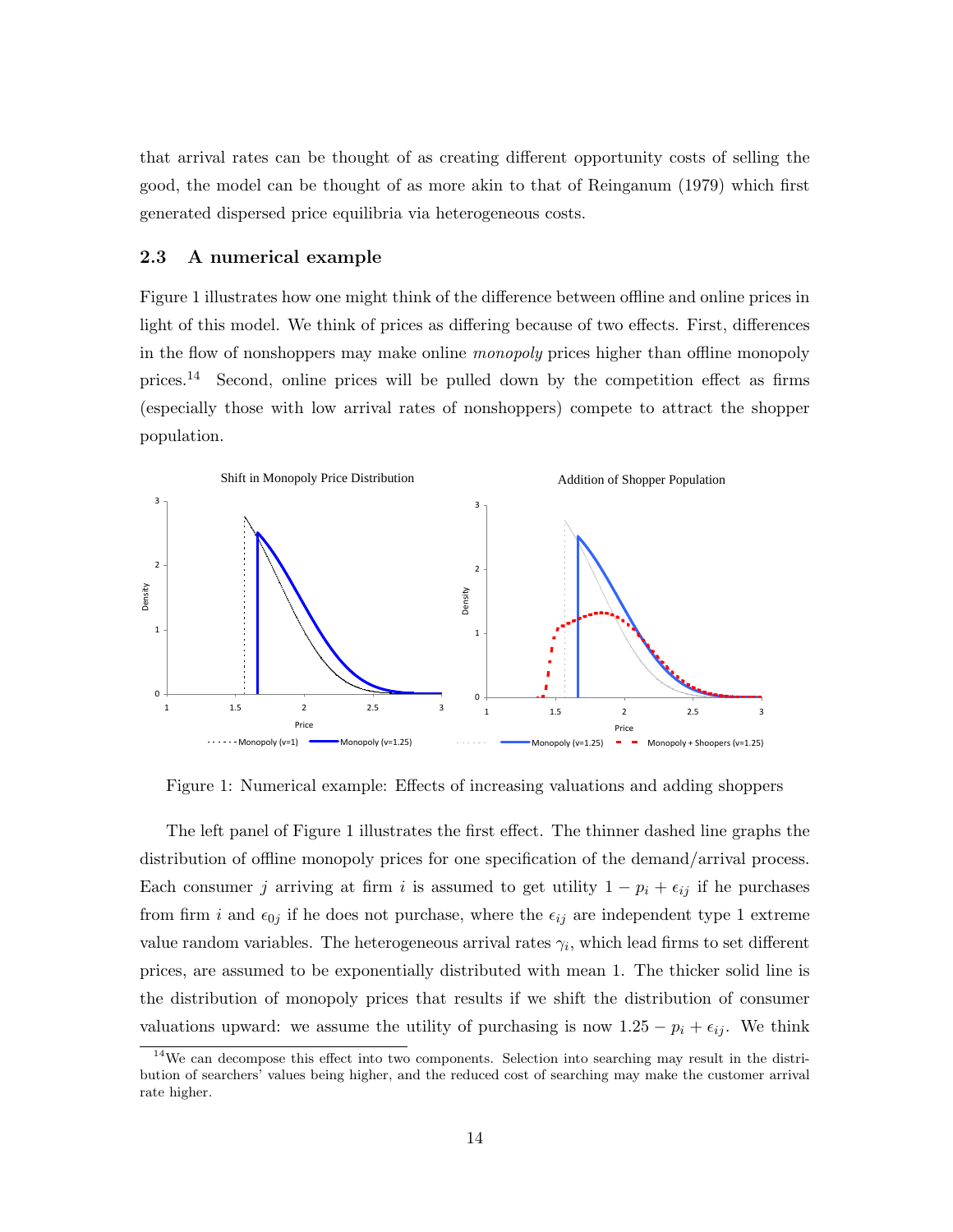that arrival rates can be thought of as creating different opportunity costs of selling the good, the model can be thought of as more akin to that of Reinganum (1979) which first generated dispersed price equilibria via heterogeneous costs.

### 2.3 A numerical example

Figure 1 illustrates how one might think of the difference between offline and online prices in light of this model. We think of prices as differing because of two effects. First, differences in the flow of nonshoppers may make online *monopoly* prices higher than offline monopoly prices.[14] Second, online prices will be pulled down by the competition effect as firms (especially those with low arrival rates of nonshoppers) compete to attract the shopper population.

Figure 1: Numerical example: Effects of increasing valuations and adding shoppers

The left panel of Figure 1 illustrates the first effect. The thinner dashed line graphs the distribution of offline monopoly prices for one specification of the demand/arrival process. Each consumer $j$ arriving at firm $i$ is assumed to get utility $1 - p_i + \epsilon_{ij}$ if he purchases from firm $i$ and $\epsilon_{0j}$ if he does not purchase, where the $\epsilon_{ij}$ are independent type 1 extreme value random variables. The heterogeneous arrival rates $\gamma_i$, which lead firms to set different prices, are assumed to be exponentially distributed with mean 1. The thicker solid line is the distribution of monopoly prices that results if we shift the distribution of consumer valuations upward: we assume the utility of purchasing is now $1.25 - p_i + \epsilon_{ij}$. We think

[14] We can decompose this effect into two components. Selection into searching may result in the distribution of searchers' values being higher, and the reduced cost of searching may make the customer arrival rate higher.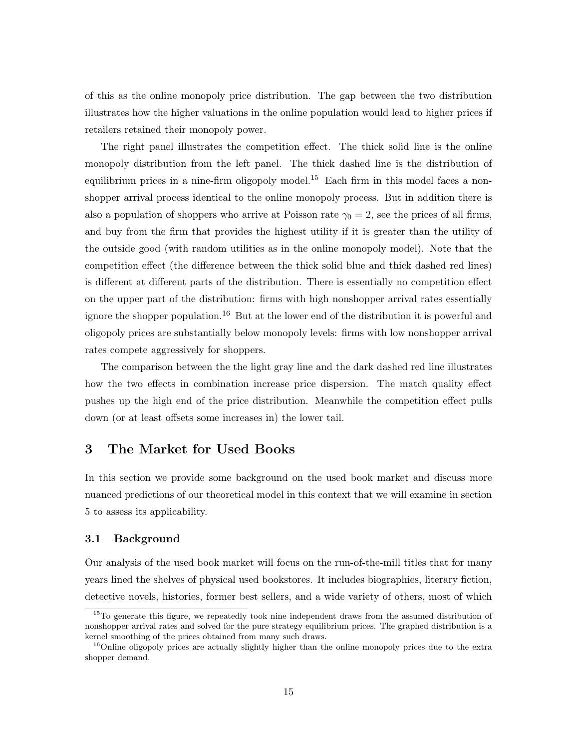of this as the online monopoly price distribution. The gap between the two distribution illustrates how the higher valuations in the online population would lead to higher prices if retailers retained their monopoly power.

The right panel illustrates the competition effect. The thick solid line is the online monopoly distribution from the left panel. The thick dashed line is the distribution of equilibrium prices in a nine-firm oligopoly model.[15] Each firm in this model faces a nonshopper arrival process identical to the online monopoly process. But in addition there is also a population of shoppers who arrive at Poisson rate $\gamma_0 = 2$, see the prices of all firms, and buy from the firm that provides the highest utility if it is greater than the utility of the outside good (with random utilities as in the online monopoly model). Note that the competition effect (the difference between the thick solid blue and thick dashed red lines) is different at different parts of the distribution. There is essentially no competition effect on the upper part of the distribution: firms with high nonshopper arrival rates essentially ignore the shopper population.[16] But at the lower end of the distribution it is powerful and oligopoly prices are substantially below monopoly levels: firms with low nonshopper arrival rates compete aggressively for shoppers.

The comparison between the the light gray line and the dark dashed red line illustrates how the two effects in combination increase price dispersion. The match quality effect pushes up the high end of the price distribution. Meanwhile the competition effect pulls down (or at least offsets some increases in) the lower tail.

## 3 The Market for Used Books

In this section we provide some background on the used book market and discuss more nuanced predictions of our theoretical model in this context that we will examine in section 5 to assess its applicability.

### 3.1 Background

Our analysis of the used book market will focus on the run-of-the-mill titles that for many years lined the shelves of physical used bookstores. It includes biographies, literary fiction, detective novels, histories, former best sellers, and a wide variety of others, most of which

[15] To generate this figure, we repeatedly took nine independent draws from the assumed distribution of nonshopper arrival rates and solved for the pure strategy equilibrium prices. The graphed distribution is a kernel smoothing of the prices obtained from many such draws.

[16] Online oligopoly prices are actually slightly higher than the online monopoly prices due to the extra shopper demand.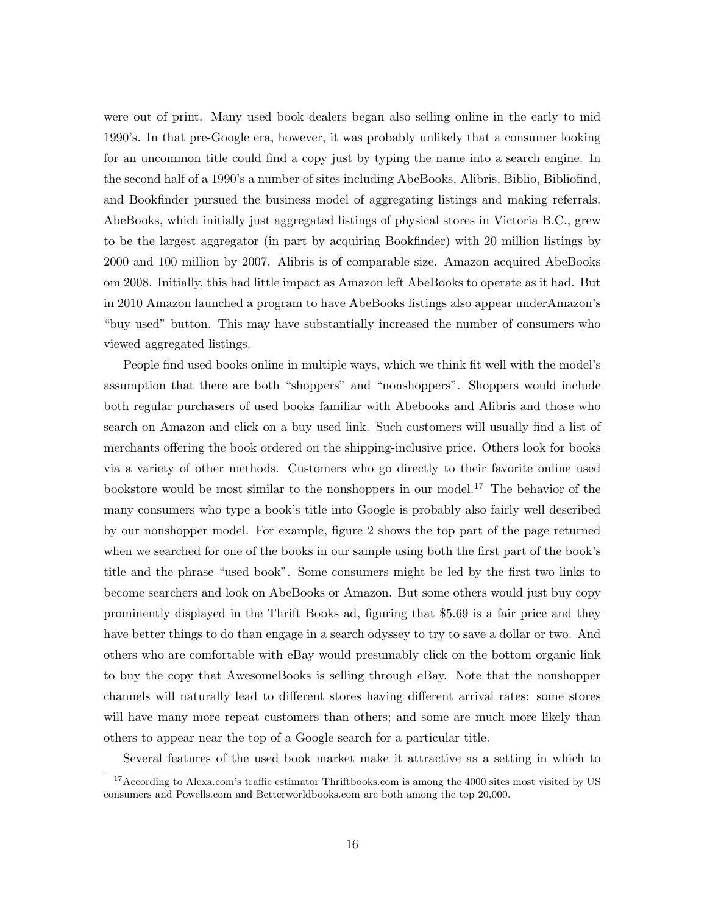were out of print. Many used book dealers began also selling online in the early to mid 1990's. In that pre-Google era, however, it was probably unlikely that a consumer looking for an uncommon title could find a copy just by typing the name into a search engine. In the second half of a 1990's a number of sites including AbeBooks, Alibris, Biblio, Bibliofind, and Bookfinder pursued the business model of aggregating listings and making referrals. AbeBooks, which initially just aggregated listings of physical stores in Victoria B.C., grew to be the largest aggregator (in part by acquiring Bookfinder) with 20 million listings by 2000 and 100 million by 2007. Alibris is of comparable size. Amazon acquired AbeBooks om 2008. Initially, this had little impact as Amazon left AbeBooks to operate as it had. But in 2010 Amazon launched a program to have AbeBooks listings also appear underAmazon's "buy used" button. This may have substantially increased the number of consumers who viewed aggregated listings.

People find used books online in multiple ways, which we think fit well with the model's assumption that there are both "shoppers" and "nonshoppers". Shoppers would include both regular purchasers of used books familiar with Abebooks and Alibris and those who search on Amazon and click on a buy used link. Such customers will usually find a list of merchants offering the book ordered on the shipping-inclusive price. Others look for books via a variety of other methods. Customers who go directly to their favorite online used bookstore would be most similar to the nonshoppers in our model.[17] The behavior of the many consumers who type a book's title into Google is probably also fairly well described by our nonshopper model. For example, figure 2 shows the top part of the page returned when we searched for one of the books in our sample using both the first part of the book's title and the phrase "used book". Some consumers might be led by the first two links to become searchers and look on AbeBooks or Amazon. But some others would just buy copy prominently displayed in the Thrift Books ad, figuring that \$5.69 is a fair price and they have better things to do than engage in a search odyssey to try to save a dollar or two. And others who are comfortable with eBay would presumably click on the bottom organic link to buy the copy that AwesomeBooks is selling through eBay. Note that the nonshopper channels will naturally lead to different stores having different arrival rates: some stores will have many more repeat customers than others; and some are much more likely than others to appear near the top of a Google search for a particular title.

Several features of the used book market make it attractive as a setting in which to

[17] According to Alexa.com's traffic estimator Thriftbooks.com is among the 4000 sites most visited by US consumers and Powells.com and Betterworldbooks.com are both among the top 20,000.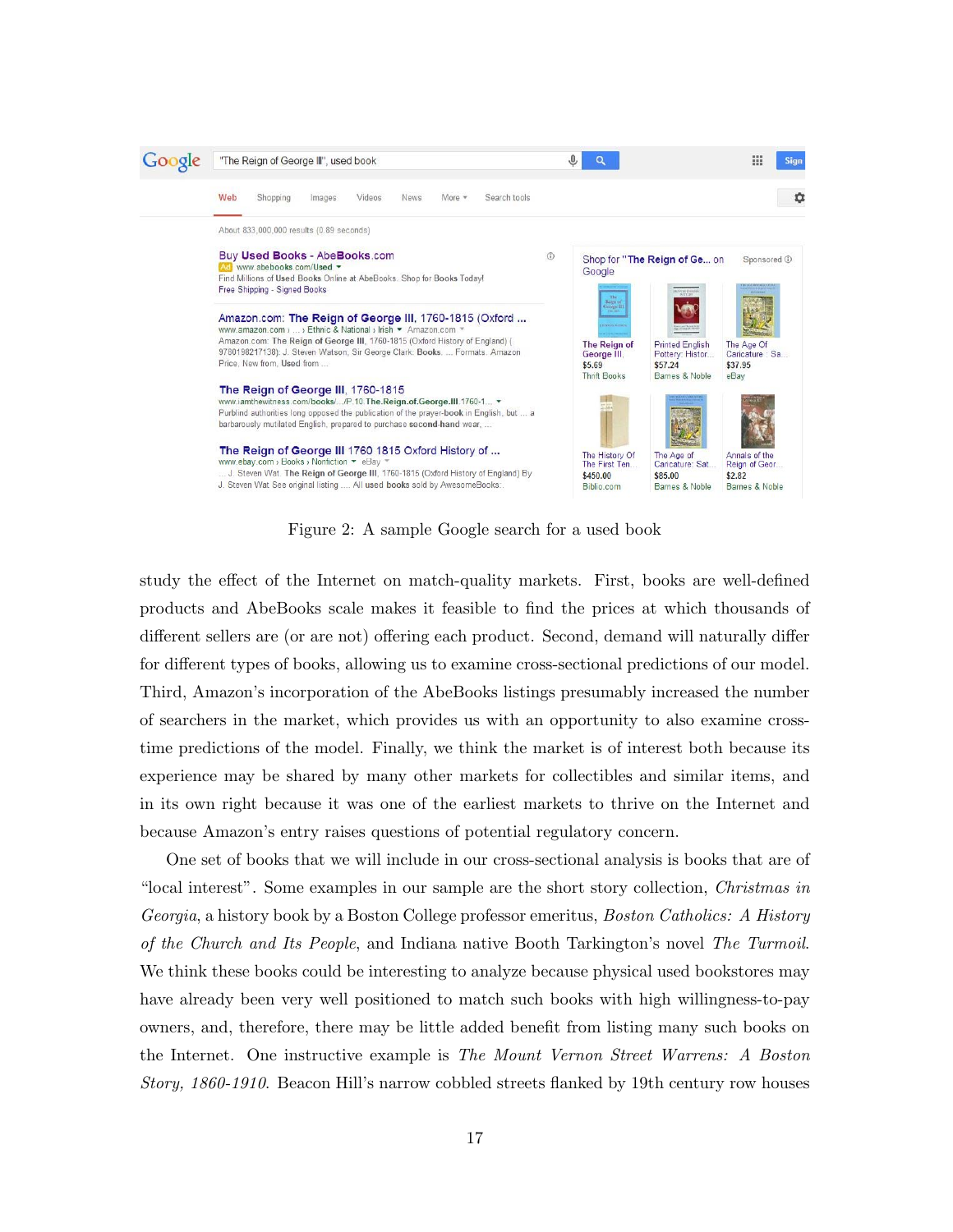Figure 2: A sample Google search for a used book

study the effect of the Internet on match-quality markets. First, books are well-defined products and AbeBooks scale makes it feasible to find the prices at which thousands of different sellers are (or are not) offering each product. Second, demand will naturally differ for different types of books, allowing us to examine cross-sectional predictions of our model. Third, Amazon's incorporation of the AbeBooks listings presumably increased the number of searchers in the market, which provides us with an opportunity to also examine cross-time predictions of the model. Finally, we think the market is of interest both because its experience may be shared by many other markets for collectibles and similar items, and in its own right because it was one of the earliest markets to thrive on the Internet and because Amazon's entry raises questions of potential regulatory concern.

One set of books that we will include in our cross-sectional analysis is books that are of "local interest". Some examples in our sample are the short story collection, *Christmas in Georgia*, a history book by a Boston College professor emeritus, *Boston Catholics: A History of the Church and Its People*, and Indiana native Booth Tarkington's novel *The Turmoil*. We think these books could be interesting to analyze because physical used bookstores may have already been very well positioned to match such books with high willingness-to-pay owners, and, therefore, there may be little added benefit from listing many such books on the Internet. One instructive example is *The Mount Vernon Street Warrens: A Boston Story, 1860-1910*. Beacon Hill's narrow cobbled streets flanked by 19th century row houses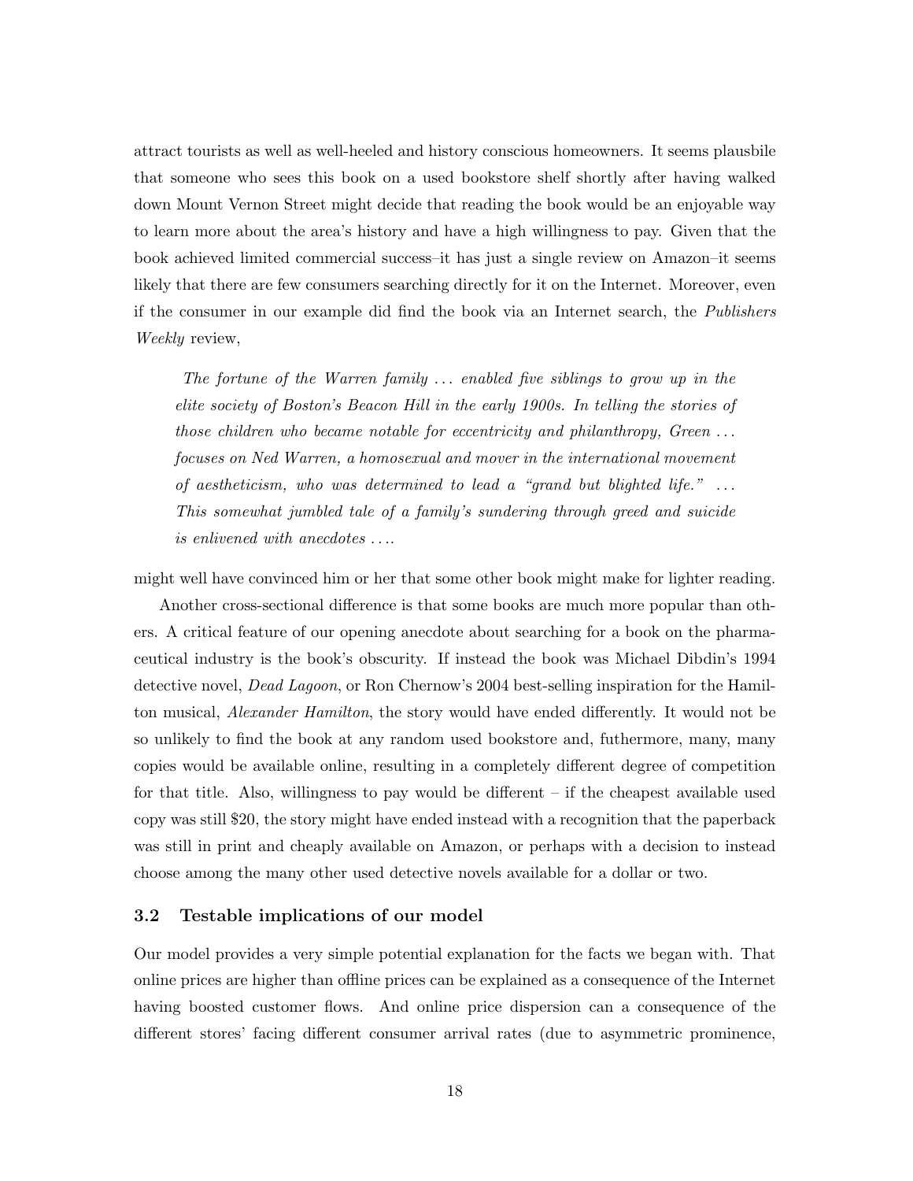attract tourists as well as well-heeled and history conscious homeowners. It seems plausbile that someone who sees this book on a used bookstore shelf shortly after having walked down Mount Vernon Street might decide that reading the book would be an enjoyable way to learn more about the area's history and have a high willingness to pay. Given that the book achieved limited commercial success–it has just a single review on Amazon–it seems likely that there are few consumers searching directly for it on the Internet. Moreover, even if the consumer in our example did find the book via an Internet search, the *Publishers Weekly* review,

> *The fortune of the Warren family ... enabled five siblings to grow up in the elite society of Boston's Beacon Hill in the early 1900s. In telling the stories of those children who became notable for eccentricity and philanthropy, Green ... focuses on Ned Warren, a homosexual and mover in the international movement of aestheticism, who was determined to lead a "grand but blighted life." ... This somewhat jumbled tale of a family's sundering through greed and suicide is enlivened with anecdotes ....*

might well have convinced him or her that some other book might make for lighter reading.

Another cross-sectional difference is that some books are much more popular than others. A critical feature of our opening anecdote about searching for a book on the pharmaceutical industry is the book's obscurity. If instead the book was Michael Dibdin's 1994 detective novel, *Dead Lagoon*, or Ron Chernow's 2004 best-selling inspiration for the Hamilton musical, *Alexander Hamilton*, the story would have ended differently. It would not be so unlikely to find the book at any random used bookstore and, futhermore, many, many copies would be available online, resulting in a completely different degree of competition for that title. Also, willingness to pay would be different – if the cheapest available used copy was still $20, the story might have ended instead with a recognition that the paperback was still in print and cheaply available on Amazon, or perhaps with a decision to instead choose among the many other used detective novels available for a dollar or two.

### 3.2 Testable implications of our model

Our model provides a very simple potential explanation for the facts we began with. That online prices are higher than offline prices can be explained as a consequence of the Internet having boosted customer flows. And online price dispersion can a consequence of the different stores' facing different consumer arrival rates (due to asymmetric prominence,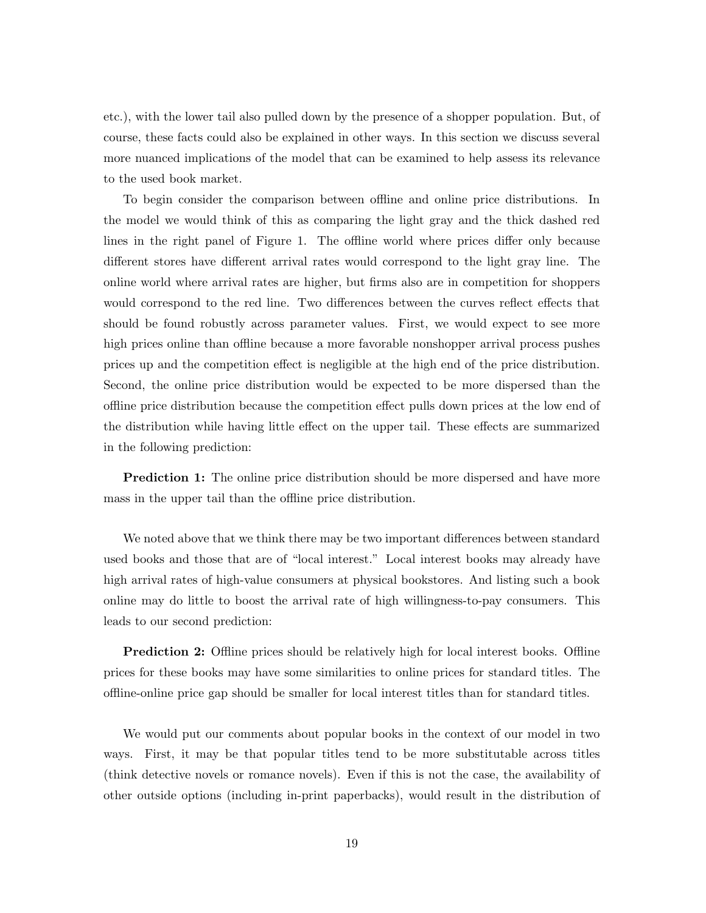etc.), with the lower tail also pulled down by the presence of a shopper population. But, of course, these facts could also be explained in other ways. In this section we discuss several more nuanced implications of the model that can be examined to help assess its relevance to the used book market.

To begin consider the comparison between offline and online price distributions. In the model we would think of this as comparing the light gray and the thick dashed red lines in the right panel of Figure 1. The offline world where prices differ only because different stores have different arrival rates would correspond to the light gray line. The online world where arrival rates are higher, but firms also are in competition for shoppers would correspond to the red line. Two differences between the curves reflect effects that should be found robustly across parameter values. First, we would expect to see more high prices online than offline because a more favorable nonshopper arrival process pushes prices up and the competition effect is negligible at the high end of the price distribution. Second, the online price distribution would be expected to be more dispersed than the offline price distribution because the competition effect pulls down prices at the low end of the distribution while having little effect on the upper tail. These effects are summarized in the following prediction:

**Prediction 1:** The online price distribution should be more dispersed and have more mass in the upper tail than the offline price distribution.

We noted above that we think there may be two important differences between standard used books and those that are of "local interest." Local interest books may already have high arrival rates of high-value consumers at physical bookstores. And listing such a book online may do little to boost the arrival rate of high willingness-to-pay consumers. This leads to our second prediction:

**Prediction 2:** Offline prices should be relatively high for local interest books. Offline prices for these books may have some similarities to online prices for standard titles. The offline-online price gap should be smaller for local interest titles than for standard titles.

We would put our comments about popular books in the context of our model in two ways. First, it may be that popular titles tend to be more substitutable across titles (think detective novels or romance novels). Even if this is not the case, the availability of other outside options (including in-print paperbacks), would result in the distribution of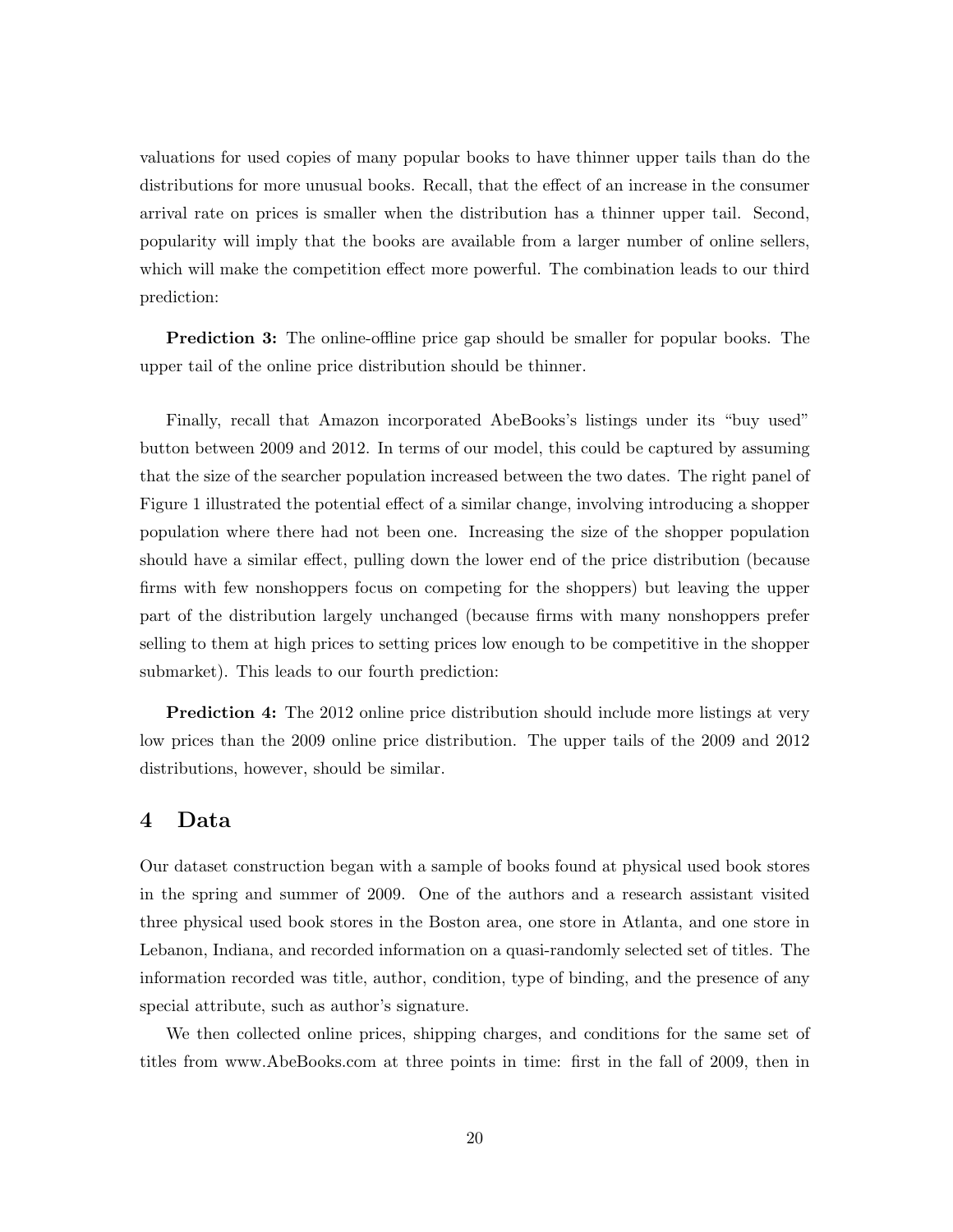valuations for used copies of many popular books to have thinner upper tails than do the distributions for more unusual books. Recall, that the effect of an increase in the consumer arrival rate on prices is smaller when the distribution has a thinner upper tail. Second, popularity will imply that the books are available from a larger number of online sellers, which will make the competition effect more powerful. The combination leads to our third prediction:

**Prediction 3:** The online-offline price gap should be smaller for popular books. The upper tail of the online price distribution should be thinner.

Finally, recall that Amazon incorporated AbeBooks's listings under its "buy used" button between 2009 and 2012. In terms of our model, this could be captured by assuming that the size of the searcher population increased between the two dates. The right panel of Figure 1 illustrated the potential effect of a similar change, involving introducing a shopper population where there had not been one. Increasing the size of the shopper population should have a similar effect, pulling down the lower end of the price distribution (because firms with few nonshoppers focus on competing for the shoppers) but leaving the upper part of the distribution largely unchanged (because firms with many nonshoppers prefer selling to them at high prices to setting prices low enough to be competitive in the shopper submarket). This leads to our fourth prediction:

**Prediction 4:** The 2012 online price distribution should include more listings at very low prices than the 2009 online price distribution. The upper tails of the 2009 and 2012 distributions, however, should be similar.

## 4 Data

Our dataset construction began with a sample of books found at physical used book stores in the spring and summer of 2009. One of the authors and a research assistant visited three physical used book stores in the Boston area, one store in Atlanta, and one store in Lebanon, Indiana, and recorded information on a quasi-randomly selected set of titles. The information recorded was title, author, condition, type of binding, and the presence of any special attribute, such as author's signature.

We then collected online prices, shipping charges, and conditions for the same set of titles from www.AbeBooks.com at three points in time: first in the fall of 2009, then in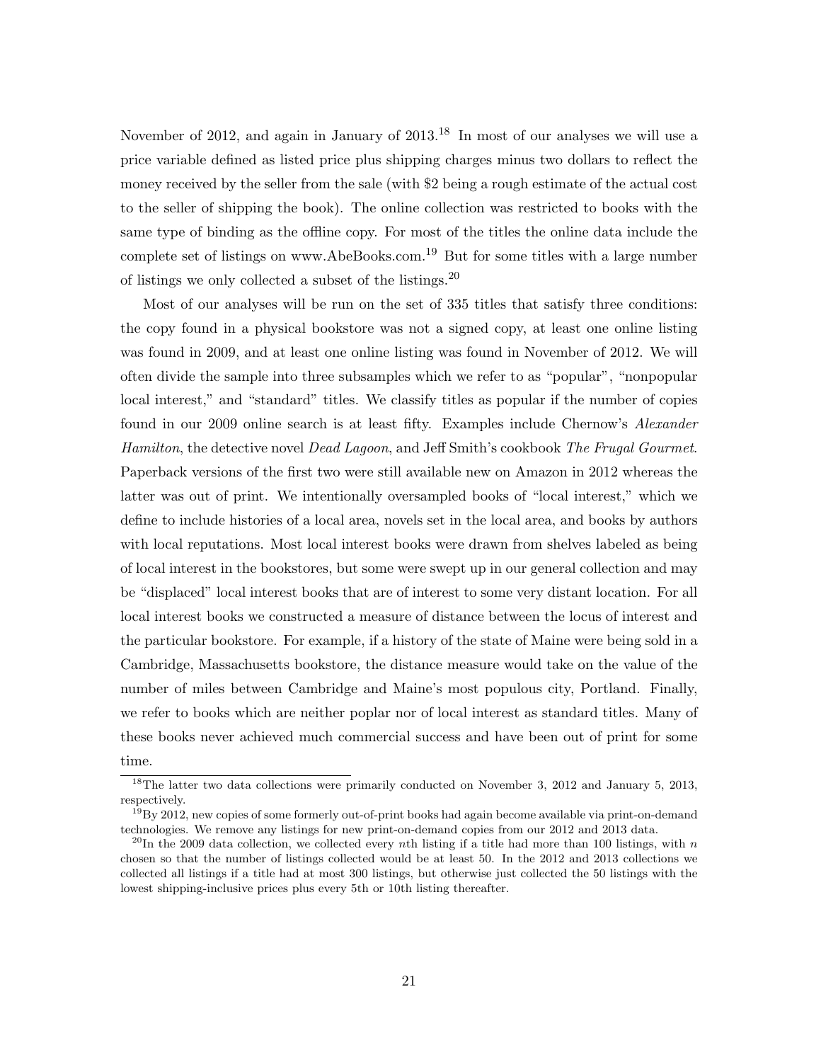November of 2012, and again in January of 2013.[18] In most of our analyses we will use a price variable defined as listed price plus shipping charges minus two dollars to reflect the money received by the seller from the sale (with $2 being a rough estimate of the actual cost to the seller of shipping the book). The online collection was restricted to books with the same type of binding as the offline copy. For most of the titles the online data include the complete set of listings on www.AbeBooks.com.[19] But for some titles with a large number of listings we only collected a subset of the listings.[20]

Most of our analyses will be run on the set of 335 titles that satisfy three conditions: the copy found in a physical bookstore was not a signed copy, at least one online listing was found in 2009, and at least one online listing was found in November of 2012. We will often divide the sample into three subsamples which we refer to as "popular", "nonpopular local interest," and "standard" titles. We classify titles as popular if the number of copies found in our 2009 online search is at least fifty. Examples include Chernow's *Alexander Hamilton*, the detective novel *Dead Lagoon*, and Jeff Smith's cookbook *The Frugal Gourmet*. Paperback versions of the first two were still available new on Amazon in 2012 whereas the latter was out of print. We intentionally oversampled books of "local interest," which we define to include histories of a local area, novels set in the local area, and books by authors with local reputations. Most local interest books were drawn from shelves labeled as being of local interest in the bookstores, but some were swept up in our general collection and may be "displaced" local interest books that are of interest to some very distant location. For all local interest books we constructed a measure of distance between the locus of interest and the particular bookstore. For example, if a history of the state of Maine were being sold in a Cambridge, Massachusetts bookstore, the distance measure would take on the value of the number of miles between Cambridge and Maine's most populous city, Portland. Finally, we refer to books which are neither poplar nor of local interest as standard titles. Many of these books never achieved much commercial success and have been out of print for some time.

[18] The latter two data collections were primarily conducted on November 3, 2012 and January 5, 2013, respectively.

[19] By 2012, new copies of some formerly out-of-print books had again become available via print-on-demand technologies. We remove any listings for new print-on-demand copies from our 2012 and 2013 data.

[20] In the 2009 data collection, we collected every $n$th listing if a title had more than 100 listings, with $n$ chosen so that the number of listings collected would be at least 50. In the 2012 and 2013 collections we collected all listings if a title had at most 300 listings, but otherwise just collected the 50 listings with the lowest shipping-inclusive prices plus every 5th or 10th listing thereafter.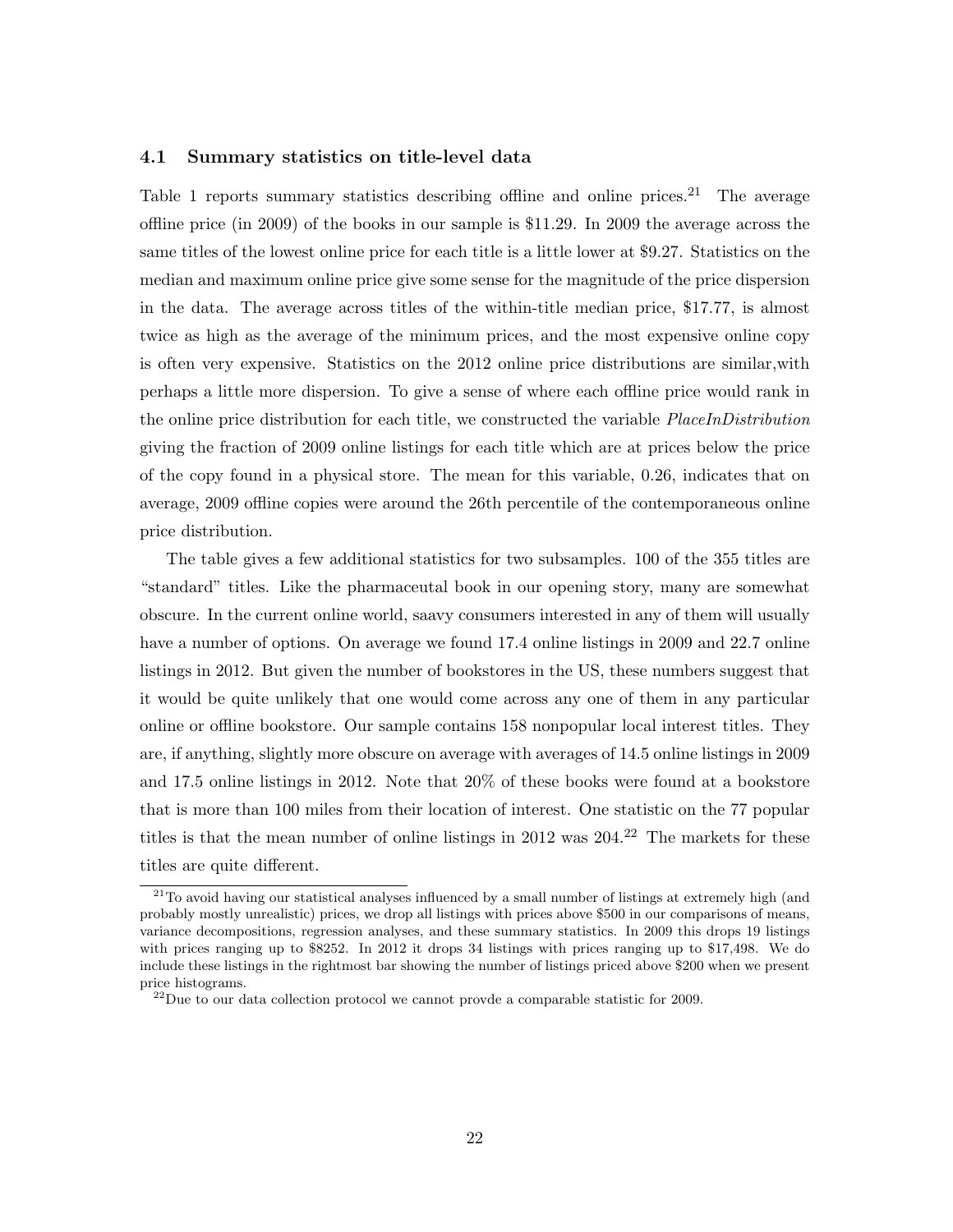### 4.1 Summary statistics on title-level data

Table 1 reports summary statistics describing offline and online prices.[21] The average offline price (in 2009) of the books in our sample is \$11.29. In 2009 the average across the same titles of the lowest online price for each title is a little lower at \$9.27. Statistics on the median and maximum online price give some sense for the magnitude of the price dispersion in the data. The average across titles of the within-title median price, \$17.77, is almost twice as high as the average of the minimum prices, and the most expensive online copy is often very expensive. Statistics on the 2012 online price distributions are similar,with perhaps a little more dispersion. To give a sense of where each offline price would rank in the online price distribution for each title, we constructed the variable *PlaceInDistribution* giving the fraction of 2009 online listings for each title which are at prices below the price of the copy found in a physical store. The mean for this variable, 0.26, indicates that on average, 2009 offline copies were around the 26th percentile of the contemporaneous online price distribution.

The table gives a few additional statistics for two subsamples. 100 of the 355 titles are "standard" titles. Like the pharmaceutal book in our opening story, many are somewhat obscure. In the current online world, saavy consumers interested in any of them will usually have a number of options. On average we found 17.4 online listings in 2009 and 22.7 online listings in 2012. But given the number of bookstores in the US, these numbers suggest that it would be quite unlikely that one would come across any one of them in any particular online or offline bookstore. Our sample contains 158 nonpopular local interest titles. They are, if anything, slightly more obscure on average with averages of 14.5 online listings in 2009 and 17.5 online listings in 2012. Note that 20% of these books were found at a bookstore that is more than 100 miles from their location of interest. One statistic on the 77 popular titles is that the mean number of online listings in 2012 was 204.[22] The markets for these titles are quite different.

[21] To avoid having our statistical analyses influenced by a small number of listings at extremely high (and probably mostly unrealistic) prices, we drop all listings with prices above \$500 in our comparisons of means, variance decompositions, regression analyses, and these summary statistics. In 2009 this drops 19 listings with prices ranging up to \$8252. In 2012 it drops 34 listings with prices ranging up to \$17,498. We do include these listings in the rightmost bar showing the number of listings priced above \$200 when we present price histograms.

[22] Due to our data collection protocol we cannot provde a comparable statistic for 2009.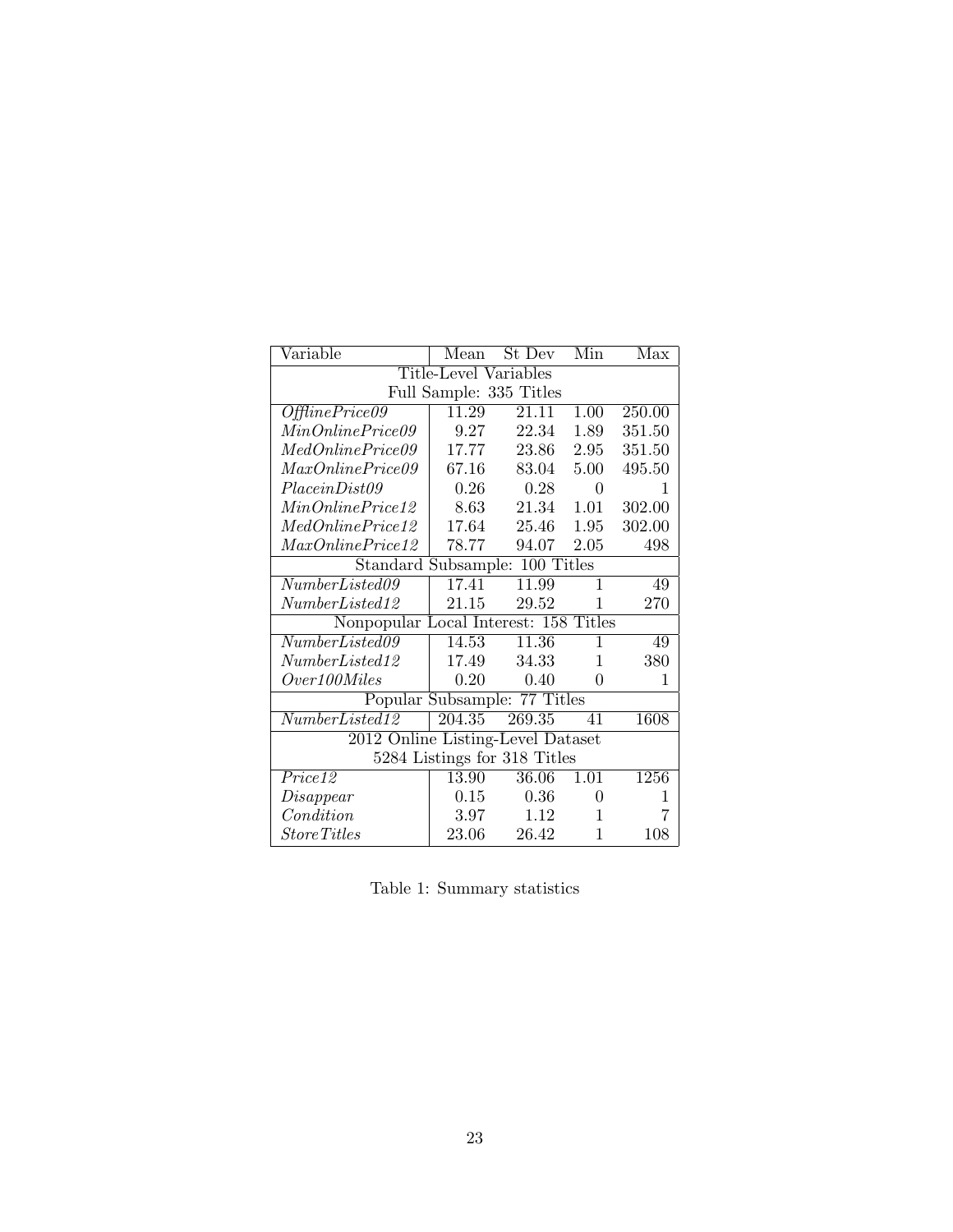| Variable | Mean | St Dev | Min | Max |
|---|---|---|---|---|
| Title-Level Variables | | | | |
| Full Sample: 335 Titles | | | | |
| *OfflinePrice09* | 11.29 | 21.11 | 1.00 | 250.00 |
| *MinOnlinePrice09* | 9.27 | 22.34 | 1.89 | 351.50 |
| *MedOnlinePrice09* | 17.77 | 23.86 | 2.95 | 351.50 |
| *MaxOnlinePrice09* | 67.16 | 83.04 | 5.00 | 495.50 |
| *PlaceinDist09* | 0.26 | 0.28 | 0 | 1 |
| *MinOnlinePrice12* | 8.63 | 21.34 | 1.01 | 302.00 |
| *MedOnlinePrice12* | 17.64 | 25.46 | 1.95 | 302.00 |
| *MaxOnlinePrice12* | 78.77 | 94.07 | 2.05 | 498 |
| Standard Subsample: 100 Titles | | | | |
| *NumberListed09* | 17.41 | 11.99 | 1 | 49 |
| *NumberListed12* | 21.15 | 29.52 | 1 | 270 |
| Nonpopular Local Interest: 158 Titles | | | | |
| *NumberListed09* | 14.53 | 11.36 | 1 | 49 |
| *NumberListed12* | 17.49 | 34.33 | 1 | 380 |
| *Over100Miles* | 0.20 | 0.40 | 0 | 1 |
| Popular Subsample: 77 Titles | | | | |
| *NumberListed12* | 204.35 | 269.35 | 41 | 1608 |
| 2012 Online Listing-Level Dataset | | | | |
| 5284 Listings for 318 Titles | | | | |
| *Price12* | 13.90 | 36.06 | 1.01 | 1256 |
| *Disappear* | 0.15 | 0.36 | 0 | 1 |
| *Condition* | 3.97 | 1.12 | 1 | 7 |
| *StoreTitles* | 23.06 | 26.42 | 1 | 108 |

Table 1: Summary statistics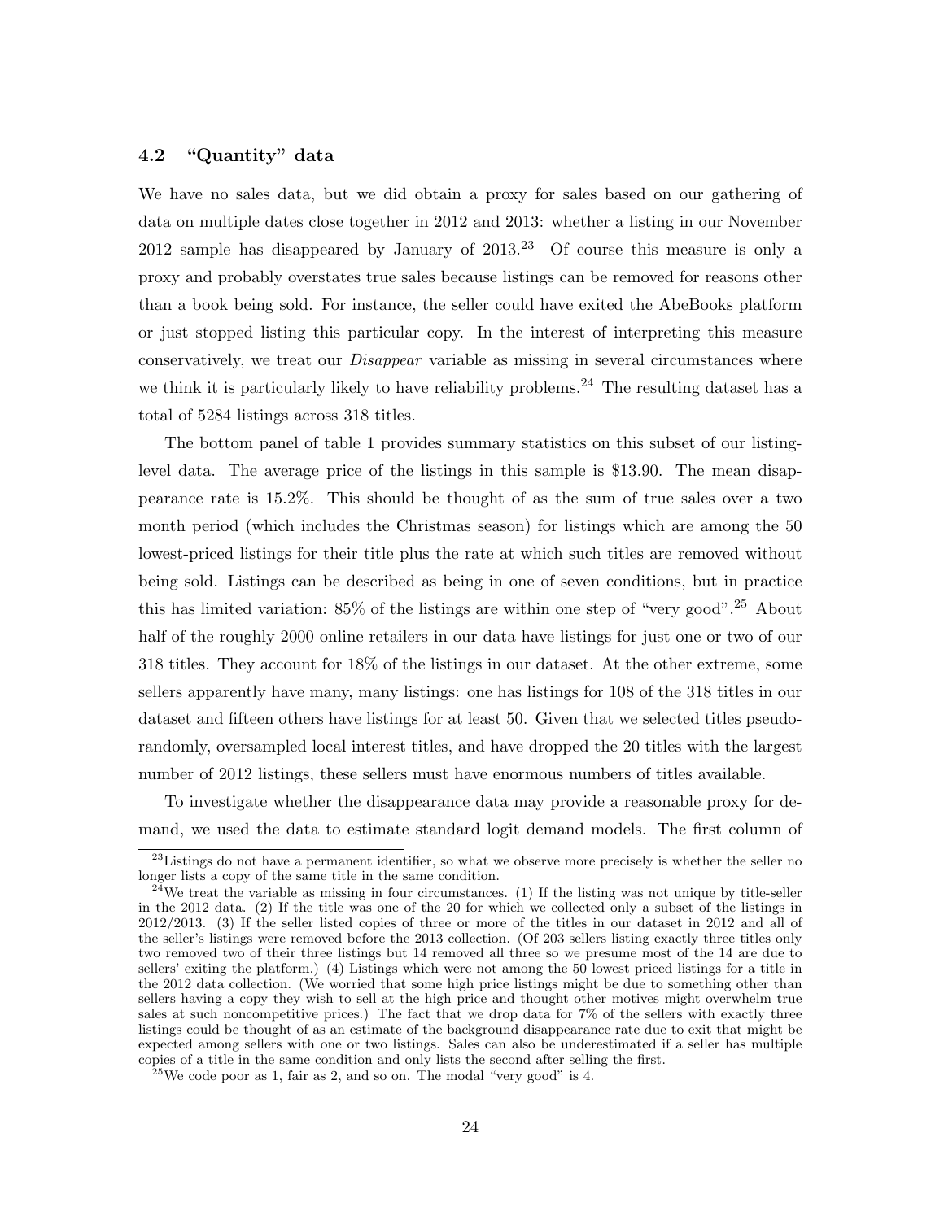### 4.2 "Quantity" data

We have no sales data, but we did obtain a proxy for sales based on our gathering of data on multiple dates close together in 2012 and 2013: whether a listing in our November 2012 sample has disappeared by January of 2013.[23] Of course this measure is only a proxy and probably overstates true sales because listings can be removed for reasons other than a book being sold. For instance, the seller could have exited the AbeBooks platform or just stopped listing this particular copy. In the interest of interpreting this measure conservatively, we treat our *Disappear* variable as missing in several circumstances where we think it is particularly likely to have reliability problems.[24] The resulting dataset has a total of 5284 listings across 318 titles.

The bottom panel of table 1 provides summary statistics on this subset of our listing-level data. The average price of the listings in this sample is \$13.90. The mean disappearance rate is 15.2%. This should be thought of as the sum of true sales over a two month period (which includes the Christmas season) for listings which are among the 50 lowest-priced listings for their title plus the rate at which such titles are removed without being sold. Listings can be described as being in one of seven conditions, but in practice this has limited variation: 85% of the listings are within one step of "very good".[25] About half of the roughly 2000 online retailers in our data have listings for just one or two of our 318 titles. They account for 18% of the listings in our dataset. At the other extreme, some sellers apparently have many, many listings: one has listings for 108 of the 318 titles in our dataset and fifteen others have listings for at least 50. Given that we selected titles pseudo-randomly, oversampled local interest titles, and have dropped the 20 titles with the largest number of 2012 listings, these sellers must have enormous numbers of titles available.

To investigate whether the disappearance data may provide a reasonable proxy for demand, we used the data to estimate standard logit demand models. The first column of

[23] Listings do not have a permanent identifier, so what we observe more precisely is whether the seller no longer lists a copy of the same title in the same condition.

[24] We treat the variable as missing in four circumstances. (1) If the listing was not unique by title-seller in the 2012 data. (2) If the title was one of the 20 for which we collected only a subset of the listings in 2012/2013. (3) If the seller listed copies of three or more of the titles in our dataset in 2012 and all of the seller's listings were removed before the 2013 collection. (Of 203 sellers listing exactly three titles only two removed two of their three listings but 14 removed all three so we presume most of the 14 are due to sellers' exiting the platform.) (4) Listings which were not among the 50 lowest priced listings for a title in the 2012 data collection. (We worried that some high price listings might be due to something other than sellers having a copy they wish to sell at the high price and thought other motives might overwhelm true sales at such noncompetitive prices.) The fact that we drop data for 7% of the sellers with exactly three listings could be thought of as an estimate of the background disappearance rate due to exit that might be expected among sellers with one or two listings. Sales can also be underestimated if a seller has multiple copies of a title in the same condition and only lists the second after selling the first.

[25] We code poor as 1, fair as 2, and so on. The modal "very good" is 4.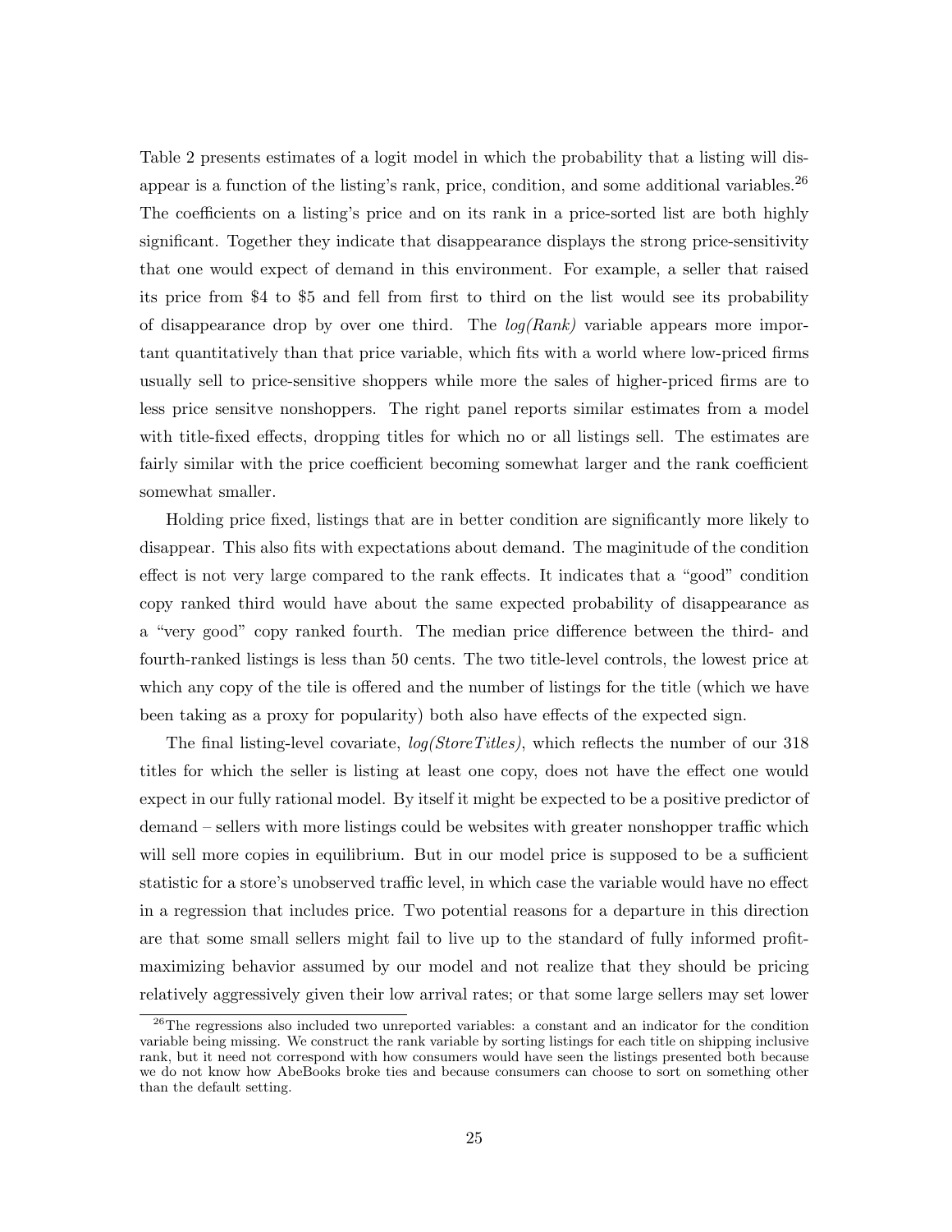Table 2 presents estimates of a logit model in which the probability that a listing will disappear is a function of the listing's rank, price, condition, and some additional variables.[26] The coefficients on a listing's price and on its rank in a price-sorted list are both highly significant. Together they indicate that disappearance displays the strong price-sensitivity that one would expect of demand in this environment. For example, a seller that raised its price from \$4 to \$5 and fell from first to third on the list would see its probability of disappearance drop by over one third. The *log(Rank)* variable appears more important quantitatively than that price variable, which fits with a world where low-priced firms usually sell to price-sensitive shoppers while more the sales of higher-priced firms are to less price sensitve nonshoppers. The right panel reports similar estimates from a model with title-fixed effects, dropping titles for which no or all listings sell. The estimates are fairly similar with the price coefficient becoming somewhat larger and the rank coefficient somewhat smaller.

Holding price fixed, listings that are in better condition are significantly more likely to disappear. This also fits with expectations about demand. The maginitude of the condition effect is not very large compared to the rank effects. It indicates that a "good" condition copy ranked third would have about the same expected probability of disappearance as a "very good" copy ranked fourth. The median price difference between the third- and fourth-ranked listings is less than 50 cents. The two title-level controls, the lowest price at which any copy of the tile is offered and the number of listings for the title (which we have been taking as a proxy for popularity) both also have effects of the expected sign.

The final listing-level covariate, *log(StoreTitles)*, which reflects the number of our 318 titles for which the seller is listing at least one copy, does not have the effect one would expect in our fully rational model. By itself it might be expected to be a positive predictor of demand – sellers with more listings could be websites with greater nonshopper traffic which will sell more copies in equilibrium. But in our model price is supposed to be a sufficient statistic for a store's unobserved traffic level, in which case the variable would have no effect in a regression that includes price. Two potential reasons for a departure in this direction are that some small sellers might fail to live up to the standard of fully informed profit-maximizing behavior assumed by our model and not realize that they should be pricing relatively aggressively given their low arrival rates; or that some large sellers may set lower

[26] The regressions also included two unreported variables: a constant and an indicator for the condition variable being missing. We construct the rank variable by sorting listings for each title on shipping inclusive rank, but it need not correspond with how consumers would have seen the listings presented both because we do not know how AbeBooks broke ties and because consumers can choose to sort on something other than the default setting.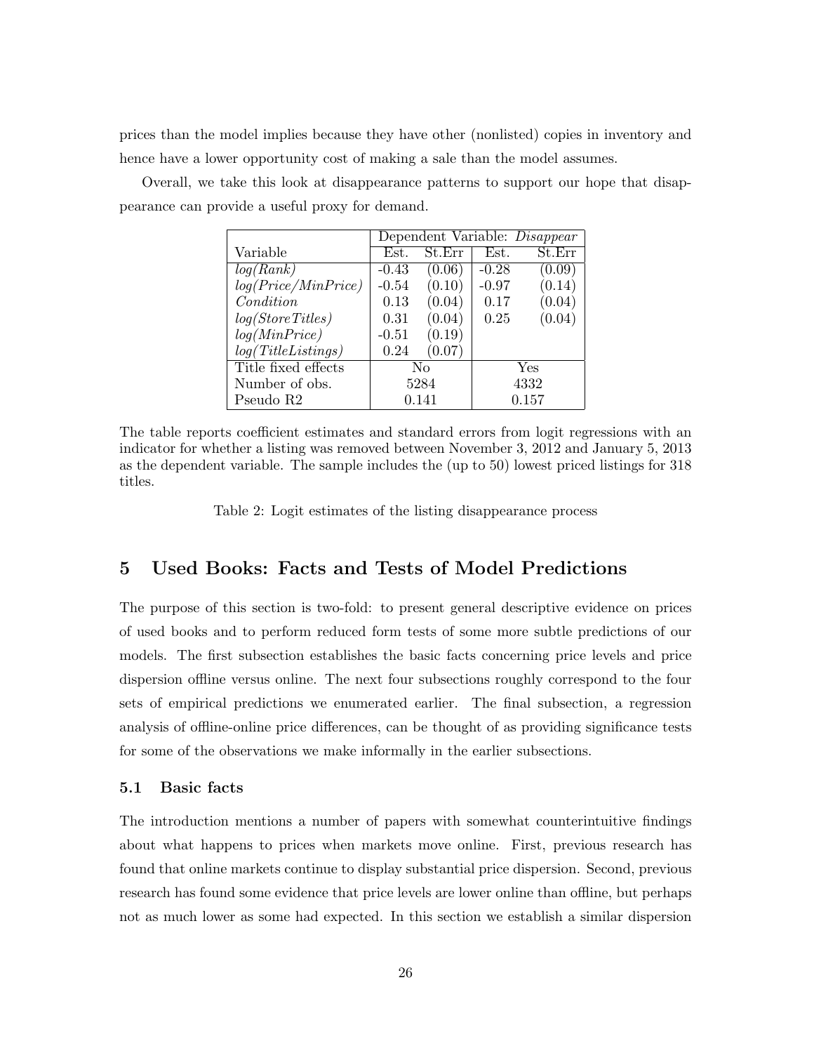prices than the model implies because they have other (nonlisted) copies in inventory and hence have a lower opportunity cost of making a sale than the model assumes.

Overall, we take this look at disappearance patterns to support our hope that disappearance can provide a useful proxy for demand.

| | Dependent Variable: *Disappear* | | | |
|---|---|---|---|---|
| Variable | Est. | St.Err | Est. | St.Err |
| *log(Rank)* | -0.43 | (0.06) | -0.28 | (0.09) |
| *log(Price/MinPrice)* | -0.54 | (0.10) | -0.97 | (0.14) |
| *Condition* | 0.13 | (0.04) | 0.17 | (0.04) |
| *log(StoreTitles)* | 0.31 | (0.04) | 0.25 | (0.04) |
| *log(MinPrice)* | -0.51 | (0.19) | | |
| *log(TitleListings)* | 0.24 | (0.07) | | |
| Title fixed effects | No | | Yes | |
| Number of obs. | 5284 | | 4332 | |
| Pseudo R2 | 0.141 | | 0.157 | |

The table reports coefficient estimates and standard errors from logit regressions with an indicator for whether a listing was removed between November 3, 2012 and January 5, 2013 as the dependent variable. The sample includes the (up to 50) lowest priced listings for 318 titles.

Table 2: Logit estimates of the listing disappearance process

## 5 Used Books: Facts and Tests of Model Predictions

The purpose of this section is two-fold: to present general descriptive evidence on prices of used books and to perform reduced form tests of some more subtle predictions of our models. The first subsection establishes the basic facts concerning price levels and price dispersion offline versus online. The next four subsections roughly correspond to the four sets of empirical predictions we enumerated earlier. The final subsection, a regression analysis of offline-online price differences, can be thought of as providing significance tests for some of the observations we make informally in the earlier subsections.

### 5.1 Basic facts

The introduction mentions a number of papers with somewhat counterintuitive findings about what happens to prices when markets move online. First, previous research has found that online markets continue to display substantial price dispersion. Second, previous research has found some evidence that price levels are lower online than offline, but perhaps not as much lower as some had expected. In this section we establish a similar dispersion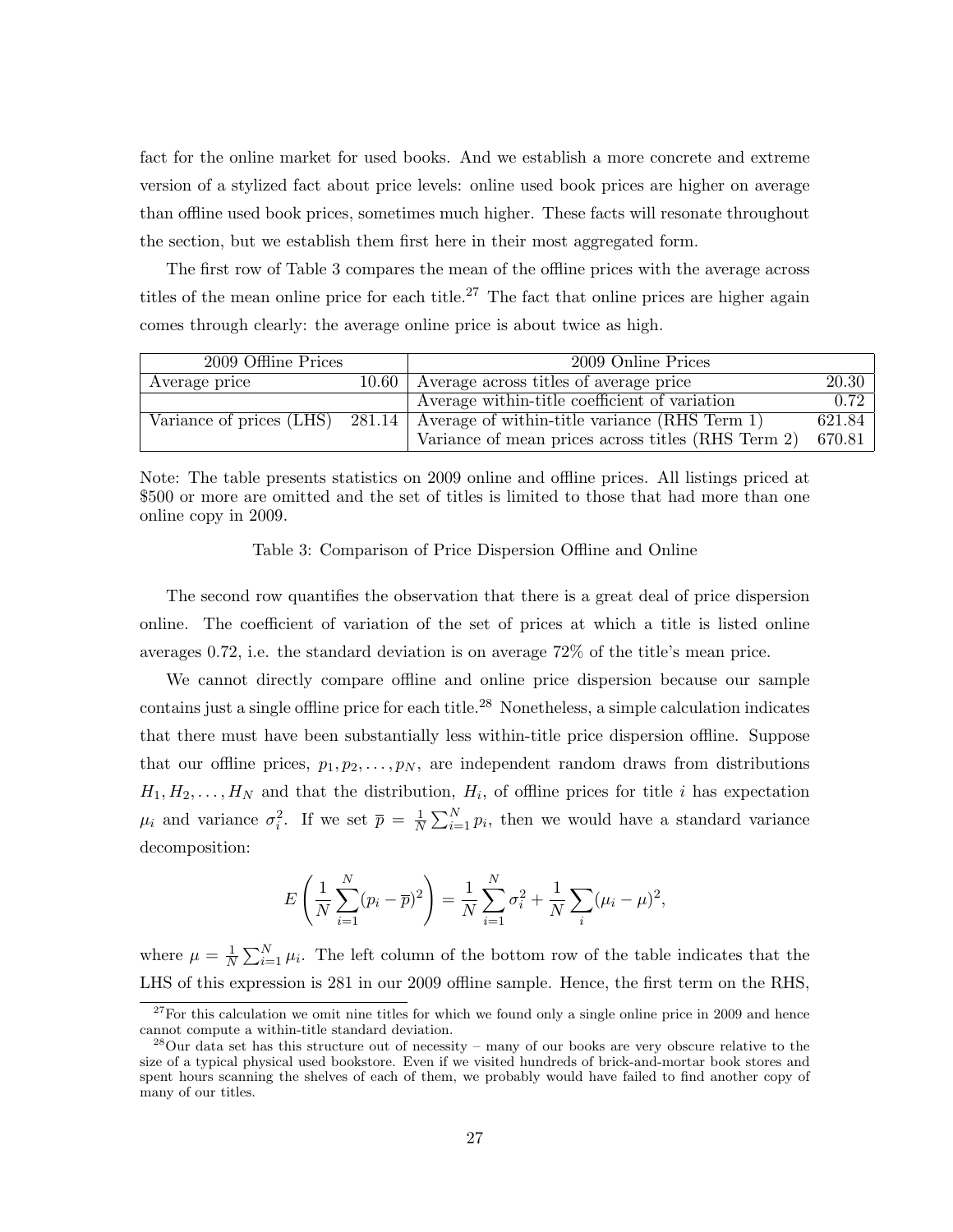fact for the online market for used books. And we establish a more concrete and extreme version of a stylized fact about price levels: online used book prices are higher on average than offline used book prices, sometimes much higher. These facts will resonate throughout the section, but we establish them first here in their most aggregated form.

The first row of Table 3 compares the mean of the offline prices with the average across titles of the mean online price for each title.[27] The fact that online prices are higher again comes through clearly: the average online price is about twice as high.

| 2009 Offline Prices | | 2009 Online Prices | |
|---|---|---|---|
| Average price | 10.60 | Average across titles of average price | 20.30 |
| | | Average within-title coefficient of variation | 0.72 |
| Variance of prices (LHS) | 281.14 | Average of within-title variance (RHS Term 1) | 621.84 |
| | | Variance of mean prices across titles (RHS Term 2) | 670.81 |

Note: The table presents statistics on 2009 online and offline prices. All listings priced at $500 or more are omitted and the set of titles is limited to those that had more than one online copy in 2009.

Table 3: Comparison of Price Dispersion Offline and Online

The second row quantifies the observation that there is a great deal of price dispersion online. The coefficient of variation of the set of prices at which a title is listed online averages 0.72, i.e. the standard deviation is on average 72% of the title's mean price.

We cannot directly compare offline and online price dispersion because our sample contains just a single offline price for each title.[28] Nonetheless, a simple calculation indicates that there must have been substantially less within-title price dispersion offline. Suppose that our offline prices, $p_1, p_2, \ldots, p_N$, are independent random draws from distributions $H_1, H_2, \ldots, H_N$ and that the distribution, $H_i$, of offline prices for title $i$ has expectation $\mu_i$ and variance $\sigma_i^2$. If we set $\overline{p} = \frac{1}{N}\sum_{i=1}^{N} p_i$, then we would have a standard variance decomposition:

$$E\left(\frac{1}{N}\sum_{i=1}^{N}(p_i - \overline{p})^2\right) = \frac{1}{N}\sum_{i=1}^{N}\sigma_i^2 + \frac{1}{N}\sum_{i}(\mu_i - \mu)^2,$$

where $\mu = \frac{1}{N}\sum_{i=1}^{N}\mu_i$. The left column of the bottom row of the table indicates that the LHS of this expression is 281 in our 2009 offline sample. Hence, the first term on the RHS,

[27] For this calculation we omit nine titles for which we found only a single online price in 2009 and hence cannot compute a within-title standard deviation.

[28] Our data set has this structure out of necessity – many of our books are very obscure relative to the size of a typical physical used bookstore. Even if we visited hundreds of brick-and-mortar book stores and spent hours scanning the shelves of each of them, we probably would have failed to find another copy of many of our titles.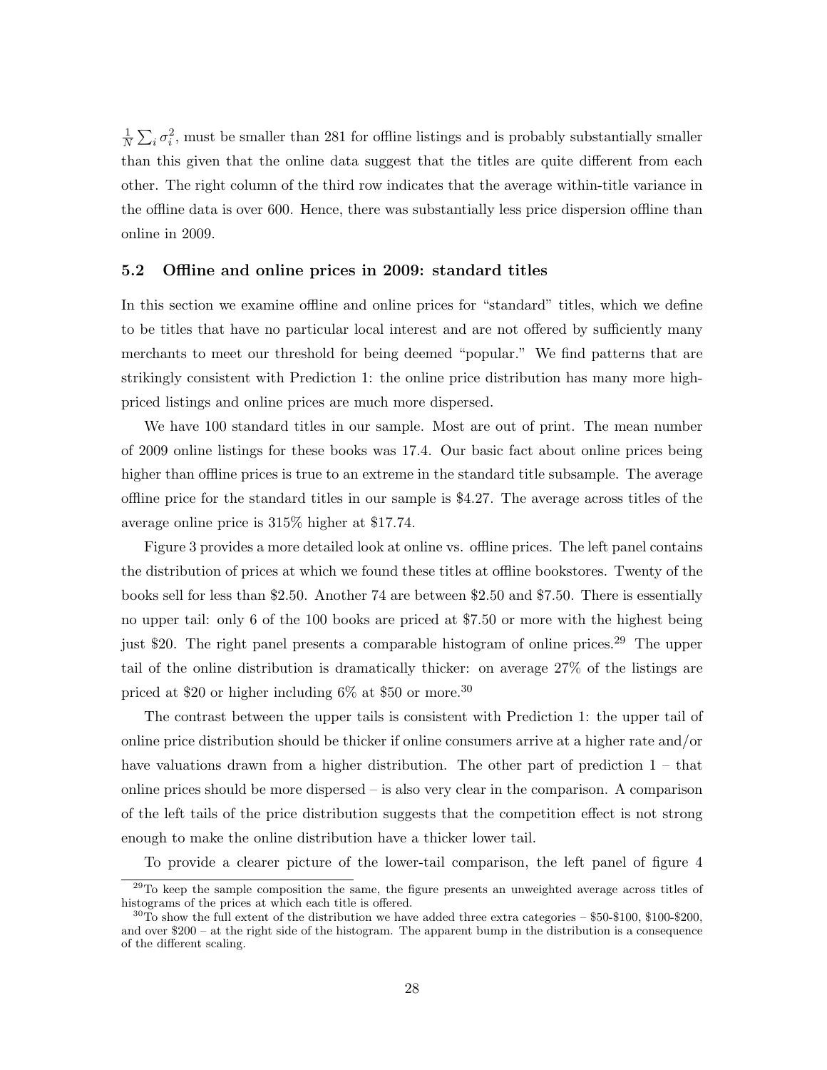$\frac{1}{N}\sum_i \sigma_i^2$, must be smaller than 281 for offline listings and is probably substantially smaller than this given that the online data suggest that the titles are quite different from each other. The right column of the third row indicates that the average within-title variance in the offline data is over 600. Hence, there was substantially less price dispersion offline than online in 2009.

### 5.2 Offline and online prices in 2009: standard titles

In this section we examine offline and online prices for "standard" titles, which we define to be titles that have no particular local interest and are not offered by sufficiently many merchants to meet our threshold for being deemed "popular." We find patterns that are strikingly consistent with Prediction 1: the online price distribution has many more high-priced listings and online prices are much more dispersed.

We have 100 standard titles in our sample. Most are out of print. The mean number of 2009 online listings for these books was 17.4. Our basic fact about online prices being higher than offline prices is true to an extreme in the standard title subsample. The average offline price for the standard titles in our sample is $4.27. The average across titles of the average online price is 315% higher at $17.74.

Figure 3 provides a more detailed look at online vs. offline prices. The left panel contains the distribution of prices at which we found these titles at offline bookstores. Twenty of the books sell for less than $2.50. Another 74 are between $2.50 and $7.50. There is essentially no upper tail: only 6 of the 100 books are priced at $7.50 or more with the highest being just $20. The right panel presents a comparable histogram of online prices.[29] The upper tail of the online distribution is dramatically thicker: on average 27% of the listings are priced at $20 or higher including 6% at $50 or more.[30]

The contrast between the upper tails is consistent with Prediction 1: the upper tail of online price distribution should be thicker if online consumers arrive at a higher rate and/or have valuations drawn from a higher distribution. The other part of prediction 1 – that online prices should be more dispersed – is also very clear in the comparison. A comparison of the left tails of the price distribution suggests that the competition effect is not strong enough to make the online distribution have a thicker lower tail.

To provide a clearer picture of the lower-tail comparison, the left panel of figure 4

[29]To keep the sample composition the same, the figure presents an unweighted average across titles of histograms of the prices at which each title is offered.

[30]To show the full extent of the distribution we have added three extra categories – $50-$100, $100-$200, and over $200 – at the right side of the histogram. The apparent bump in the distribution is a consequence of the different scaling.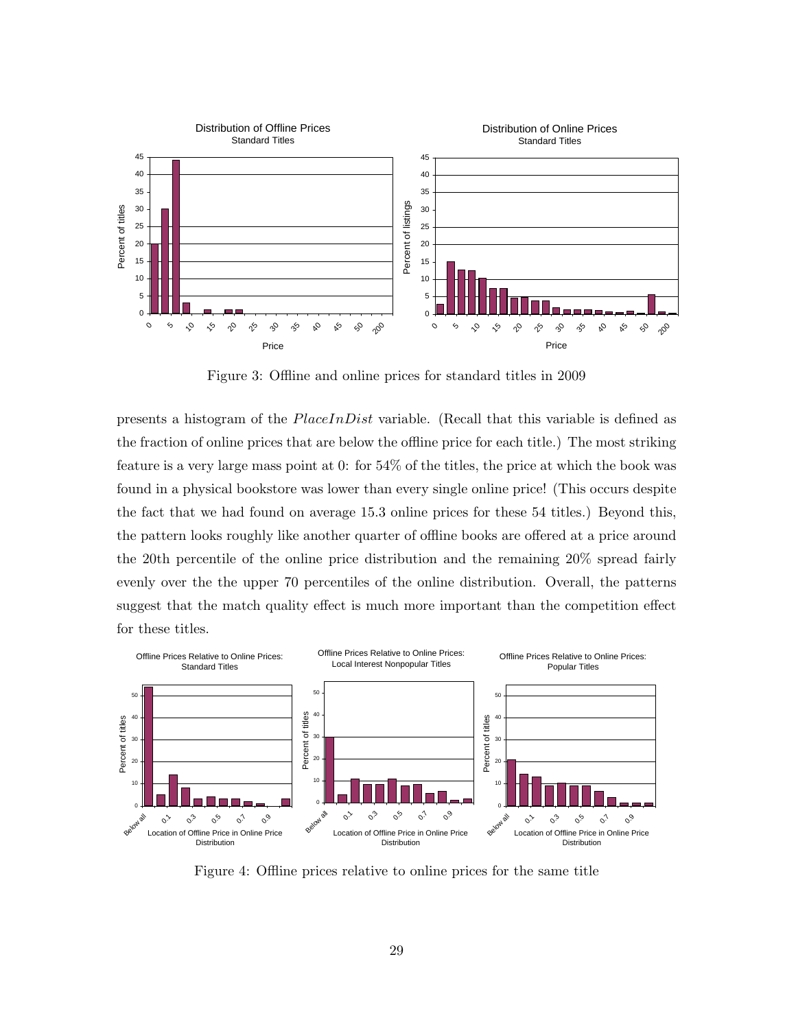Figure 3: Offline and online prices for standard titles in 2009

presents a histogram of the *PlaceInDist* variable. (Recall that this variable is defined as the fraction of online prices that are below the offline price for each title.) The most striking feature is a very large mass point at 0: for 54% of the titles, the price at which the book was found in a physical bookstore was lower than every single online price! (This occurs despite the fact that we had found on average 15.3 online prices for these 54 titles.) Beyond this, the pattern looks roughly like another quarter of offline books are offered at a price around the 20th percentile of the online price distribution and the remaining 20% spread fairly evenly over the the upper 70 percentiles of the online distribution. Overall, the patterns suggest that the match quality effect is much more important than the competition effect for these titles.

Figure 4: Offline prices relative to online prices for the same title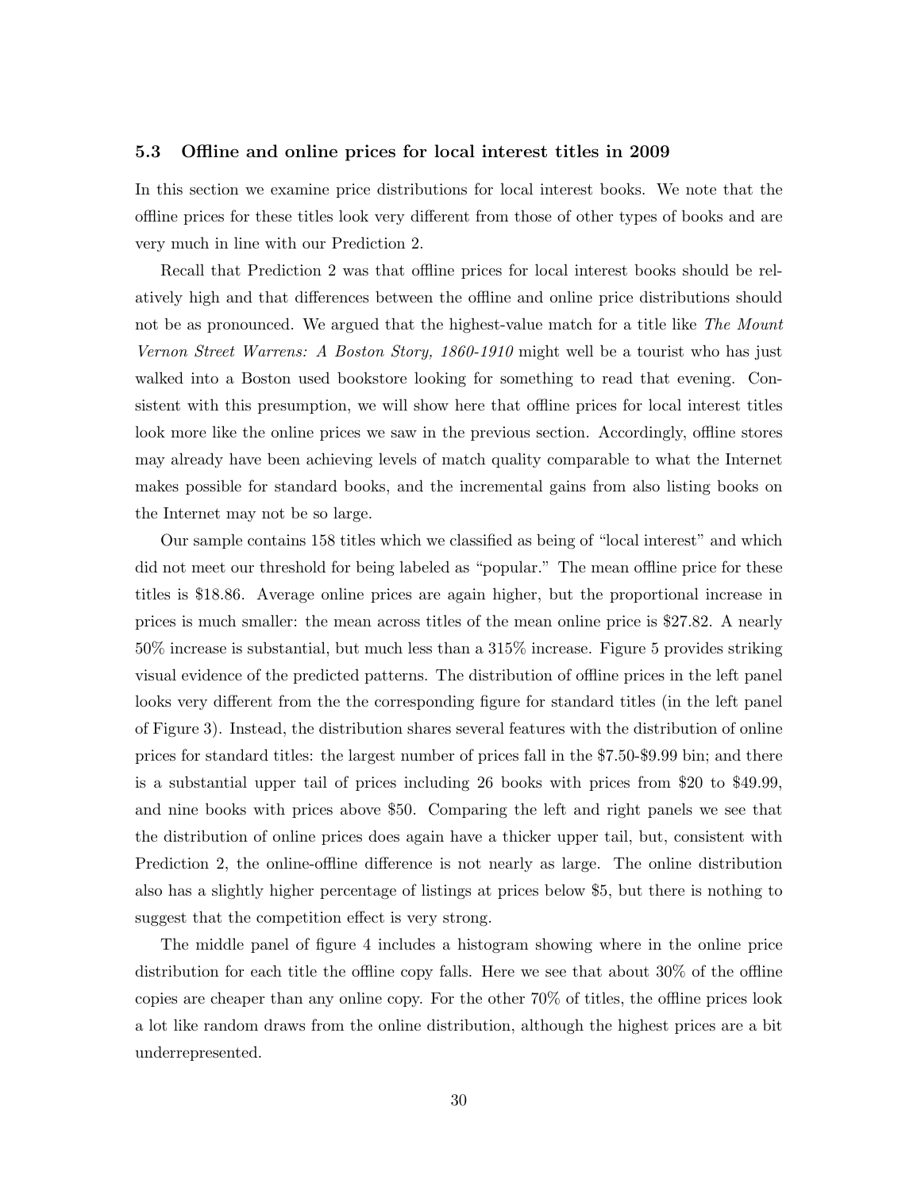### 5.3 Offline and online prices for local interest titles in 2009

In this section we examine price distributions for local interest books. We note that the offline prices for these titles look very different from those of other types of books and are very much in line with our Prediction 2.

Recall that Prediction 2 was that offline prices for local interest books should be relatively high and that differences between the offline and online price distributions should not be as pronounced. We argued that the highest-value match for a title like *The Mount Vernon Street Warrens: A Boston Story, 1860-1910* might well be a tourist who has just walked into a Boston used bookstore looking for something to read that evening. Consistent with this presumption, we will show here that offline prices for local interest titles look more like the online prices we saw in the previous section. Accordingly, offline stores may already have been achieving levels of match quality comparable to what the Internet makes possible for standard books, and the incremental gains from also listing books on the Internet may not be so large.

Our sample contains 158 titles which we classified as being of "local interest" and which did not meet our threshold for being labeled as "popular." The mean offline price for these titles is \$18.86. Average online prices are again higher, but the proportional increase in prices is much smaller: the mean across titles of the mean online price is \$27.82. A nearly 50% increase is substantial, but much less than a 315% increase. Figure 5 provides striking visual evidence of the predicted patterns. The distribution of offline prices in the left panel looks very different from the the corresponding figure for standard titles (in the left panel of Figure 3). Instead, the distribution shares several features with the distribution of online prices for standard titles: the largest number of prices fall in the \$7.50-\$9.99 bin; and there is a substantial upper tail of prices including 26 books with prices from \$20 to \$49.99, and nine books with prices above \$50. Comparing the left and right panels we see that the distribution of online prices does again have a thicker upper tail, but, consistent with Prediction 2, the online-offline difference is not nearly as large. The online distribution also has a slightly higher percentage of listings at prices below \$5, but there is nothing to suggest that the competition effect is very strong.

The middle panel of figure 4 includes a histogram showing where in the online price distribution for each title the offline copy falls. Here we see that about 30% of the offline copies are cheaper than any online copy. For the other 70% of titles, the offline prices look a lot like random draws from the online distribution, although the highest prices are a bit underrepresented.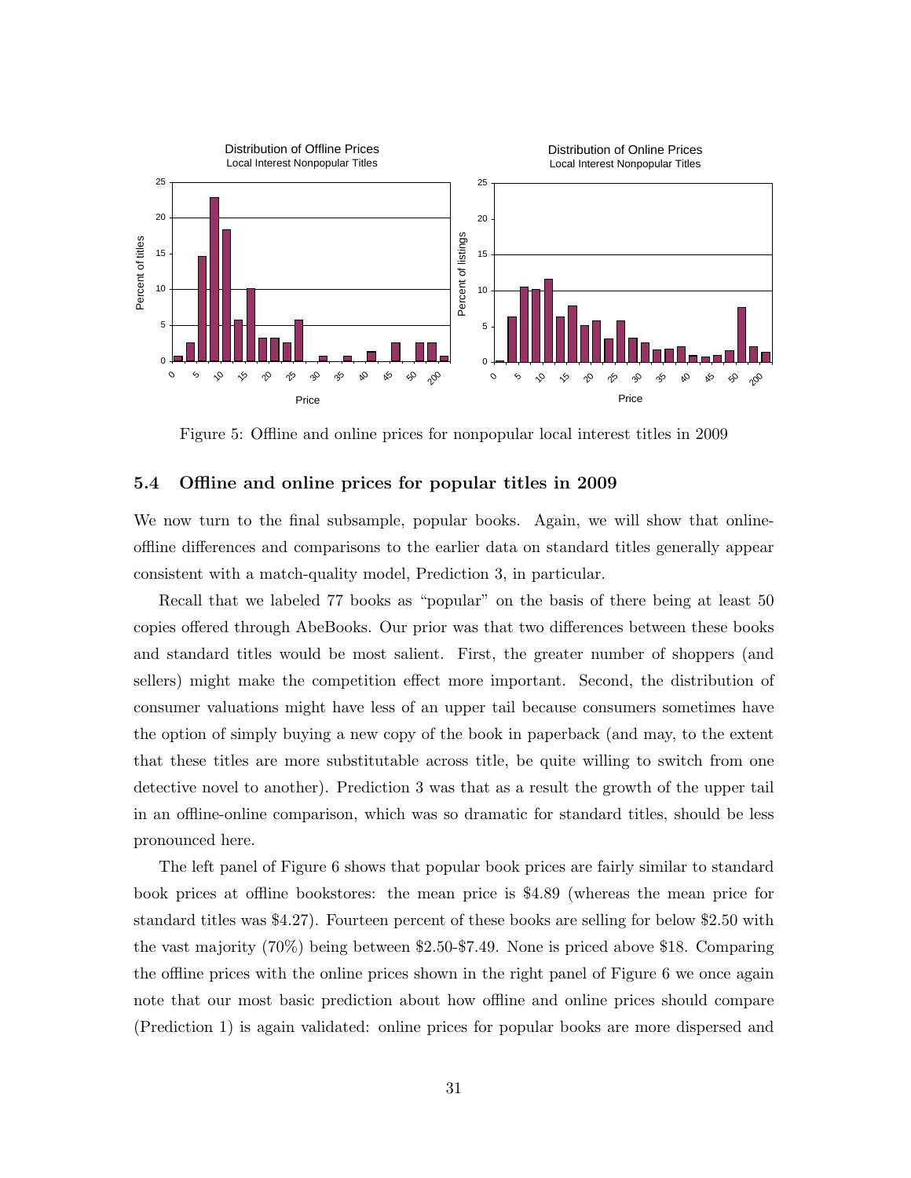Figure 5: Offline and online prices for nonpopular local interest titles in 2009

### 5.4 Offline and online prices for popular titles in 2009

We now turn to the final subsample, popular books. Again, we will show that online-offline differences and comparisons to the earlier data on standard titles generally appear consistent with a match-quality model, Prediction 3, in particular.

Recall that we labeled 77 books as "popular" on the basis of there being at least 50 copies offered through AbeBooks. Our prior was that two differences between these books and standard titles would be most salient. First, the greater number of shoppers (and sellers) might make the competition effect more important. Second, the distribution of consumer valuations might have less of an upper tail because consumers sometimes have the option of simply buying a new copy of the book in paperback (and may, to the extent that these titles are more substitutable across title, be quite willing to switch from one detective novel to another). Prediction 3 was that as a result the growth of the upper tail in an offline-online comparison, which was so dramatic for standard titles, should be less pronounced here.

The left panel of Figure 6 shows that popular book prices are fairly similar to standard book prices at offline bookstores: the mean price is \$4.89 (whereas the mean price for standard titles was \$4.27). Fourteen percent of these books are selling for below \$2.50 with the vast majority (70%) being between \$2.50-\$7.49. None is priced above \$18. Comparing the offline prices with the online prices shown in the right panel of Figure 6 we once again note that our most basic prediction about how offline and online prices should compare (Prediction 1) is again validated: online prices for popular books are more dispersed and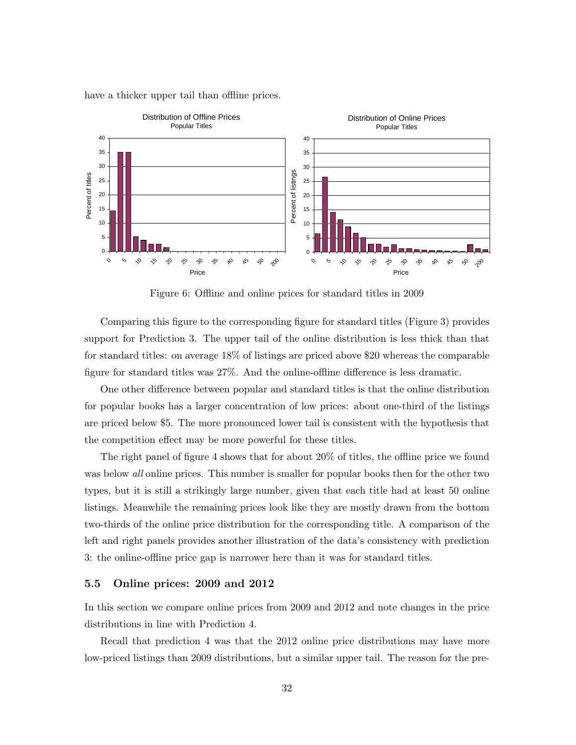have a thicker upper tail than offline prices.

Figure 6: Offline and online prices for standard titles in 2009

Comparing this figure to the corresponding figure for standard titles (Figure 3) provides support for Prediction 3. The upper tail of the online distribution is less thick than that for standard titles: on average 18% of listings are priced above $20 whereas the comparable figure for standard titles was 27%. And the online-offline difference is less dramatic.

One other difference between popular and standard titles is that the online distribution for popular books has a larger concentration of low prices: about one-third of the listings are priced below $5. The more pronounced lower tail is consistent with the hypothesis that the competition effect may be more powerful for these titles.

The right panel of figure 4 shows that for about 20% of titles, the offline price we found was below *all* online prices. This number is smaller for popular books then for the other two types, but it is still a strikingly large number, given that each title had at least 50 online listings. Meanwhile the remaining prices look like they are mostly drawn from the bottom two-thirds of the online price distribution for the corresponding title. A comparison of the left and right panels provides another illustration of the data's consistency with prediction 3: the online-offline price gap is narrower here than it was for standard titles.

### 5.5 Online prices: 2009 and 2012

In this section we compare online prices from 2009 and 2012 and note changes in the price distributions in line with Prediction 4.

Recall that prediction 4 was that the 2012 online price distributions may have more low-priced listings than 2009 distributions, but a similar upper tail. The reason for the pre-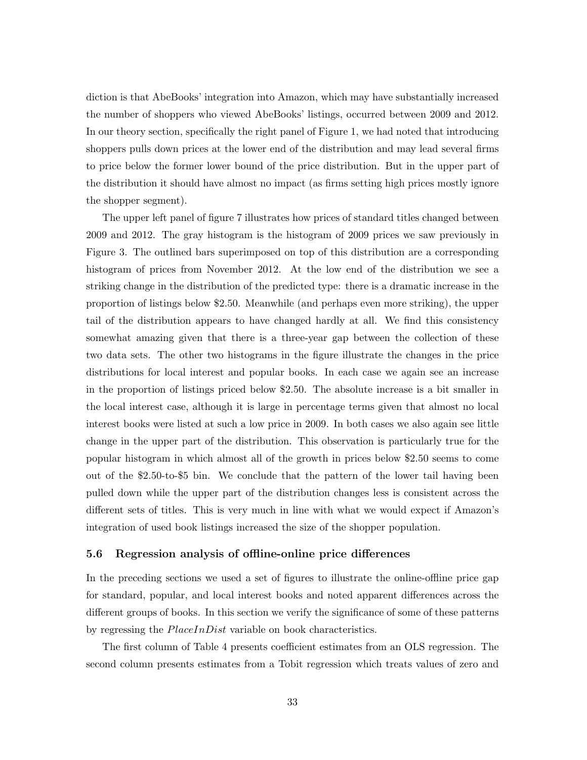diction is that AbeBooks' integration into Amazon, which may have substantially increased the number of shoppers who viewed AbeBooks' listings, occurred between 2009 and 2012. In our theory section, specifically the right panel of Figure 1, we had noted that introducing shoppers pulls down prices at the lower end of the distribution and may lead several firms to price below the former lower bound of the price distribution. But in the upper part of the distribution it should have almost no impact (as firms setting high prices mostly ignore the shopper segment).

The upper left panel of figure 7 illustrates how prices of standard titles changed between 2009 and 2012. The gray histogram is the histogram of 2009 prices we saw previously in Figure 3. The outlined bars superimposed on top of this distribution are a corresponding histogram of prices from November 2012. At the low end of the distribution we see a striking change in the distribution of the predicted type: there is a dramatic increase in the proportion of listings below \$2.50. Meanwhile (and perhaps even more striking), the upper tail of the distribution appears to have changed hardly at all. We find this consistency somewhat amazing given that there is a three-year gap between the collection of these two data sets. The other two histograms in the figure illustrate the changes in the price distributions for local interest and popular books. In each case we again see an increase in the proportion of listings priced below \$2.50. The absolute increase is a bit smaller in the local interest case, although it is large in percentage terms given that almost no local interest books were listed at such a low price in 2009. In both cases we also again see little change in the upper part of the distribution. This observation is particularly true for the popular histogram in which almost all of the growth in prices below \$2.50 seems to come out of the \$2.50-to-\$5 bin. We conclude that the pattern of the lower tail having been pulled down while the upper part of the distribution changes less is consistent across the different sets of titles. This is very much in line with what we would expect if Amazon's integration of used book listings increased the size of the shopper population.

### 5.6 Regression analysis of offline-online price differences

In the preceding sections we used a set of figures to illustrate the online-offline price gap for standard, popular, and local interest books and noted apparent differences across the different groups of books. In this section we verify the significance of some of these patterns by regressing the $PlaceInDist$ variable on book characteristics.

The first column of Table 4 presents coefficient estimates from an OLS regression. The second column presents estimates from a Tobit regression which treats values of zero and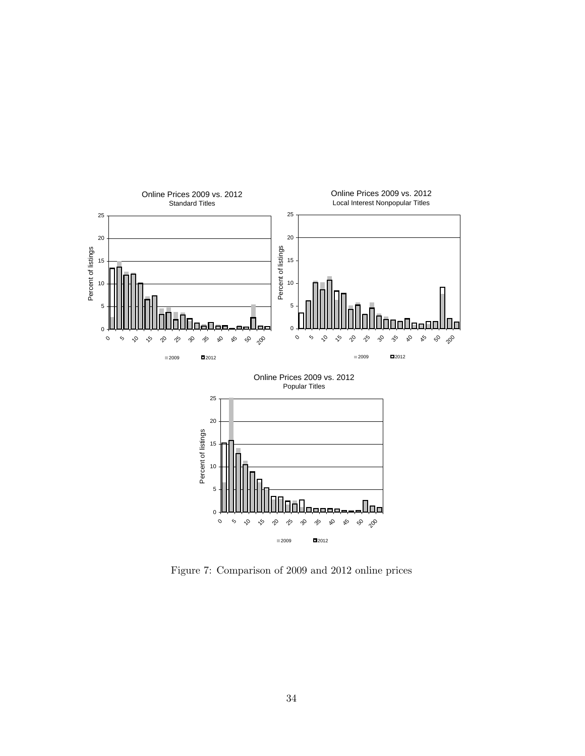Figure 7: Comparison of 2009 and 2012 online prices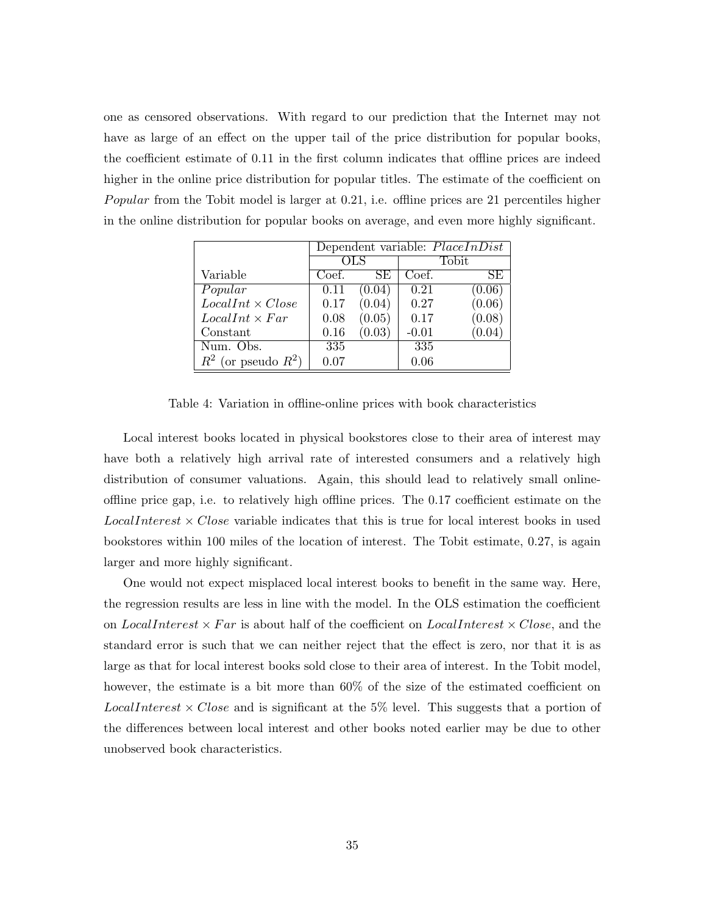one as censored observations. With regard to our prediction that the Internet may not have as large of an effect on the upper tail of the price distribution for popular books, the coefficient estimate of 0.11 in the first column indicates that offline prices are indeed higher in the online price distribution for popular titles. The estimate of the coefficient on *Popular* from the Tobit model is larger at 0.21, i.e. offline prices are 21 percentiles higher in the online distribution for popular books on average, and even more highly significant.

| | Dependent variable: *PlaceInDist* | | | |
|---|---|---|---|---|
| | OLS | | Tobit | |
| Variable | Coef. | SE | Coef. | SE |
| *Popular* | 0.11 | (0.04) | 0.21 | (0.06) |
| $LocalInt \times Close$ | 0.17 | (0.04) | 0.27 | (0.06) |
| $LocalInt \times Far$ | 0.08 | (0.05) | 0.17 | (0.08) |
| Constant | 0.16 | (0.03) | -0.01 | (0.04) |
| Num. Obs. | 335 | | 335 | |
| $R^2$ (or pseudo $R^2$) | 0.07 | | 0.06 | |

Table 4: Variation in offline-online prices with book characteristics

Local interest books located in physical bookstores close to their area of interest may have both a relatively high arrival rate of interested consumers and a relatively high distribution of consumer valuations. Again, this should lead to relatively small online-offline price gap, i.e. to relatively high offline prices. The 0.17 coefficient estimate on the $LocalInterest \times Close$ variable indicates that this is true for local interest books in used bookstores within 100 miles of the location of interest. The Tobit estimate, 0.27, is again larger and more highly significant.

One would not expect misplaced local interest books to benefit in the same way. Here, the regression results are less in line with the model. In the OLS estimation the coefficient on $LocalInterest \times Far$ is about half of the coefficient on $LocalInterest \times Close$, and the standard error is such that we can neither reject that the effect is zero, nor that it is as large as that for local interest books sold close to their area of interest. In the Tobit model, however, the estimate is a bit more than 60% of the size of the estimated coefficient on $LocalInterest \times Close$ and is significant at the 5% level. This suggests that a portion of the differences between local interest and other books noted earlier may be due to other unobserved book characteristics.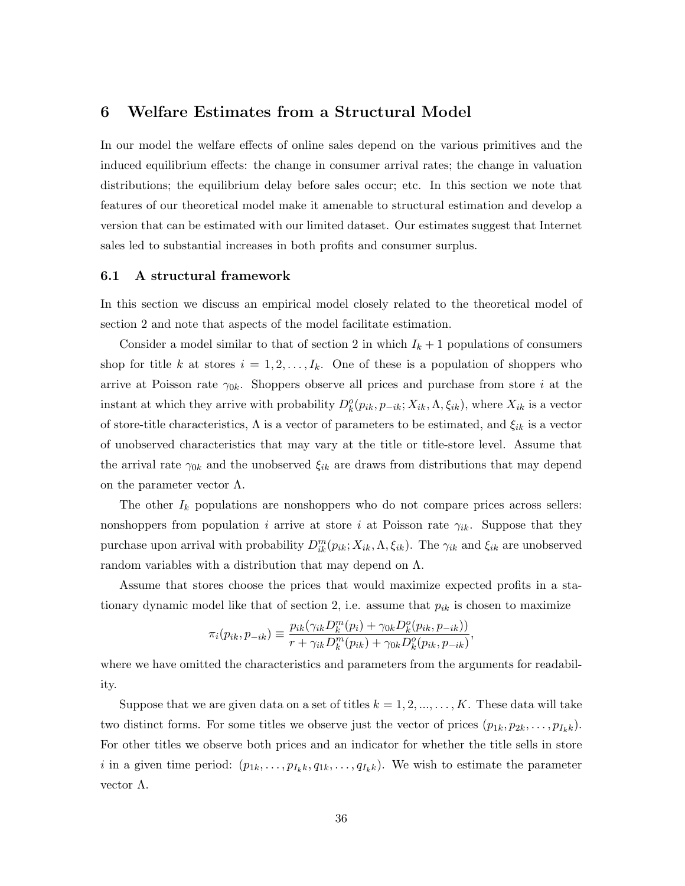## 6 Welfare Estimates from a Structural Model

In our model the welfare effects of online sales depend on the various primitives and the induced equilibrium effects: the change in consumer arrival rates; the change in valuation distributions; the equilibrium delay before sales occur; etc. In this section we note that features of our theoretical model make it amenable to structural estimation and develop a version that can be estimated with our limited dataset. Our estimates suggest that Internet sales led to substantial increases in both profits and consumer surplus.

### 6.1 A structural framework

In this section we discuss an empirical model closely related to the theoretical model of section 2 and note that aspects of the model facilitate estimation.

Consider a model similar to that of section 2 in which $I_k + 1$ populations of consumers shop for title $k$ at stores $i = 1, 2, \ldots, I_k$. One of these is a population of shoppers who arrive at Poisson rate $\gamma_{0k}$. Shoppers observe all prices and purchase from store $i$ at the instant at which they arrive with probability $D_k^o(p_{ik}, p_{-ik}; X_{ik}, \Lambda, \xi_{ik})$, where $X_{ik}$ is a vector of store-title characteristics, $\Lambda$ is a vector of parameters to be estimated, and $\xi_{ik}$ is a vector of unobserved characteristics that may vary at the title or title-store level. Assume that the arrival rate $\gamma_{0k}$ and the unobserved $\xi_{ik}$ are draws from distributions that may depend on the parameter vector $\Lambda$.

The other $I_k$ populations are nonshoppers who do not compare prices across sellers: nonshoppers from population $i$ arrive at store $i$ at Poisson rate $\gamma_{ik}$. Suppose that they purchase upon arrival with probability $D_{ik}^m(p_{ik}; X_{ik}, \Lambda, \xi_{ik})$. The $\gamma_{ik}$ and $\xi_{ik}$ are unobserved random variables with a distribution that may depend on $\Lambda$.

Assume that stores choose the prices that would maximize expected profits in a stationary dynamic model like that of section 2, i.e. assume that $p_{ik}$ is chosen to maximize

$$\pi_i(p_{ik}, p_{-ik}) \equiv \frac{p_{ik}(\gamma_{ik} D_k^m(p_i) + \gamma_{0k} D_k^o(p_{ik}, p_{-ik}))}{r + \gamma_{ik} D_k^m(p_{ik}) + \gamma_{0k} D_k^o(p_{ik}, p_{-ik})},$$

where we have omitted the characteristics and parameters from the arguments for readability.

Suppose that we are given data on a set of titles $k = 1, 2, ..., \ldots, K$. These data will take two distinct forms. For some titles we observe just the vector of prices $(p_{1k}, p_{2k}, \ldots, p_{I_k k})$. For other titles we observe both prices and an indicator for whether the title sells in store $i$ in a given time period: $(p_{1k}, \ldots, p_{I_k k}, q_{1k}, \ldots, q_{I_k k})$. We wish to estimate the parameter vector $\Lambda$.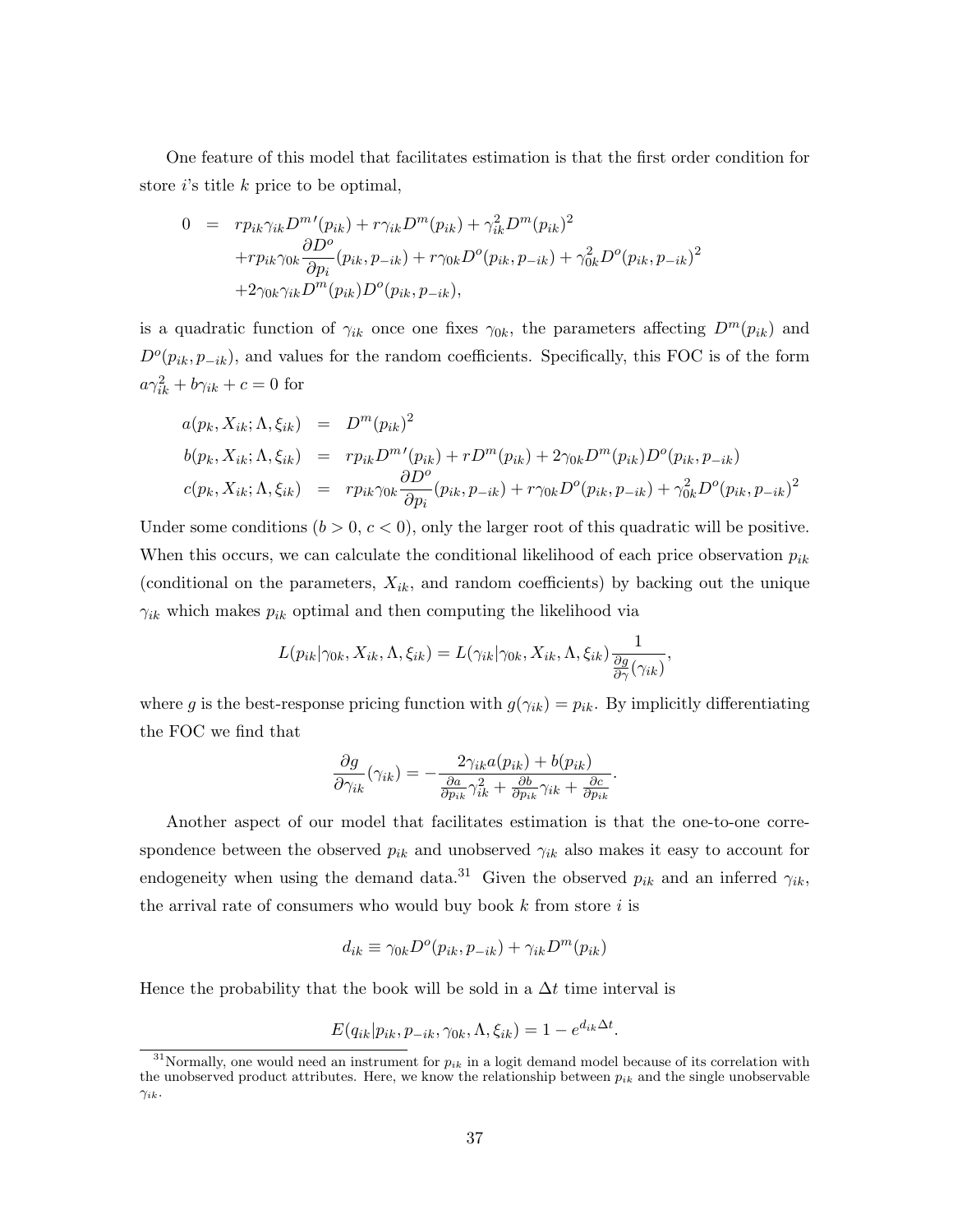One feature of this model that facilitates estimation is that the first order condition for store $i$'s title $k$ price to be optimal,

$$
\begin{aligned}
0 &= rp_{ik}\gamma_{ik}D^{m\prime}(p_{ik}) + r\gamma_{ik}D^m(p_{ik}) + \gamma_{ik}^2 D^m(p_{ik})^2 \\
&\quad + rp_{ik}\gamma_{0k}\frac{\partial D^o}{\partial p_i}(p_{ik}, p_{-ik}) + r\gamma_{0k}D^o(p_{ik}, p_{-ik}) + \gamma_{0k}^2 D^o(p_{ik}, p_{-ik})^2 \\
&\quad + 2\gamma_{0k}\gamma_{ik}D^m(p_{ik})D^o(p_{ik}, p_{-ik}),
\end{aligned}
$$

is a quadratic function of $\gamma_{ik}$ once one fixes $\gamma_{0k}$, the parameters affecting $D^m(p_{ik})$ and $D^o(p_{ik}, p_{-ik})$, and values for the random coefficients. Specifically, this FOC is of the form $a\gamma_{ik}^2 + b\gamma_{ik} + c = 0$ for

$$
\begin{aligned}
a(p_k, X_{ik}; \Lambda, \xi_{ik}) &= D^m(p_{ik})^2 \\
b(p_k, X_{ik}; \Lambda, \xi_{ik}) &= rp_{ik}D^{m\prime}(p_{ik}) + rD^m(p_{ik}) + 2\gamma_{0k}D^m(p_{ik})D^o(p_{ik}, p_{-ik}) \\
c(p_k, X_{ik}; \Lambda, \xi_{ik}) &= rp_{ik}\gamma_{0k}\frac{\partial D^o}{\partial p_i}(p_{ik}, p_{-ik}) + r\gamma_{0k}D^o(p_{ik}, p_{-ik}) + \gamma_{0k}^2 D^o(p_{ik}, p_{-ik})^2
\end{aligned}
$$

Under some conditions ($b > 0$, $c < 0$), only the larger root of this quadratic will be positive. When this occurs, we can calculate the conditional likelihood of each price observation $p_{ik}$ (conditional on the parameters, $X_{ik}$, and random coefficients) by backing out the unique $\gamma_{ik}$ which makes $p_{ik}$ optimal and then computing the likelihood via

$$
L(p_{ik}|\gamma_{0k}, X_{ik}, \Lambda, \xi_{ik}) = L(\gamma_{ik}|\gamma_{0k}, X_{ik}, \Lambda, \xi_{ik})\frac{1}{\frac{\partial g}{\partial \gamma}(\gamma_{ik})},
$$

where $g$ is the best-response pricing function with $g(\gamma_{ik}) = p_{ik}$. By implicitly differentiating the FOC we find that

$$
\frac{\partial g}{\partial \gamma_{ik}}(\gamma_{ik}) = -\frac{2\gamma_{ik}a(p_{ik}) + b(p_{ik})}{\frac{\partial a}{\partial p_{ik}}\gamma_{ik}^2 + \frac{\partial b}{\partial p_{ik}}\gamma_{ik} + \frac{\partial c}{\partial p_{ik}}}.
$$

Another aspect of our model that facilitates estimation is that the one-to-one correspondence between the observed $p_{ik}$ and unobserved $\gamma_{ik}$ also makes it easy to account for endogeneity when using the demand data.[31] Given the observed $p_{ik}$ and an inferred $\gamma_{ik}$, the arrival rate of consumers who would buy book $k$ from store $i$ is

$$
d_{ik} \equiv \gamma_{0k}D^o(p_{ik}, p_{-ik}) + \gamma_{ik}D^m(p_{ik})
$$

Hence the probability that the book will be sold in a $\Delta t$ time interval is

$$
E(q_{ik}|p_{ik}, p_{-ik}, \gamma_{0k}, \Lambda, \xi_{ik}) = 1 - e^{d_{ik}\Delta t}.
$$

[31] Normally, one would need an instrument for $p_{ik}$ in a logit demand model because of its correlation with the unobserved product attributes. Here, we know the relationship between $p_{ik}$ and the single unobservable $\gamma_{ik}$.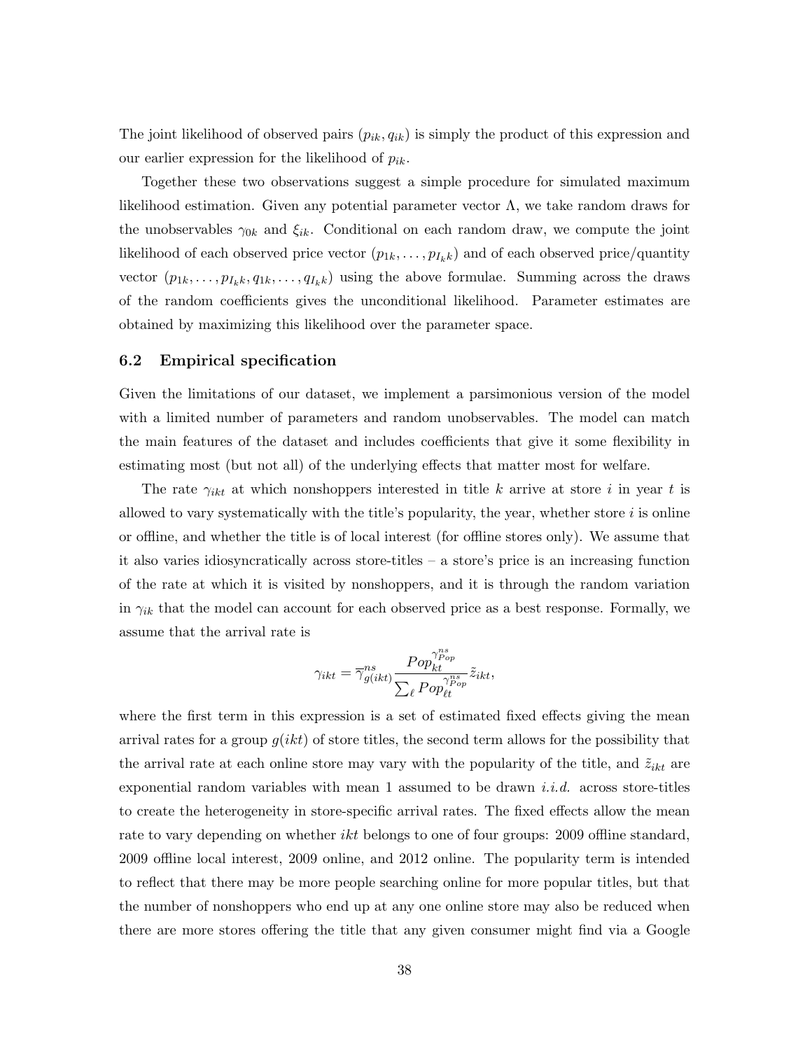The joint likelihood of observed pairs $(p_{ik}, q_{ik})$ is simply the product of this expression and our earlier expression for the likelihood of $p_{ik}$.

Together these two observations suggest a simple procedure for simulated maximum likelihood estimation. Given any potential parameter vector $\Lambda$, we take random draws for the unobservables $\gamma_{0k}$ and $\xi_{ik}$. Conditional on each random draw, we compute the joint likelihood of each observed price vector $(p_{1k}, \ldots, p_{I_k k})$ and of each observed price/quantity vector $(p_{1k}, \ldots, p_{I_k k}, q_{1k}, \ldots, q_{I_k k})$ using the above formulae. Summing across the draws of the random coefficients gives the unconditional likelihood. Parameter estimates are obtained by maximizing this likelihood over the parameter space.

### 6.2 Empirical specification

Given the limitations of our dataset, we implement a parsimonious version of the model with a limited number of parameters and random unobservables. The model can match the main features of the dataset and includes coefficients that give it some flexibility in estimating most (but not all) of the underlying effects that matter most for welfare.

The rate $\gamma_{ikt}$ at which nonshoppers interested in title $k$ arrive at store $i$ in year $t$ is allowed to vary systematically with the title's popularity, the year, whether store $i$ is online or offline, and whether the title is of local interest (for offline stores only). We assume that it also varies idiosyncratically across store-titles – a store's price is an increasing function of the rate at which it is visited by nonshoppers, and it is through the random variation in $\gamma_{ik}$ that the model can account for each observed price as a best response. Formally, we assume that the arrival rate is

$$\gamma_{ikt} = \overline{\gamma}^{ns}_{g(ikt)} \frac{Pop_{kt}^{\gamma^{ns}_{Pop}}}{\sum_{\ell} Pop_{\ell t}^{\gamma^{ns}_{Pop}}} \tilde{z}_{ikt},$$

where the first term in this expression is a set of estimated fixed effects giving the mean arrival rates for a group $g(ikt)$ of store titles, the second term allows for the possibility that the arrival rate at each online store may vary with the popularity of the title, and $\tilde{z}_{ikt}$ are exponential random variables with mean 1 assumed to be drawn *i.i.d.* across store-titles to create the heterogeneity in store-specific arrival rates. The fixed effects allow the mean rate to vary depending on whether $ikt$ belongs to one of four groups: 2009 offline standard, 2009 offline local interest, 2009 online, and 2012 online. The popularity term is intended to reflect that there may be more people searching online for more popular titles, but that the number of nonshoppers who end up at any one online store may also be reduced when there are more stores offering the title that any given consumer might find via a Google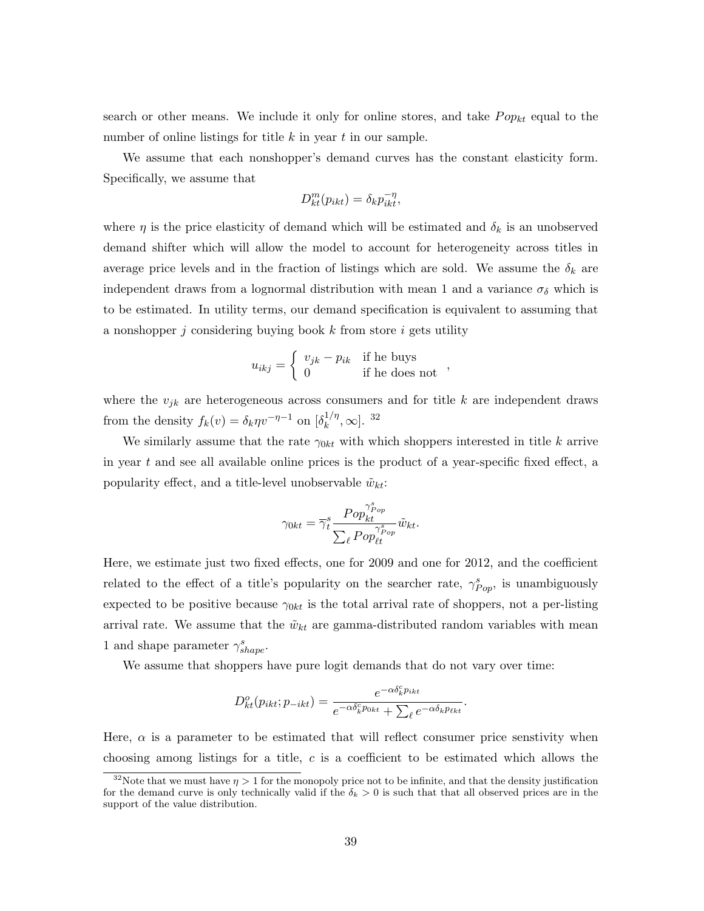search or other means. We include it only for online stores, and take $Pop_{kt}$ equal to the number of online listings for title $k$ in year $t$ in our sample.

We assume that each nonshopper's demand curves has the constant elasticity form. Specifically, we assume that

$$D^m_{kt}(p_{ikt}) = \delta_k p_{ikt}^{-\eta},$$

where $\eta$ is the price elasticity of demand which will be estimated and $\delta_k$ is an unobserved demand shifter which will allow the model to account for heterogeneity across titles in average price levels and in the fraction of listings which are sold. We assume the $\delta_k$ are independent draws from a lognormal distribution with mean 1 and a variance $\sigma_\delta$ which is to be estimated. In utility terms, our demand specification is equivalent to assuming that a nonshopper $j$ considering buying book $k$ from store $i$ gets utility

$$u_{ikj} = \begin{cases} v_{jk} - p_{ik} & \text{if he buys} \\ 0 & \text{if he does not} \end{cases},$$

where the $v_{jk}$ are heterogeneous across consumers and for title $k$ are independent draws from the density $f_k(v) = \delta_k \eta v^{-\eta-1}$ on $[\delta_k^{1/\eta}, \infty]$. [32]

We similarly assume that the rate $\gamma_{0kt}$ with which shoppers interested in title $k$ arrive in year $t$ and see all available online prices is the product of a year-specific fixed effect, a popularity effect, and a title-level unobservable $\tilde{w}_{kt}$:

$$\gamma_{0kt} = \overline{\gamma}^s_t \frac{Pop_{kt}^{\gamma^s_{Pop}}}{\sum_\ell Pop_{\ell t}^{\gamma^s_{Pop}}} \tilde{w}_{kt}.$$

Here, we estimate just two fixed effects, one for 2009 and one for 2012, and the coefficient related to the effect of a title's popularity on the searcher rate, $\gamma^s_{Pop}$, is unambiguously expected to be positive because $\gamma_{0kt}$ is the total arrival rate of shoppers, not a per-listing arrival rate. We assume that the $\tilde{w}_{kt}$ are gamma-distributed random variables with mean 1 and shape parameter $\gamma^s_{shape}$.

We assume that shoppers have pure logit demands that do not vary over time:

$$D^o_{kt}(p_{ikt}; p_{-ikt}) = \frac{e^{-\alpha \delta_k^c p_{ikt}}}{e^{-\alpha \delta_k^c p_{0kt}} + \sum_\ell e^{-\alpha \delta_k p_{\ell kt}}}.$$

Here, $\alpha$ is a parameter to be estimated that will reflect consumer price senstivity when choosing among listings for a title, $c$ is a coefficient to be estimated which allows the

[32] Note that we must have $\eta > 1$ for the monopoly price not to be infinite, and that the density justification for the demand curve is only technically valid if the $\delta_k > 0$ is such that that all observed prices are in the support of the value distribution.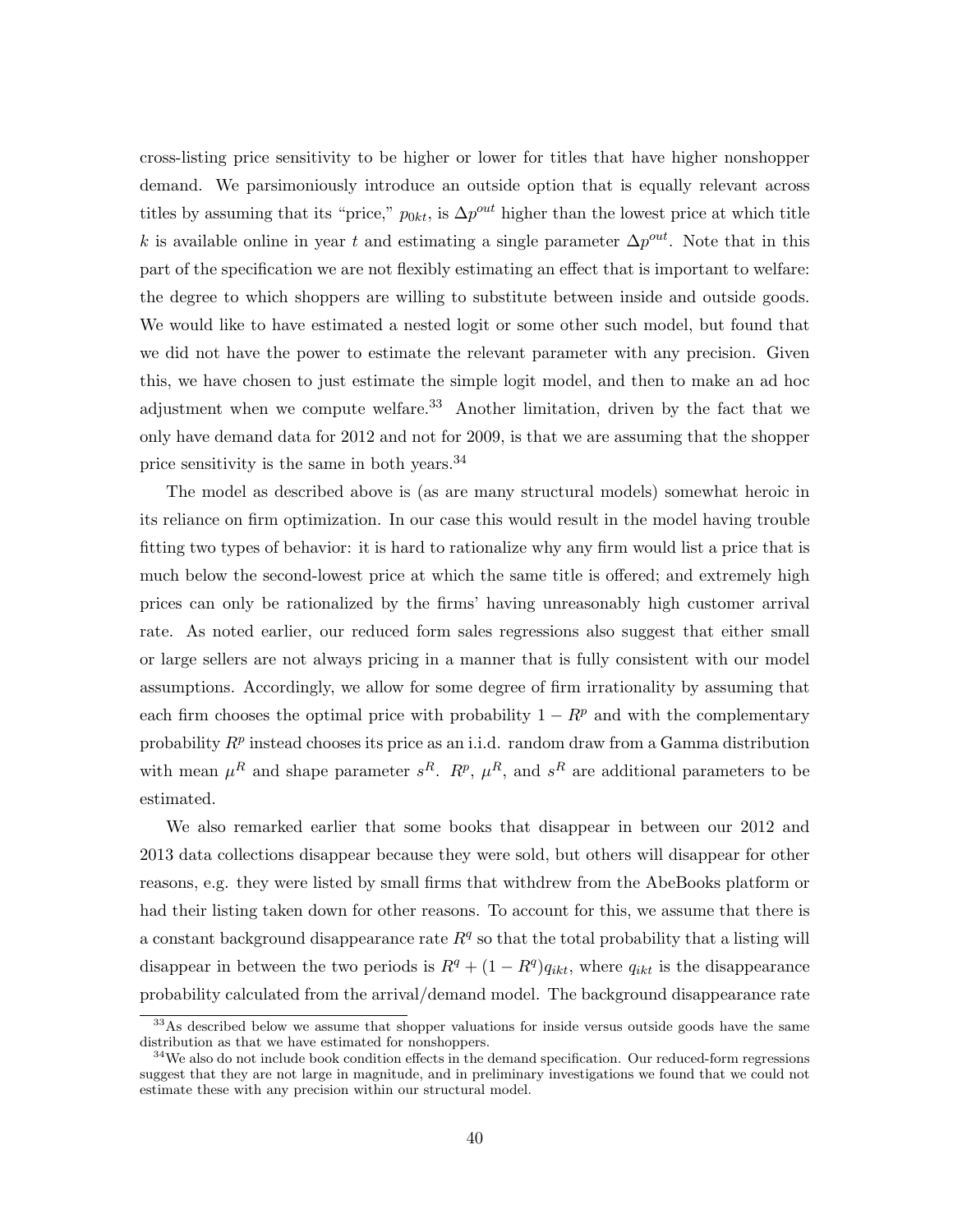cross-listing price sensitivity to be higher or lower for titles that have higher nonshopper demand. We parsimoniously introduce an outside option that is equally relevant across titles by assuming that its "price," $p_{0kt}$, is $\Delta p^{out}$ higher than the lowest price at which title $k$ is available online in year $t$ and estimating a single parameter $\Delta p^{out}$. Note that in this part of the specification we are not flexibly estimating an effect that is important to welfare: the degree to which shoppers are willing to substitute between inside and outside goods. We would like to have estimated a nested logit or some other such model, but found that we did not have the power to estimate the relevant parameter with any precision. Given this, we have chosen to just estimate the simple logit model, and then to make an ad hoc adjustment when we compute welfare.[33] Another limitation, driven by the fact that we only have demand data for 2012 and not for 2009, is that we are assuming that the shopper price sensitivity is the same in both years.[34]

The model as described above is (as are many structural models) somewhat heroic in its reliance on firm optimization. In our case this would result in the model having trouble fitting two types of behavior: it is hard to rationalize why any firm would list a price that is much below the second-lowest price at which the same title is offered; and extremely high prices can only be rationalized by the firms' having unreasonably high customer arrival rate. As noted earlier, our reduced form sales regressions also suggest that either small or large sellers are not always pricing in a manner that is fully consistent with our model assumptions. Accordingly, we allow for some degree of firm irrationality by assuming that each firm chooses the optimal price with probability $1 - R^p$ and with the complementary probability $R^p$ instead chooses its price as an i.i.d. random draw from a Gamma distribution with mean $\mu^R$ and shape parameter $s^R$. $R^p$, $\mu^R$, and $s^R$ are additional parameters to be estimated.

We also remarked earlier that some books that disappear in between our 2012 and 2013 data collections disappear because they were sold, but others will disappear for other reasons, e.g. they were listed by small firms that withdrew from the AbeBooks platform or had their listing taken down for other reasons. To account for this, we assume that there is a constant background disappearance rate $R^q$ so that the total probability that a listing will disappear in between the two periods is $R^q + (1 - R^q)q_{ikt}$, where $q_{ikt}$ is the disappearance probability calculated from the arrival/demand model. The background disappearance rate

[33] As described below we assume that shopper valuations for inside versus outside goods have the same distribution as that we have estimated for nonshoppers.

[34] We also do not include book condition effects in the demand specification. Our reduced-form regressions suggest that they are not large in magnitude, and in preliminary investigations we found that we could not estimate these with any precision within our structural model.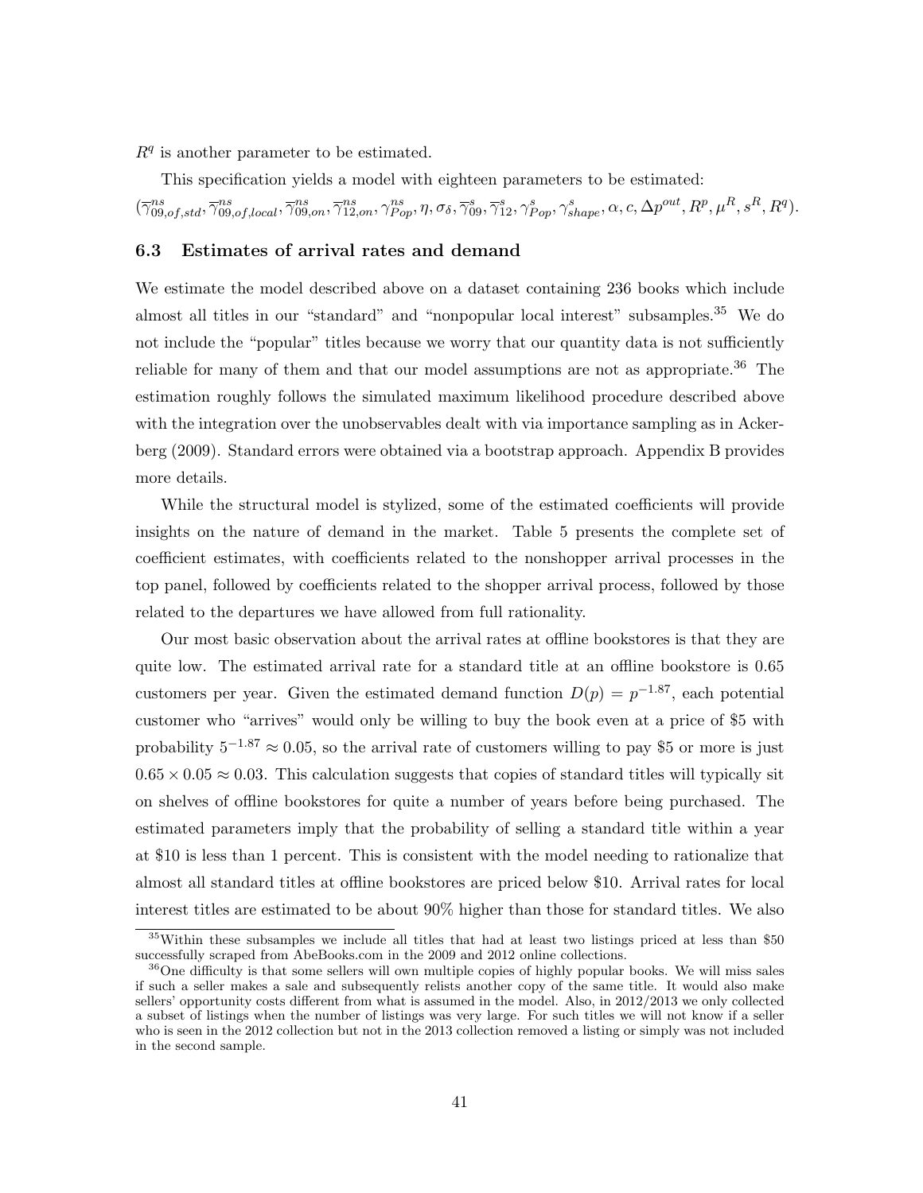$R^q$ is another parameter to be estimated.

This specification yields a model with eighteen parameters to be estimated: $(\overline{\gamma}^{ns}_{09,of,std}, \overline{\gamma}^{ns}_{09,of,local}, \overline{\gamma}^{ns}_{09,on}, \overline{\gamma}^{ns}_{12,on}, \gamma^{ns}_{Pop}, \eta, \sigma_\delta, \overline{\gamma}^{s}_{09}, \overline{\gamma}^{s}_{12}, \gamma^{s}_{Pop}, \gamma^{s}_{shape}, \alpha, c, \Delta p^{out}, R^p, \mu^R, s^R, R^q)$.

### 6.3 Estimates of arrival rates and demand

We estimate the model described above on a dataset containing 236 books which include almost all titles in our "standard" and "nonpopular local interest" subsamples.[35] We do not include the "popular" titles because we worry that our quantity data is not sufficiently reliable for many of them and that our model assumptions are not as appropriate.[36] The estimation roughly follows the simulated maximum likelihood procedure described above with the integration over the unobservables dealt with via importance sampling as in Ackerberg (2009). Standard errors were obtained via a bootstrap approach. Appendix B provides more details.

While the structural model is stylized, some of the estimated coefficients will provide insights on the nature of demand in the market. Table 5 presents the complete set of coefficient estimates, with coefficients related to the nonshopper arrival processes in the top panel, followed by coefficients related to the shopper arrival process, followed by those related to the departures we have allowed from full rationality.

Our most basic observation about the arrival rates at offline bookstores is that they are quite low. The estimated arrival rate for a standard title at an offline bookstore is 0.65 customers per year. Given the estimated demand function $D(p) = p^{-1.87}$, each potential customer who "arrives" would only be willing to buy the book even at a price of \$5 with probability $5^{-1.87} \approx 0.05$, so the arrival rate of customers willing to pay \$5 or more is just $0.65 \times 0.05 \approx 0.03$. This calculation suggests that copies of standard titles will typically sit on shelves of offline bookstores for quite a number of years before being purchased. The estimated parameters imply that the probability of selling a standard title within a year at \$10 is less than 1 percent. This is consistent with the model needing to rationalize that almost all standard titles at offline bookstores are priced below \$10. Arrival rates for local interest titles are estimated to be about 90% higher than those for standard titles. We also

[35] Within these subsamples we include all titles that had at least two listings priced at less than \$50 successfully scraped from AbeBooks.com in the 2009 and 2012 online collections.

[36] One difficulty is that some sellers will own multiple copies of highly popular books. We will miss sales if such a seller makes a sale and subsequently relists another copy of the same title. It would also make sellers' opportunity costs different from what is assumed in the model. Also, in 2012/2013 we only collected a subset of listings when the number of listings was very large. For such titles we will not know if a seller who is seen in the 2012 collection but not in the 2013 collection removed a listing or simply was not included in the second sample.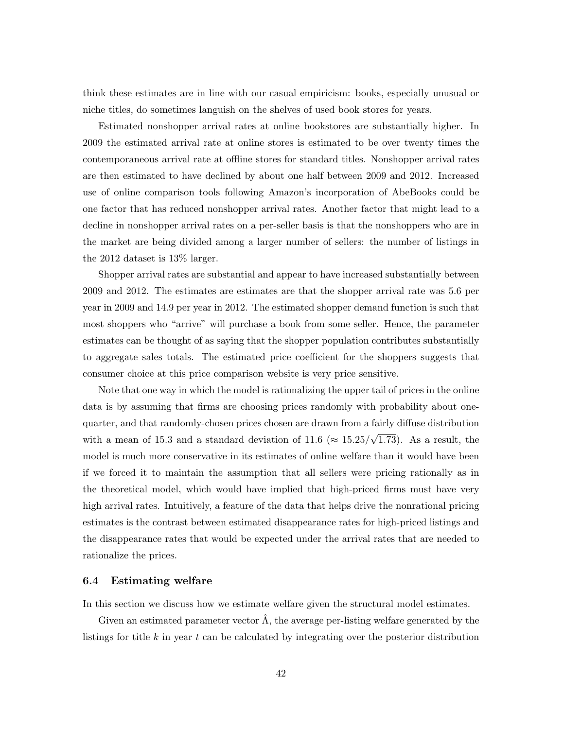think these estimates are in line with our casual empiricism: books, especially unusual or niche titles, do sometimes languish on the shelves of used book stores for years.

Estimated nonshopper arrival rates at online bookstores are substantially higher. In 2009 the estimated arrival rate at online stores is estimated to be over twenty times the contemporaneous arrival rate at offline stores for standard titles. Nonshopper arrival rates are then estimated to have declined by about one half between 2009 and 2012. Increased use of online comparison tools following Amazon's incorporation of AbeBooks could be one factor that has reduced nonshopper arrival rates. Another factor that might lead to a decline in nonshopper arrival rates on a per-seller basis is that the nonshoppers who are in the market are being divided among a larger number of sellers: the number of listings in the 2012 dataset is 13% larger.

Shopper arrival rates are substantial and appear to have increased substantially between 2009 and 2012. The estimates are estimates are that the shopper arrival rate was 5.6 per year in 2009 and 14.9 per year in 2012. The estimated shopper demand function is such that most shoppers who "arrive" will purchase a book from some seller. Hence, the parameter estimates can be thought of as saying that the shopper population contributes substantially to aggregate sales totals. The estimated price coefficient for the shoppers suggests that consumer choice at this price comparison website is very price sensitive.

Note that one way in which the model is rationalizing the upper tail of prices in the online data is by assuming that firms are choosing prices randomly with probability about one-quarter, and that randomly-chosen prices chosen are drawn from a fairly diffuse distribution with a mean of 15.3 and a standard deviation of 11.6 ($\approx 15.25/\sqrt{1.73}$). As a result, the model is much more conservative in its estimates of online welfare than it would have been if we forced it to maintain the assumption that all sellers were pricing rationally as in the theoretical model, which would have implied that high-priced firms must have very high arrival rates. Intuitively, a feature of the data that helps drive the nonrational pricing estimates is the contrast between estimated disappearance rates for high-priced listings and the disappearance rates that would be expected under the arrival rates that are needed to rationalize the prices.

### 6.4 Estimating welfare

In this section we discuss how we estimate welfare given the structural model estimates.

Given an estimated parameter vector $\hat{\Lambda}$, the average per-listing welfare generated by the listings for title $k$ in year $t$ can be calculated by integrating over the posterior distribution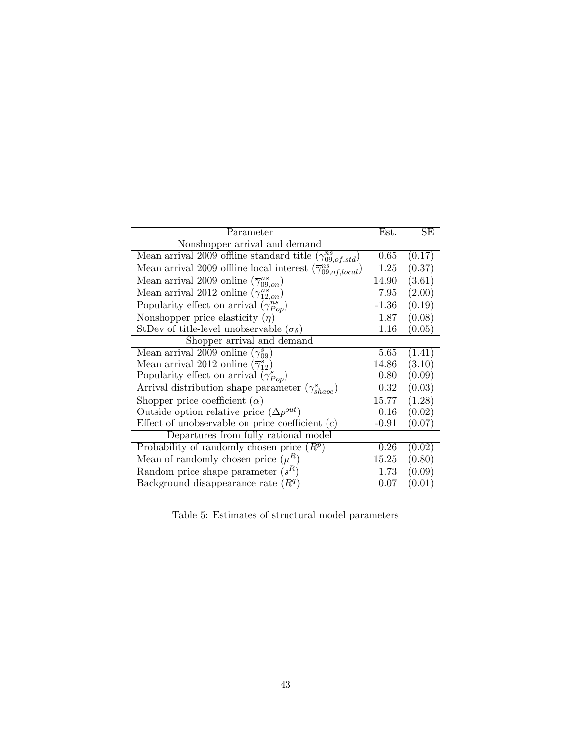| Parameter | Est. | SE |
|---|---|---|
| Nonshopper arrival and demand | | |
| Mean arrival 2009 offline standard title ($\overline{\gamma}^{ns}_{09,of,std}$) | 0.65 | (0.17) |
| Mean arrival 2009 offline local interest ($\overline{\gamma}^{ns}_{09,of,local}$) | 1.25 | (0.37) |
| Mean arrival 2009 online ($\overline{\gamma}^{ns}_{09,on}$) | 14.90 | (3.61) |
| Mean arrival 2012 online ($\overline{\gamma}^{ns}_{12,on}$) | 7.95 | (2.00) |
| Popularity effect on arrival ($\gamma^{ns}_{Pop}$) | -1.36 | (0.19) |
| Nonshopper price elasticity ($\eta$) | 1.87 | (0.08) |
| StDev of title-level unobservable ($\sigma_\delta$) | 1.16 | (0.05) |
| Shopper arrival and demand | | |
| Mean arrival 2009 online ($\overline{\gamma}^{s}_{09}$) | 5.65 | (1.41) |
| Mean arrival 2012 online ($\overline{\gamma}^{s}_{12}$) | 14.86 | (3.10) |
| Popularity effect on arrival ($\gamma^{s}_{Pop}$) | 0.80 | (0.09) |
| Arrival distribution shape parameter ($\gamma^{s}_{shape}$) | 0.32 | (0.03) |
| Shopper price coefficient ($\alpha$) | 15.77 | (1.28) |
| Outside option relative price ($\Delta p^{out}$) | 0.16 | (0.02) |
| Effect of unobservable on price coefficient ($c$) | -0.91 | (0.07) |
| Departures from fully rational model | | |
| Probability of randomly chosen price ($R^p$) | 0.26 | (0.02) |
| Mean of randomly chosen price ($\mu^R$) | 15.25 | (0.80) |
| Random price shape parameter ($s^R$) | 1.73 | (0.09) |
| Background disappearance rate ($R^q$) | 0.07 | (0.01) |

Table 5: Estimates of structural model parameters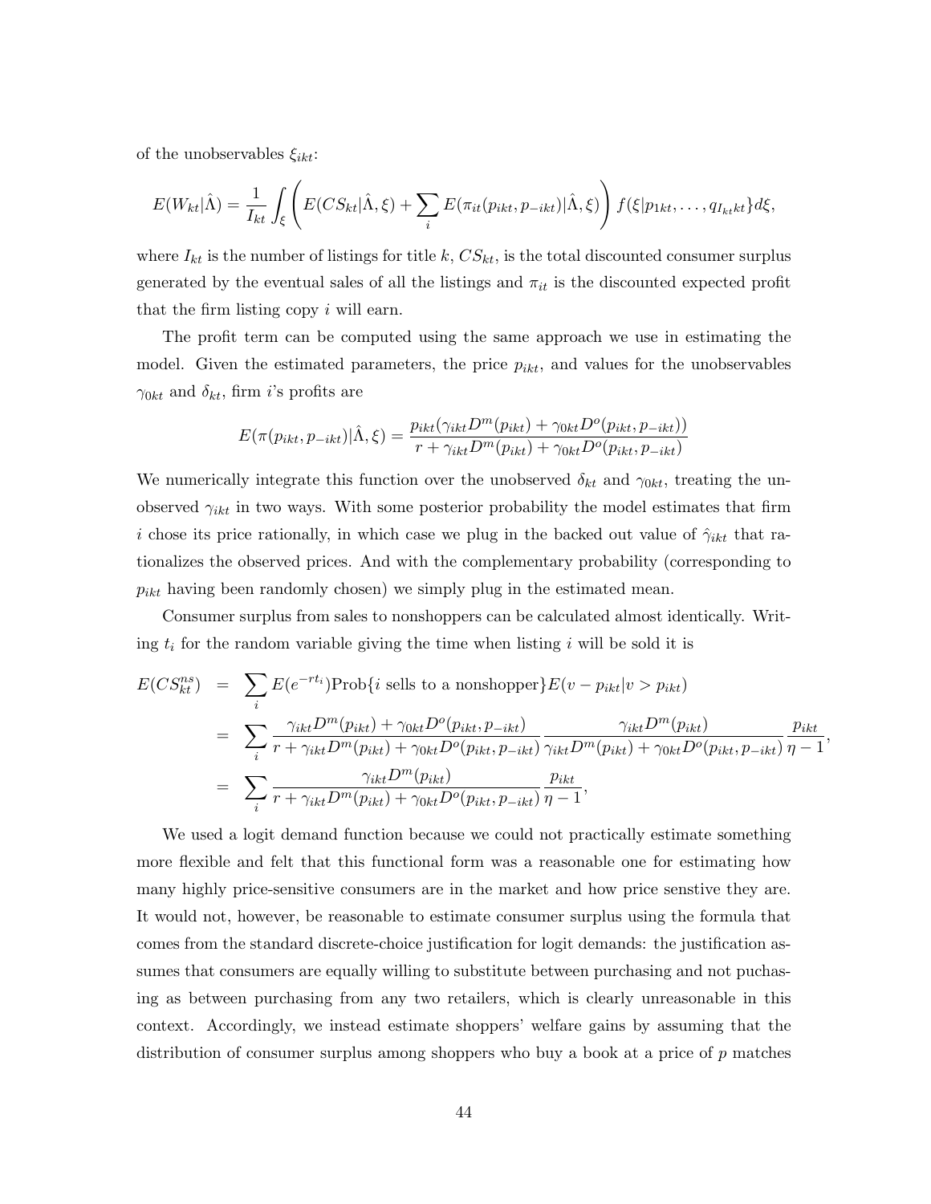of the unobservables $\xi_{ikt}$:

$$E(W_{kt}|\hat{\Lambda}) = \frac{1}{I_{kt}} \int_{\xi} \left( E(CS_{kt}|\hat{\Lambda}, \xi) + \sum_i E(\pi_{it}(p_{ikt}, p_{-ikt})|\hat{\Lambda}, \xi) \right) f(\xi | p_{1kt}, \ldots, q_{I_{kt}kt}\} d\xi,$$

where $I_{kt}$ is the number of listings for title $k$, $CS_{kt}$, is the total discounted consumer surplus generated by the eventual sales of all the listings and $\pi_{it}$ is the discounted expected profit that the firm listing copy $i$ will earn.

The profit term can be computed using the same approach we use in estimating the model. Given the estimated parameters, the price $p_{ikt}$, and values for the unobservables $\gamma_{0kt}$ and $\delta_{kt}$, firm $i$'s profits are

$$E(\pi(p_{ikt}, p_{-ikt})|\hat{\Lambda}, \xi) = \frac{p_{ikt}(\gamma_{ikt} D^m(p_{ikt}) + \gamma_{0kt} D^o(p_{ikt}, p_{-ikt}))}{r + \gamma_{ikt} D^m(p_{ikt}) + \gamma_{0kt} D^o(p_{ikt}, p_{-ikt})}$$

We numerically integrate this function over the unobserved $\delta_{kt}$ and $\gamma_{0kt}$, treating the unobserved $\gamma_{ikt}$ in two ways. With some posterior probability the model estimates that firm $i$ chose its price rationally, in which case we plug in the backed out value of $\hat{\gamma}_{ikt}$ that rationalizes the observed prices. And with the complementary probability (corresponding to $p_{ikt}$ having been randomly chosen) we simply plug in the estimated mean.

Consumer surplus from sales to nonshoppers can be calculated almost identically. Writing $t_i$ for the random variable giving the time when listing $i$ will be sold it is

$$\begin{aligned}
E(CS_{kt}^{ns}) &= \sum_i E(e^{-rt_i}) \text{Prob}\{i \text{ sells to a nonshopper}\} E(v - p_{ikt}|v > p_{ikt}) \\
&= \sum_i \frac{\gamma_{ikt} D^m(p_{ikt}) + \gamma_{0kt} D^o(p_{ikt}, p_{-ikt})}{r + \gamma_{ikt} D^m(p_{ikt}) + \gamma_{0kt} D^o(p_{ikt}, p_{-ikt})} \frac{\gamma_{ikt} D^m(p_{ikt})}{\gamma_{ikt} D^m(p_{ikt}) + \gamma_{0kt} D^o(p_{ikt}, p_{-ikt})} \frac{p_{ikt}}{\eta - 1}, \\
&= \sum_i \frac{\gamma_{ikt} D^m(p_{ikt})}{r + \gamma_{ikt} D^m(p_{ikt}) + \gamma_{0kt} D^o(p_{ikt}, p_{-ikt})} \frac{p_{ikt}}{\eta - 1},
\end{aligned}$$

We used a logit demand function because we could not practically estimate something more flexible and felt that this functional form was a reasonable one for estimating how many highly price-sensitive consumers are in the market and how price senstive they are. It would not, however, be reasonable to estimate consumer surplus using the formula that comes from the standard discrete-choice justification for logit demands: the justification assumes that consumers are equally willing to substitute between purchasing and not puchasing as between purchasing from any two retailers, which is clearly unreasonable in this context. Accordingly, we instead estimate shoppers' welfare gains by assuming that the distribution of consumer surplus among shoppers who buy a book at a price of $p$ matches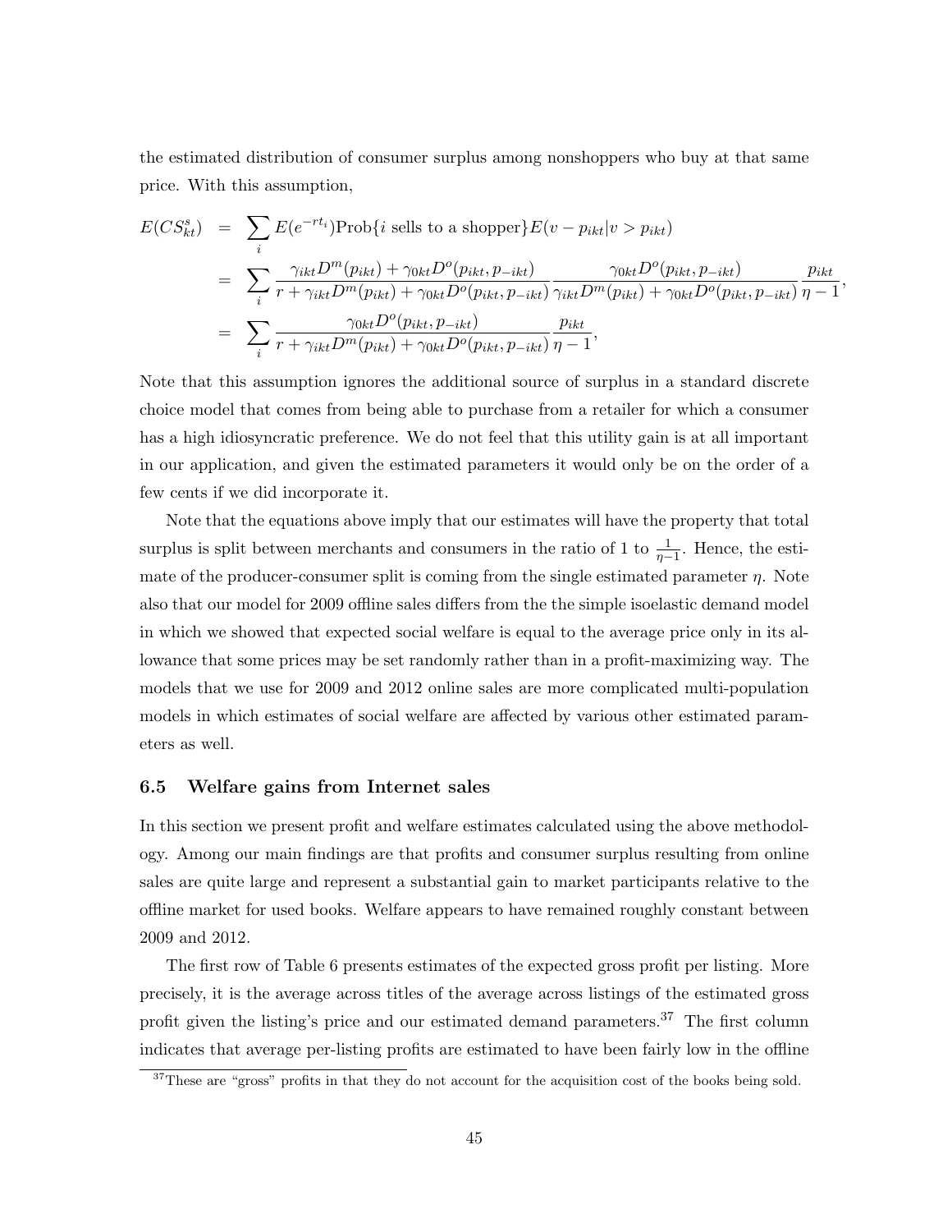the estimated distribution of consumer surplus among nonshoppers who buy at that same price. With this assumption,

$$
\begin{aligned}
E(CS^s_{kt}) &= \sum_i E(e^{-rt_i})\text{Prob}\{i \text{ sells to a shopper}\}E(v - p_{ikt}|v > p_{ikt}) \\
&= \sum_i \frac{\gamma_{ikt}D^m(p_{ikt}) + \gamma_{0kt}D^o(p_{ikt}, p_{-ikt})}{r + \gamma_{ikt}D^m(p_{ikt}) + \gamma_{0kt}D^o(p_{ikt}, p_{-ikt})} \frac{\gamma_{0kt}D^o(p_{ikt}, p_{-ikt})}{\gamma_{ikt}D^m(p_{ikt}) + \gamma_{0kt}D^o(p_{ikt}, p_{-ikt})} \frac{p_{ikt}}{\eta - 1}, \\
&= \sum_i \frac{\gamma_{0kt}D^o(p_{ikt}, p_{-ikt})}{r + \gamma_{ikt}D^m(p_{ikt}) + \gamma_{0kt}D^o(p_{ikt}, p_{-ikt})} \frac{p_{ikt}}{\eta - 1},
\end{aligned}
$$

Note that this assumption ignores the additional source of surplus in a standard discrete choice model that comes from being able to purchase from a retailer for which a consumer has a high idiosyncratic preference. We do not feel that this utility gain is at all important in our application, and given the estimated parameters it would only be on the order of a few cents if we did incorporate it.

Note that the equations above imply that our estimates will have the property that total surplus is split between merchants and consumers in the ratio of 1 to $\frac{1}{\eta-1}$. Hence, the estimate of the producer-consumer split is coming from the single estimated parameter $\eta$. Note also that our model for 2009 offline sales differs from the the simple isoelastic demand model in which we showed that expected social welfare is equal to the average price only in its allowance that some prices may be set randomly rather than in a profit-maximizing way. The models that we use for 2009 and 2012 online sales are more complicated multi-population models in which estimates of social welfare are affected by various other estimated parameters as well.

### 6.5 Welfare gains from Internet sales

In this section we present profit and welfare estimates calculated using the above methodology. Among our main findings are that profits and consumer surplus resulting from online sales are quite large and represent a substantial gain to market participants relative to the offline market for used books. Welfare appears to have remained roughly constant between 2009 and 2012.

The first row of Table 6 presents estimates of the expected gross profit per listing. More precisely, it is the average across titles of the average across listings of the estimated gross profit given the listing's price and our estimated demand parameters.[37] The first column indicates that average per-listing profits are estimated to have been fairly low in the offline

[37] These are "gross" profits in that they do not account for the acquisition cost of the books being sold.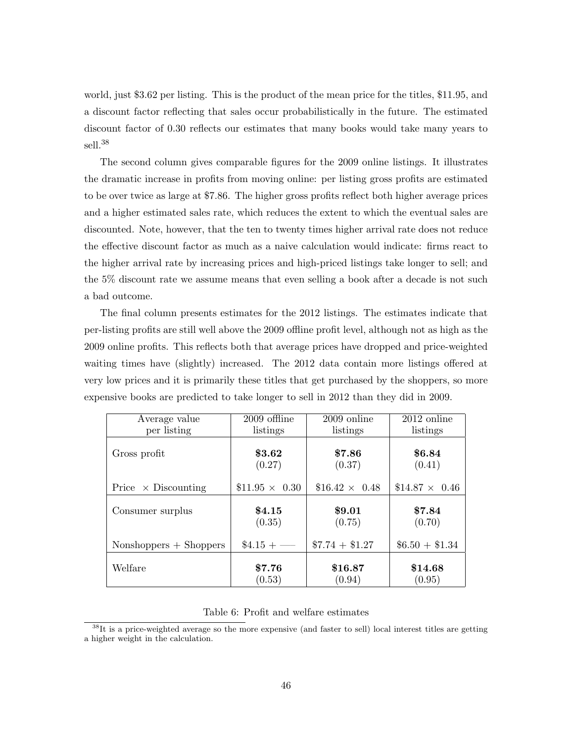world, just \$3.62 per listing. This is the product of the mean price for the titles, \$11.95, and a discount factor reflecting that sales occur probabilistically in the future. The estimated discount factor of 0.30 reflects our estimates that many books would take many years to sell.[38]

The second column gives comparable figures for the 2009 online listings. It illustrates the dramatic increase in profits from moving online: per listing gross profits are estimated to be over twice as large at \$7.86. The higher gross profits reflect both higher average prices and a higher estimated sales rate, which reduces the extent to which the eventual sales are discounted. Note, however, that the ten to twenty times higher arrival rate does not reduce the effective discount factor as much as a naive calculation would indicate: firms react to the higher arrival rate by increasing prices and high-priced listings take longer to sell; and the 5% discount rate we assume means that even selling a book after a decade is not such a bad outcome.

The final column presents estimates for the 2012 listings. The estimates indicate that per-listing profits are still well above the 2009 offline profit level, although not as high as the 2009 online profits. This reflects both that average prices have dropped and price-weighted waiting times have (slightly) increased. The 2012 data contain more listings offered at very low prices and it is primarily these titles that get purchased by the shoppers, so more expensive books are predicted to take longer to sell in 2012 than they did in 2009.

| Average value per listing | 2009 offline listings | 2009 online listings | 2012 online listings |
|---|---|---|---|
| Gross profit | **\$3.62** (0.27) | **\$7.86** (0.37) | **\$6.84** (0.41) |
| Price $\times$ Discounting | \$11.95 $\times$ 0.30 | \$16.42 $\times$ 0.48 | \$14.87 $\times$ 0.46 |
| Consumer surplus | **\$4.15** (0.35) | **\$9.01** (0.75) | **\$7.84** (0.70) |
| Nonshoppers + Shoppers | \$4.15 + —— | \$7.74 + \$1.27 | \$6.50 + \$1.34 |
| Welfare | **\$7.76** (0.53) | **\$16.87** (0.94) | **\$14.68** (0.95) |

Table 6: Profit and welfare estimates

[38] It is a price-weighted average so the more expensive (and faster to sell) local interest titles are getting a higher weight in the calculation.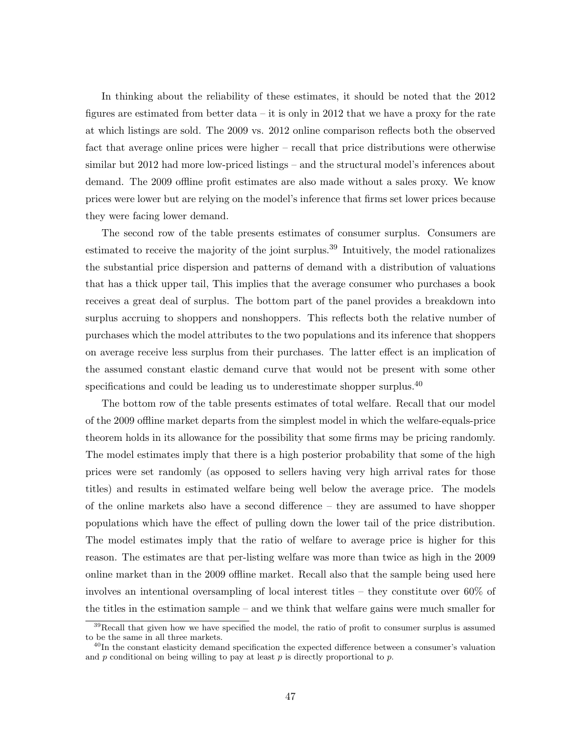In thinking about the reliability of these estimates, it should be noted that the 2012 figures are estimated from better data – it is only in 2012 that we have a proxy for the rate at which listings are sold. The 2009 vs. 2012 online comparison reflects both the observed fact that average online prices were higher – recall that price distributions were otherwise similar but 2012 had more low-priced listings – and the structural model's inferences about demand. The 2009 offline profit estimates are also made without a sales proxy. We know prices were lower but are relying on the model's inference that firms set lower prices because they were facing lower demand.

The second row of the table presents estimates of consumer surplus. Consumers are estimated to receive the majority of the joint surplus.[39] Intuitively, the model rationalizes the substantial price dispersion and patterns of demand with a distribution of valuations that has a thick upper tail, This implies that the average consumer who purchases a book receives a great deal of surplus. The bottom part of the panel provides a breakdown into surplus accruing to shoppers and nonshoppers. This reflects both the relative number of purchases which the model attributes to the two populations and its inference that shoppers on average receive less surplus from their purchases. The latter effect is an implication of the assumed constant elastic demand curve that would not be present with some other specifications and could be leading us to underestimate shopper surplus.[40]

The bottom row of the table presents estimates of total welfare. Recall that our model of the 2009 offline market departs from the simplest model in which the welfare-equals-price theorem holds in its allowance for the possibility that some firms may be pricing randomly. The model estimates imply that there is a high posterior probability that some of the high prices were set randomly (as opposed to sellers having very high arrival rates for those titles) and results in estimated welfare being well below the average price. The models of the online markets also have a second difference – they are assumed to have shopper populations which have the effect of pulling down the lower tail of the price distribution. The model estimates imply that the ratio of welfare to average price is higher for this reason. The estimates are that per-listing welfare was more than twice as high in the 2009 online market than in the 2009 offline market. Recall also that the sample being used here involves an intentional oversampling of local interest titles – they constitute over 60% of the titles in the estimation sample – and we think that welfare gains were much smaller for

[39]Recall that given how we have specified the model, the ratio of profit to consumer surplus is assumed to be the same in all three markets.

[40]In the constant elasticity demand specification the expected difference between a consumer's valuation and $p$ conditional on being willing to pay at least $p$ is directly proportional to $p$.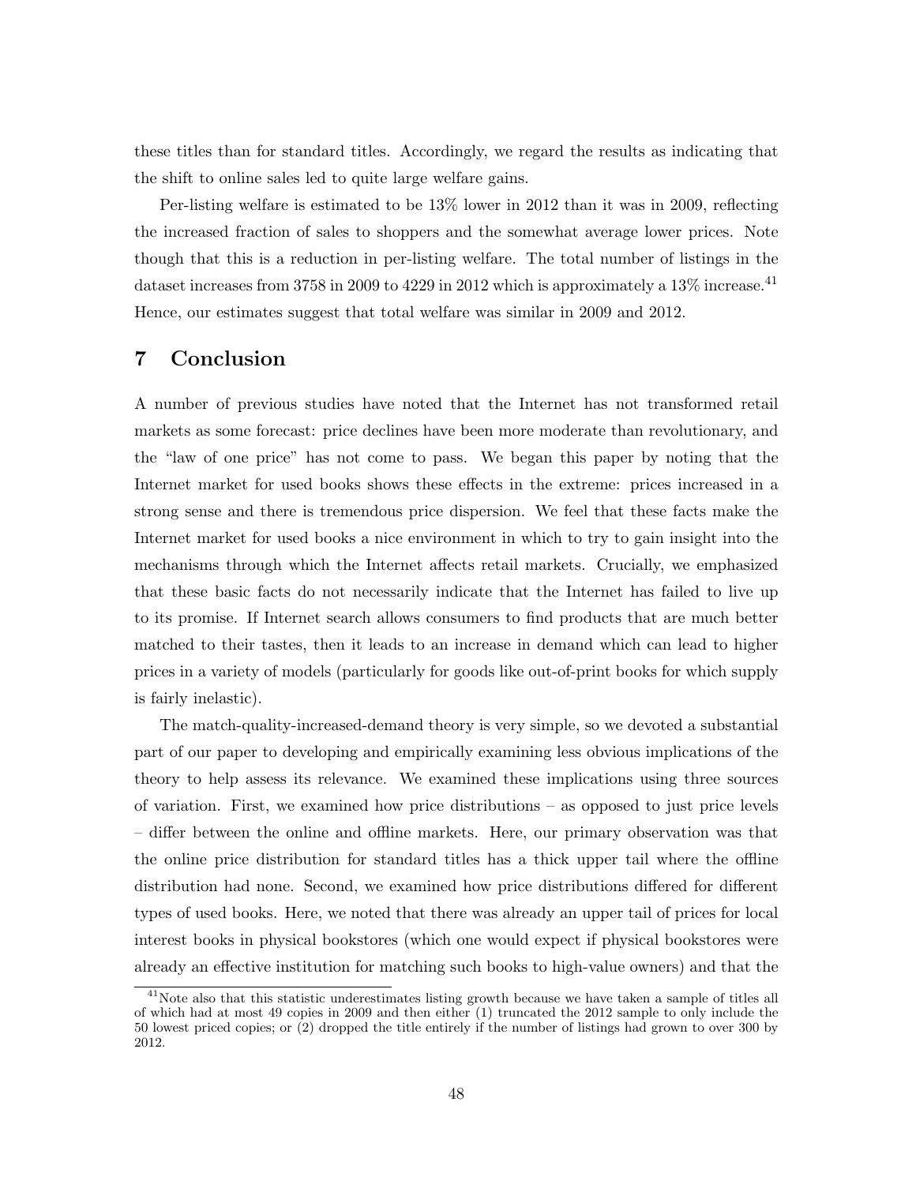these titles than for standard titles. Accordingly, we regard the results as indicating that the shift to online sales led to quite large welfare gains.

Per-listing welfare is estimated to be 13% lower in 2012 than it was in 2009, reflecting the increased fraction of sales to shoppers and the somewhat average lower prices. Note though that this is a reduction in per-listing welfare. The total number of listings in the dataset increases from 3758 in 2009 to 4229 in 2012 which is approximately a 13% increase.[41] Hence, our estimates suggest that total welfare was similar in 2009 and 2012.

## 7 Conclusion

A number of previous studies have noted that the Internet has not transformed retail markets as some forecast: price declines have been more moderate than revolutionary, and the "law of one price" has not come to pass. We began this paper by noting that the Internet market for used books shows these effects in the extreme: prices increased in a strong sense and there is tremendous price dispersion. We feel that these facts make the Internet market for used books a nice environment in which to try to gain insight into the mechanisms through which the Internet affects retail markets. Crucially, we emphasized that these basic facts do not necessarily indicate that the Internet has failed to live up to its promise. If Internet search allows consumers to find products that are much better matched to their tastes, then it leads to an increase in demand which can lead to higher prices in a variety of models (particularly for goods like out-of-print books for which supply is fairly inelastic).

The match-quality-increased-demand theory is very simple, so we devoted a substantial part of our paper to developing and empirically examining less obvious implications of the theory to help assess its relevance. We examined these implications using three sources of variation. First, we examined how price distributions – as opposed to just price levels – differ between the online and offline markets. Here, our primary observation was that the online price distribution for standard titles has a thick upper tail where the offline distribution had none. Second, we examined how price distributions differed for different types of used books. Here, we noted that there was already an upper tail of prices for local interest books in physical bookstores (which one would expect if physical bookstores were already an effective institution for matching such books to high-value owners) and that the

[41] Note also that this statistic underestimates listing growth because we have taken a sample of titles all of which had at most 49 copies in 2009 and then either (1) truncated the 2012 sample to only include the 50 lowest priced copies; or (2) dropped the title entirely if the number of listings had grown to over 300 by 2012.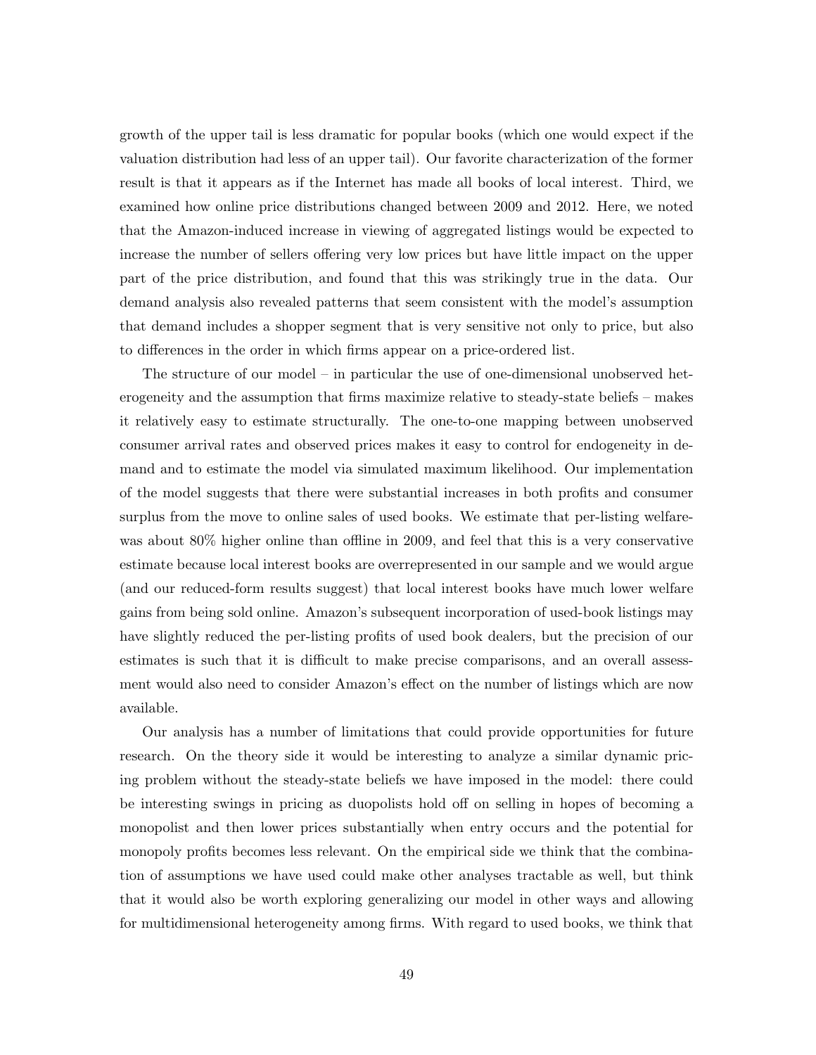growth of the upper tail is less dramatic for popular books (which one would expect if the valuation distribution had less of an upper tail). Our favorite characterization of the former result is that it appears as if the Internet has made all books of local interest. Third, we examined how online price distributions changed between 2009 and 2012. Here, we noted that the Amazon-induced increase in viewing of aggregated listings would be expected to increase the number of sellers offering very low prices but have little impact on the upper part of the price distribution, and found that this was strikingly true in the data. Our demand analysis also revealed patterns that seem consistent with the model's assumption that demand includes a shopper segment that is very sensitive not only to price, but also to differences in the order in which firms appear on a price-ordered list.

The structure of our model – in particular the use of one-dimensional unobserved heterogeneity and the assumption that firms maximize relative to steady-state beliefs – makes it relatively easy to estimate structurally. The one-to-one mapping between unobserved consumer arrival rates and observed prices makes it easy to control for endogeneity in demand and to estimate the model via simulated maximum likelihood. Our implementation of the model suggests that there were substantial increases in both profits and consumer surplus from the move to online sales of used books. We estimate that per-listing welfare was about 80% higher online than offline in 2009, and feel that this is a very conservative estimate because local interest books are overrepresented in our sample and we would argue (and our reduced-form results suggest) that local interest books have much lower welfare gains from being sold online. Amazon's subsequent incorporation of used-book listings may have slightly reduced the per-listing profits of used book dealers, but the precision of our estimates is such that it is difficult to make precise comparisons, and an overall assessment would also need to consider Amazon's effect on the number of listings which are now available.

Our analysis has a number of limitations that could provide opportunities for future research. On the theory side it would be interesting to analyze a similar dynamic pricing problem without the steady-state beliefs we have imposed in the model: there could be interesting swings in pricing as duopolists hold off on selling in hopes of becoming a monopolist and then lower prices substantially when entry occurs and the potential for monopoly profits becomes less relevant. On the empirical side we think that the combination of assumptions we have used could make other analyses tractable as well, but think that it would also be worth exploring generalizing our model in other ways and allowing for multidimensional heterogeneity among firms. With regard to used books, we think that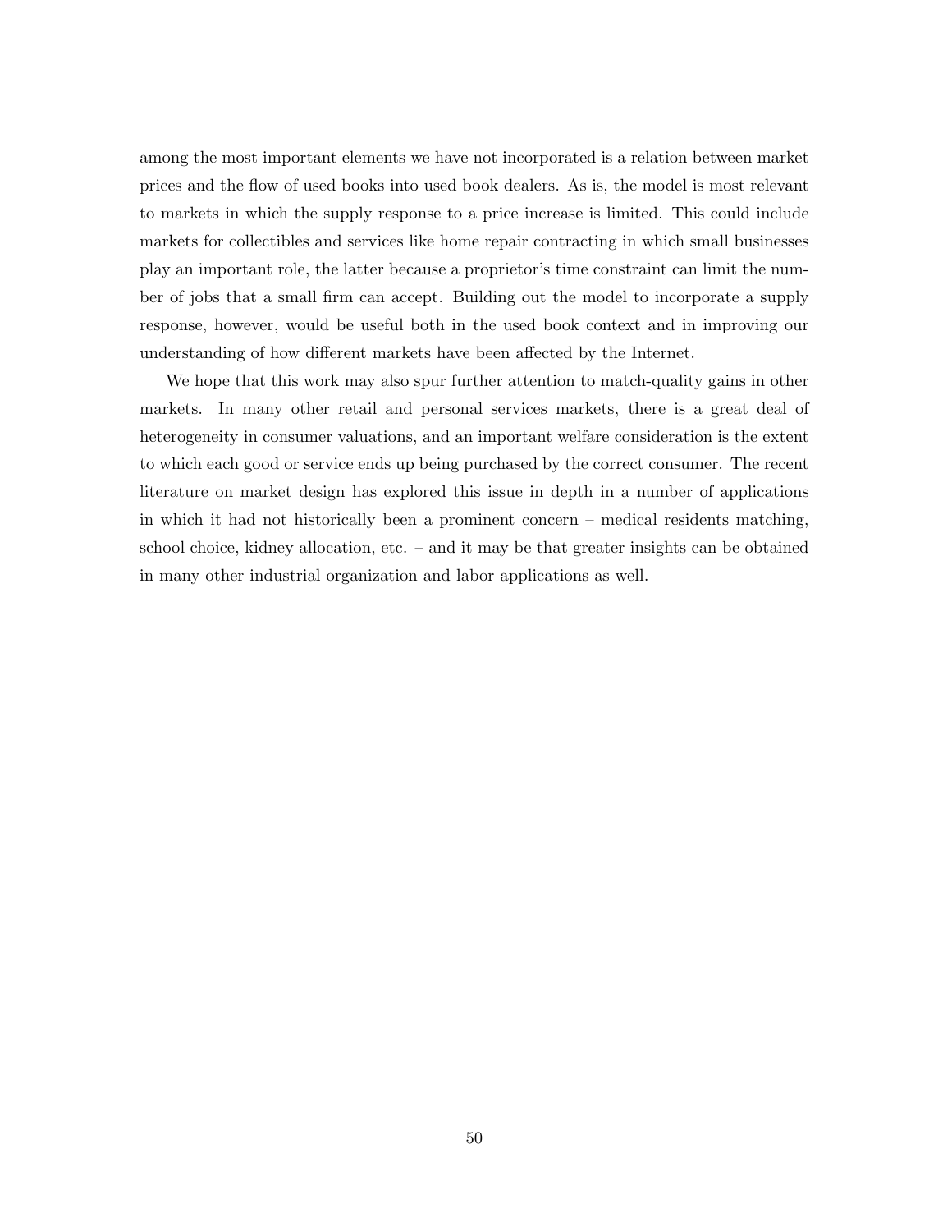among the most important elements we have not incorporated is a relation between market prices and the flow of used books into used book dealers. As is, the model is most relevant to markets in which the supply response to a price increase is limited. This could include markets for collectibles and services like home repair contracting in which small businesses play an important role, the latter because a proprietor's time constraint can limit the number of jobs that a small firm can accept. Building out the model to incorporate a supply response, however, would be useful both in the used book context and in improving our understanding of how different markets have been affected by the Internet.

We hope that this work may also spur further attention to match-quality gains in other markets. In many other retail and personal services markets, there is a great deal of heterogeneity in consumer valuations, and an important welfare consideration is the extent to which each good or service ends up being purchased by the correct consumer. The recent literature on market design has explored this issue in depth in a number of applications in which it had not historically been a prominent concern – medical residents matching, school choice, kidney allocation, etc. – and it may be that greater insights can be obtained in many other industrial organization and labor applications as well.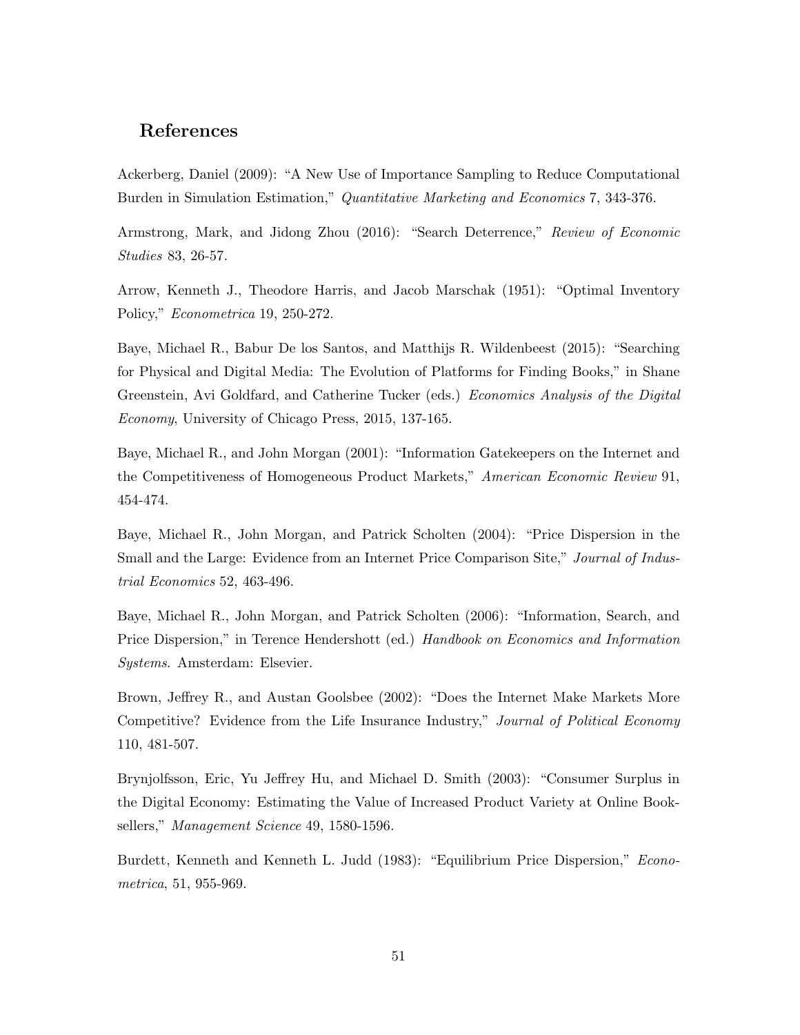## References

Ackerberg, Daniel (2009): "A New Use of Importance Sampling to Reduce Computational Burden in Simulation Estimation," *Quantitative Marketing and Economics* 7, 343-376.

Armstrong, Mark, and Jidong Zhou (2016): "Search Deterrence," *Review of Economic Studies* 83, 26-57.

Arrow, Kenneth J., Theodore Harris, and Jacob Marschak (1951): "Optimal Inventory Policy," *Econometrica* 19, 250-272.

Baye, Michael R., Babur De los Santos, and Matthijs R. Wildenbeest (2015): "Searching for Physical and Digital Media: The Evolution of Platforms for Finding Books," in Shane Greenstein, Avi Goldfard, and Catherine Tucker (eds.) *Economics Analysis of the Digital Economy*, University of Chicago Press, 2015, 137-165.

Baye, Michael R., and John Morgan (2001): "Information Gatekeepers on the Internet and the Competitiveness of Homogeneous Product Markets," *American Economic Review* 91, 454-474.

Baye, Michael R., John Morgan, and Patrick Scholten (2004): "Price Dispersion in the Small and the Large: Evidence from an Internet Price Comparison Site," *Journal of Industrial Economics* 52, 463-496.

Baye, Michael R., John Morgan, and Patrick Scholten (2006): "Information, Search, and Price Dispersion," in Terence Hendershott (ed.) *Handbook on Economics and Information Systems*. Amsterdam: Elsevier.

Brown, Jeffrey R., and Austan Goolsbee (2002): "Does the Internet Make Markets More Competitive? Evidence from the Life Insurance Industry," *Journal of Political Economy* 110, 481-507.

Brynjolfsson, Eric, Yu Jeffrey Hu, and Michael D. Smith (2003): "Consumer Surplus in the Digital Economy: Estimating the Value of Increased Product Variety at Online Booksellers," *Management Science* 49, 1580-1596.

Burdett, Kenneth and Kenneth L. Judd (1983): "Equilibrium Price Dispersion," *Econometrica*, 51, 955-969.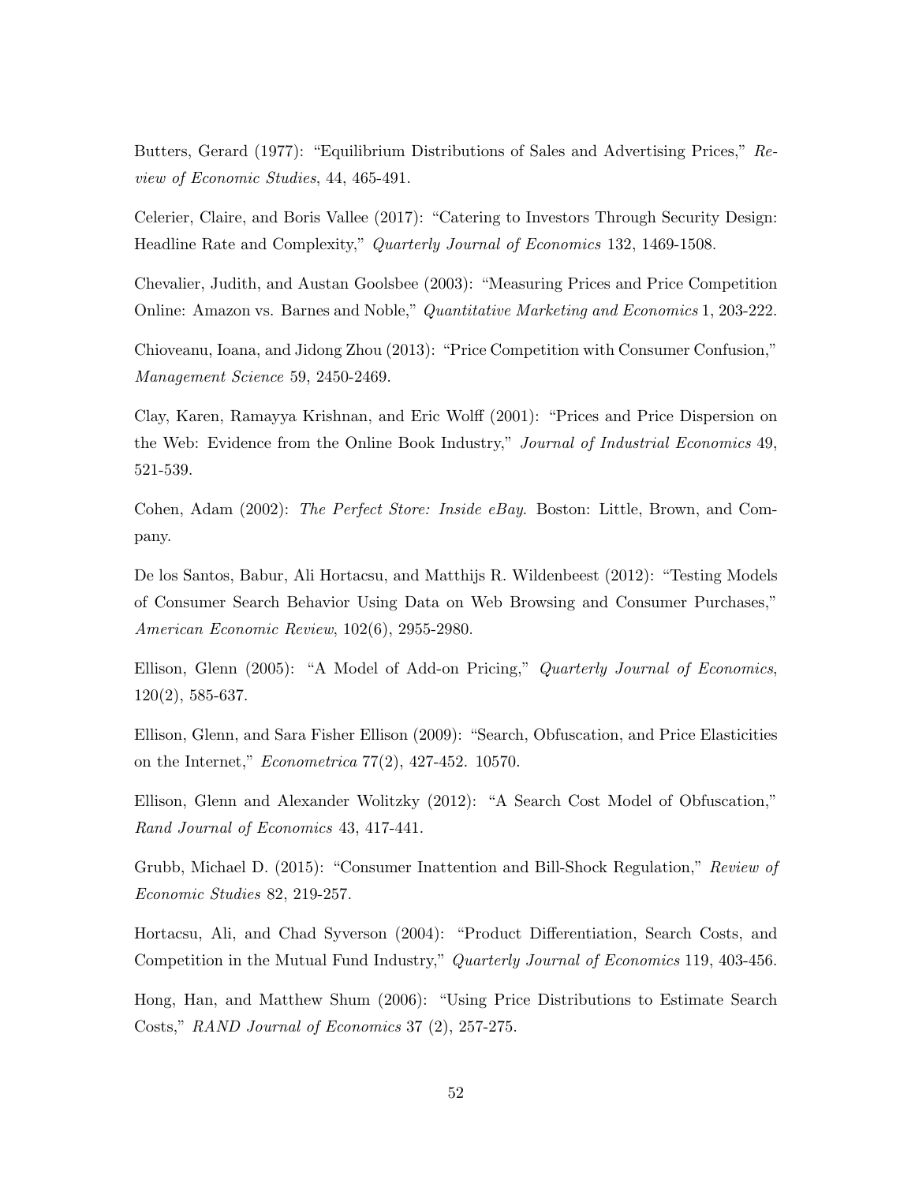Butters, Gerard (1977): "Equilibrium Distributions of Sales and Advertising Prices," *Review of Economic Studies*, 44, 465-491.

Celerier, Claire, and Boris Vallee (2017): "Catering to Investors Through Security Design: Headline Rate and Complexity," *Quarterly Journal of Economics* 132, 1469-1508.

Chevalier, Judith, and Austan Goolsbee (2003): "Measuring Prices and Price Competition Online: Amazon vs. Barnes and Noble," *Quantitative Marketing and Economics* 1, 203-222.

Chioveanu, Ioana, and Jidong Zhou (2013): "Price Competition with Consumer Confusion," *Management Science* 59, 2450-2469.

Clay, Karen, Ramayya Krishnan, and Eric Wolff (2001): "Prices and Price Dispersion on the Web: Evidence from the Online Book Industry," *Journal of Industrial Economics* 49, 521-539.

Cohen, Adam (2002): *The Perfect Store: Inside eBay*. Boston: Little, Brown, and Company.

De los Santos, Babur, Ali Hortacsu, and Matthijs R. Wildenbeest (2012): "Testing Models of Consumer Search Behavior Using Data on Web Browsing and Consumer Purchases," *American Economic Review*, 102(6), 2955-2980.

Ellison, Glenn (2005): "A Model of Add-on Pricing," *Quarterly Journal of Economics*, 120(2), 585-637.

Ellison, Glenn, and Sara Fisher Ellison (2009): "Search, Obfuscation, and Price Elasticities on the Internet," *Econometrica* 77(2), 427-452. 10570.

Ellison, Glenn and Alexander Wolitzky (2012): "A Search Cost Model of Obfuscation," *Rand Journal of Economics* 43, 417-441.

Grubb, Michael D. (2015): "Consumer Inattention and Bill-Shock Regulation," *Review of Economic Studies* 82, 219-257.

Hortacsu, Ali, and Chad Syverson (2004): "Product Differentiation, Search Costs, and Competition in the Mutual Fund Industry," *Quarterly Journal of Economics* 119, 403-456.

Hong, Han, and Matthew Shum (2006): "Using Price Distributions to Estimate Search Costs," *RAND Journal of Economics* 37 (2), 257-275.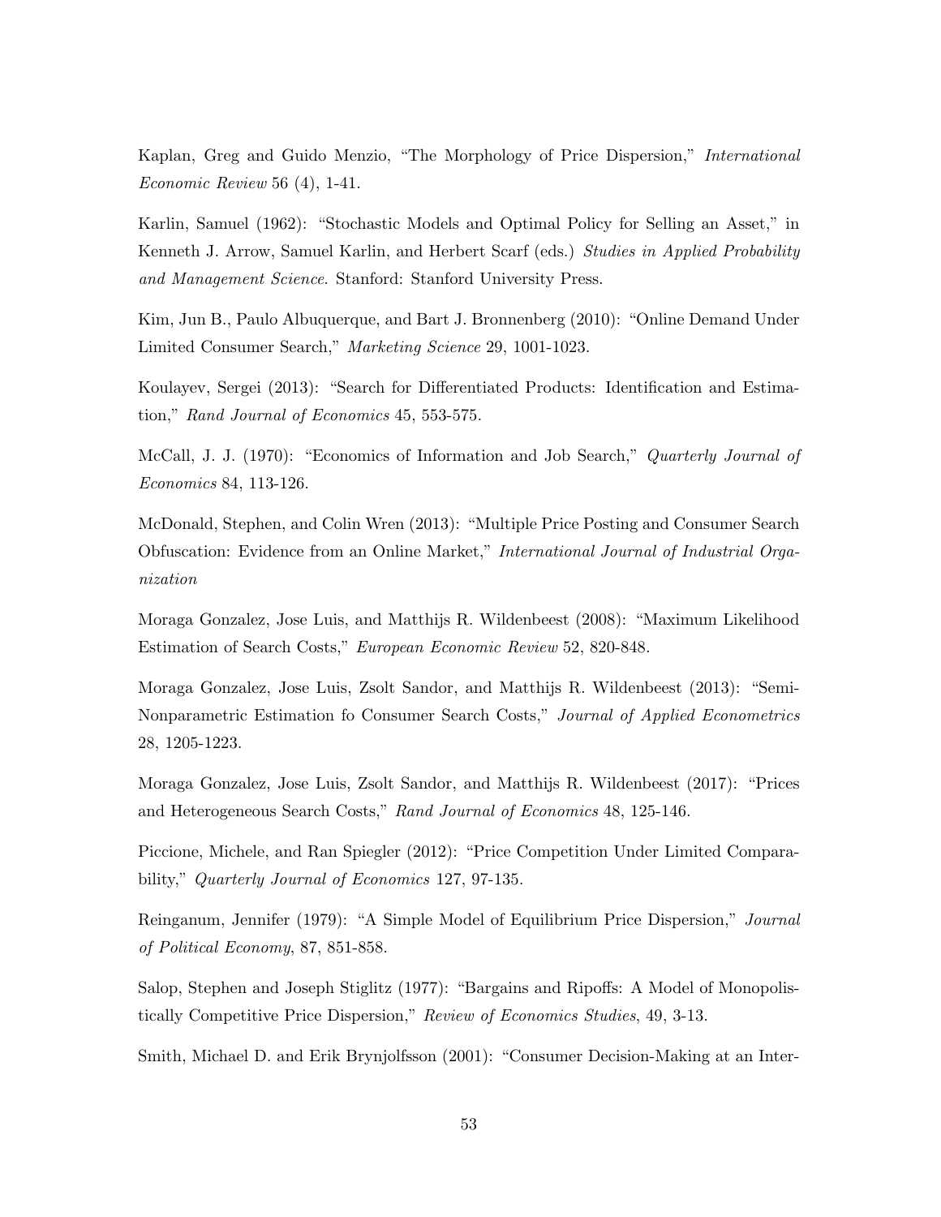Kaplan, Greg and Guido Menzio, "The Morphology of Price Dispersion," *International Economic Review* 56 (4), 1-41.

Karlin, Samuel (1962): "Stochastic Models and Optimal Policy for Selling an Asset," in Kenneth J. Arrow, Samuel Karlin, and Herbert Scarf (eds.) *Studies in Applied Probability and Management Science*. Stanford: Stanford University Press.

Kim, Jun B., Paulo Albuquerque, and Bart J. Bronnenberg (2010): "Online Demand Under Limited Consumer Search," *Marketing Science* 29, 1001-1023.

Koulayev, Sergei (2013): "Search for Differentiated Products: Identification and Estimation," *Rand Journal of Economics* 45, 553-575.

McCall, J. J. (1970): "Economics of Information and Job Search," *Quarterly Journal of Economics* 84, 113-126.

McDonald, Stephen, and Colin Wren (2013): "Multiple Price Posting and Consumer Search Obfuscation: Evidence from an Online Market," *International Journal of Industrial Organization*

Moraga Gonzalez, Jose Luis, and Matthijs R. Wildenbeest (2008): "Maximum Likelihood Estimation of Search Costs," *European Economic Review* 52, 820-848.

Moraga Gonzalez, Jose Luis, Zsolt Sandor, and Matthijs R. Wildenbeest (2013): "Semi-Nonparametric Estimation fo Consumer Search Costs," *Journal of Applied Econometrics* 28, 1205-1223.

Moraga Gonzalez, Jose Luis, Zsolt Sandor, and Matthijs R. Wildenbeest (2017): "Prices and Heterogeneous Search Costs," *Rand Journal of Economics* 48, 125-146.

Piccione, Michele, and Ran Spiegler (2012): "Price Competition Under Limited Comparability," *Quarterly Journal of Economics* 127, 97-135.

Reinganum, Jennifer (1979): "A Simple Model of Equilibrium Price Dispersion," *Journal of Political Economy*, 87, 851-858.

Salop, Stephen and Joseph Stiglitz (1977): "Bargains and Ripoffs: A Model of Monopolistically Competitive Price Dispersion," *Review of Economics Studies*, 49, 3-13.

Smith, Michael D. and Erik Brynjolfsson (2001): "Consumer Decision-Making at an Inter-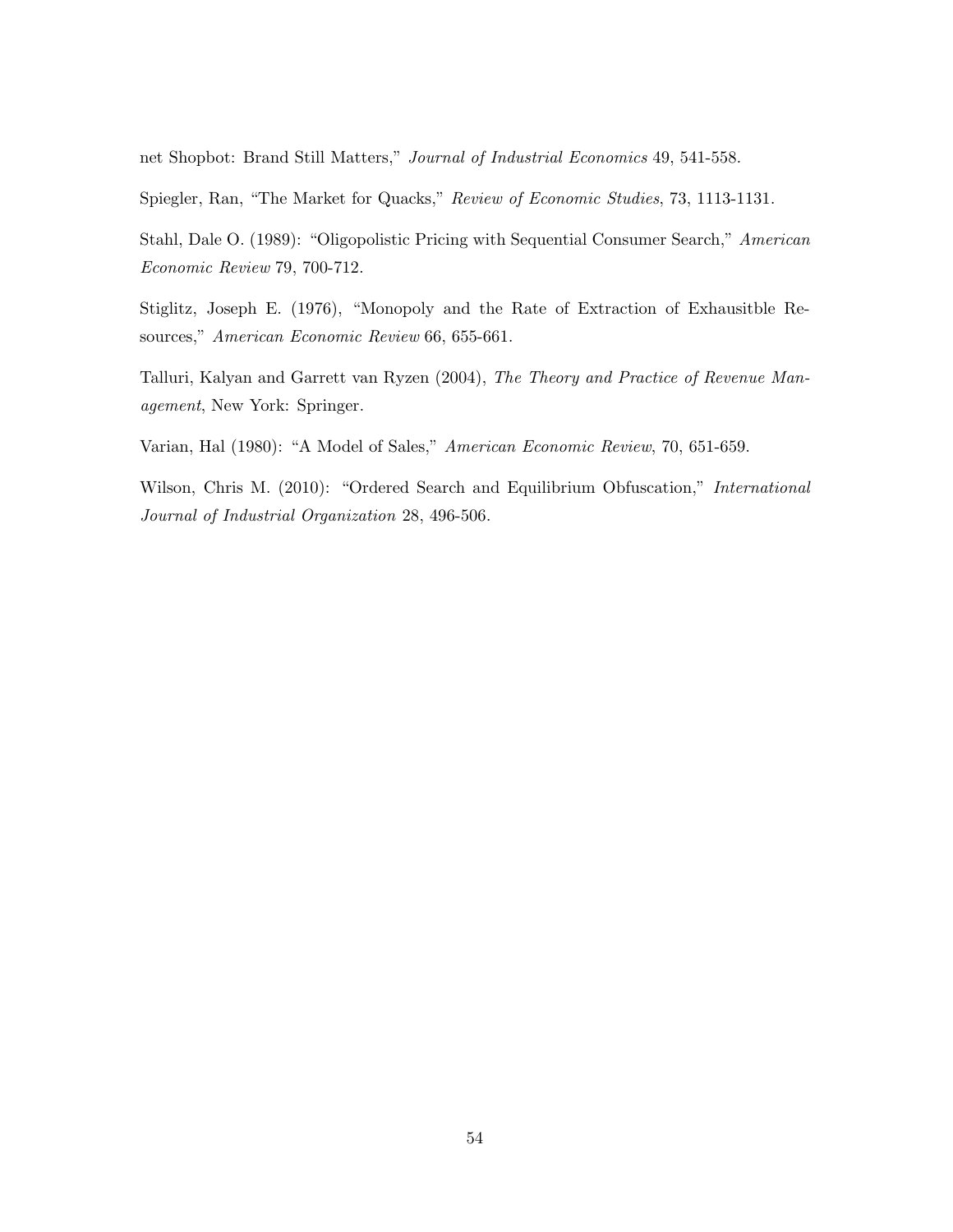net Shopbot: Brand Still Matters," *Journal of Industrial Economics* 49, 541-558.

Spiegler, Ran, "The Market for Quacks," *Review of Economic Studies*, 73, 1113-1131.

Stahl, Dale O. (1989): "Oligopolistic Pricing with Sequential Consumer Search," *American Economic Review* 79, 700-712.

Stiglitz, Joseph E. (1976), "Monopoly and the Rate of Extraction of Exhausitble Resources," *American Economic Review* 66, 655-661.

Talluri, Kalyan and Garrett van Ryzen (2004), *The Theory and Practice of Revenue Management*, New York: Springer.

Varian, Hal (1980): "A Model of Sales," *American Economic Review*, 70, 651-659.

Wilson, Chris M. (2010): "Ordered Search and Equilibrium Obfuscation," *International Journal of Industrial Organization* 28, 496-506.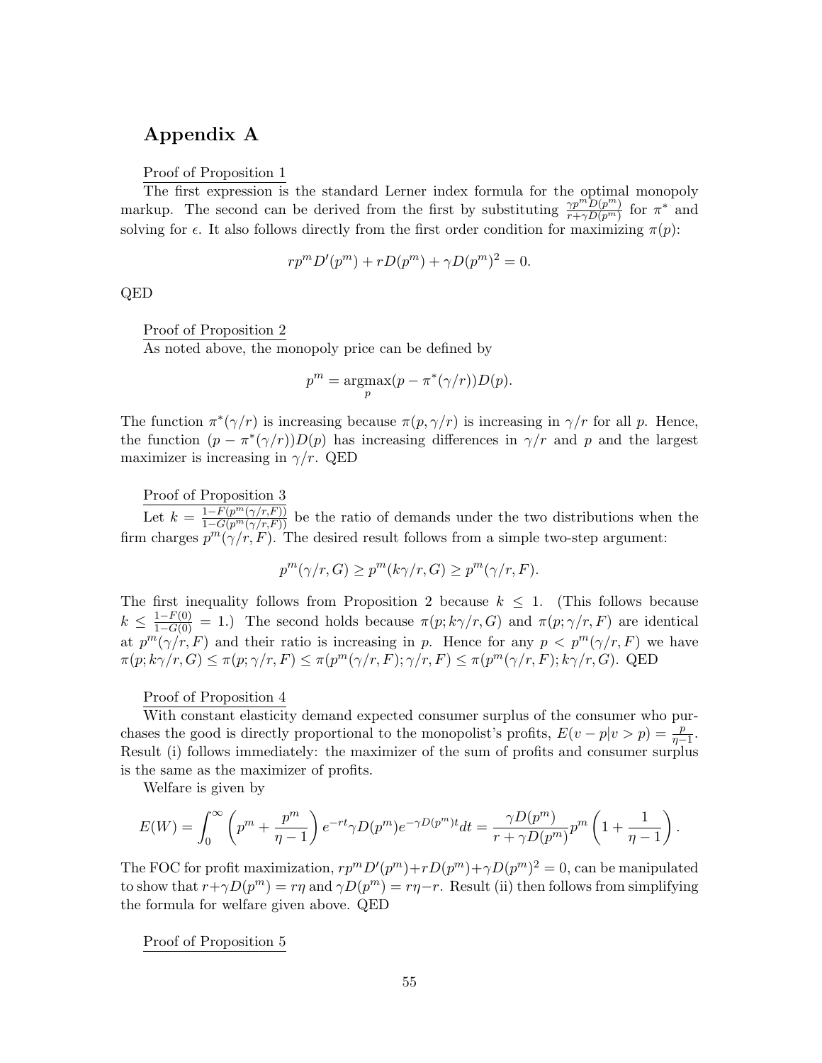# Appendix A

Proof of Proposition 1

The first expression is the standard Lerner index formula for the optimal monopoly markup. The second can be derived from the first by substituting $\frac{\gamma p^m D(p^m)}{r+\gamma D(p^m)}$ for $\pi^*$ and solving for $\epsilon$. It also follows directly from the first order condition for maximizing $\pi(p)$:

$$rp^m D'(p^m) + rD(p^m) + \gamma D(p^m)^2 = 0.$$

QED

Proof of Proposition 2

As noted above, the monopoly price can be defined by

$$p^m = \underset{p}{\operatorname{argmax}}(p - \pi^*(\gamma/r))D(p).$$

The function $\pi^*(\gamma/r)$ is increasing because $\pi(p, \gamma/r)$ is increasing in $\gamma/r$ for all $p$. Hence, the function $(p - \pi^*(\gamma/r))D(p)$ has increasing differences in $\gamma/r$ and $p$ and the largest maximizer is increasing in $\gamma/r$. QED

Proof of Proposition 3

Let $k = \frac{1-F(p^m(\gamma/r,F))}{1-G(p^m(\gamma/r,F))}$ be the ratio of demands under the two distributions when the firm charges $p^m(\gamma/r, F)$. The desired result follows from a simple two-step argument:

$$p^m(\gamma/r, G) \geq p^m(k\gamma/r, G) \geq p^m(\gamma/r, F).$$

The first inequality follows from Proposition 2 because $k \leq 1$. (This follows because $k \leq \frac{1-F(0)}{1-G(0)} = 1$.) The second holds because $\pi(p; k\gamma/r, G)$ and $\pi(p; \gamma/r, F)$ are identical at $p^m(\gamma/r, F)$ and their ratio is increasing in $p$. Hence for any $p < p^m(\gamma/r, F)$ we have $\pi(p; k\gamma/r, G) \leq \pi(p; \gamma/r, F) \leq \pi(p^m(\gamma/r, F); \gamma/r, F) \leq \pi(p^m(\gamma/r, F); k\gamma/r, G)$. QED

Proof of Proposition 4

With constant elasticity demand expected consumer surplus of the consumer who purchases the good is directly proportional to the monopolist's profits, $E(v - p|v > p) = \frac{p}{\eta-1}$. Result (i) follows immediately: the maximizer of the sum of profits and consumer surplus is the same as the maximizer of profits.

Welfare is given by

$$E(W) = \int_0^\infty \left(p^m + \frac{p^m}{\eta - 1}\right) e^{-rt}\gamma D(p^m) e^{-\gamma D(p^m)t} dt = \frac{\gamma D(p^m)}{r + \gamma D(p^m)} p^m \left(1 + \frac{1}{\eta - 1}\right).$$

The FOC for profit maximization, $rp^m D'(p^m) + rD(p^m) + \gamma D(p^m)^2 = 0$, can be manipulated to show that $r + \gamma D(p^m) = r\eta$ and $\gamma D(p^m) = r\eta - r$. Result (ii) then follows from simplifying the formula for welfare given above. QED

Proof of Proposition 5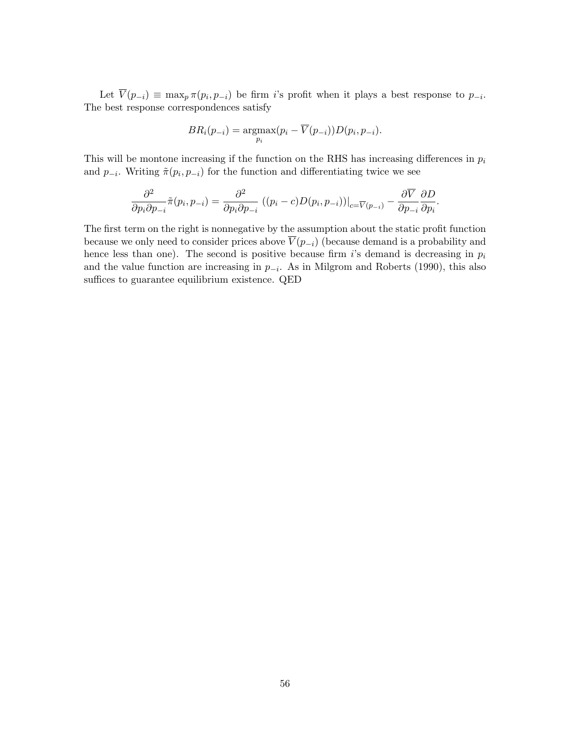Let $\overline{V}(p_{-i}) \equiv \max_p \pi(p_i, p_{-i})$ be firm $i$'s profit when it plays a best response to $p_{-i}$. The best response correspondences satisfy

$$BR_i(p_{-i}) = \underset{p_i}{\text{argmax}}(p_i - \overline{V}(p_{-i}))D(p_i, p_{-i}).$$

This will be montone increasing if the function on the RHS has increasing differences in $p_i$ and $p_{-i}$. Writing $\tilde{\pi}(p_i, p_{-i})$ for the function and differentiating twice we see

$$\frac{\partial^2}{\partial p_i \partial p_{-i}} \tilde{\pi}(p_i, p_{-i}) = \frac{\partial^2}{\partial p_i \partial p_{-i}} \left. \left((p_i - c)D(p_i, p_{-i})\right)\right|_{c=\overline{V}(p_{-i})} - \frac{\partial \overline{V}}{\partial p_{-i}} \frac{\partial D}{\partial p_i}.$$

The first term on the right is nonnegative by the assumption about the static profit function because we only need to consider prices above $\overline{V}(p_{-i})$ (because demand is a probability and hence less than one). The second is positive because firm $i$'s demand is decreasing in $p_i$ and the value function are increasing in $p_{-i}$. As in Milgrom and Roberts (1990), this also suffices to guarantee equilibrium existence. QED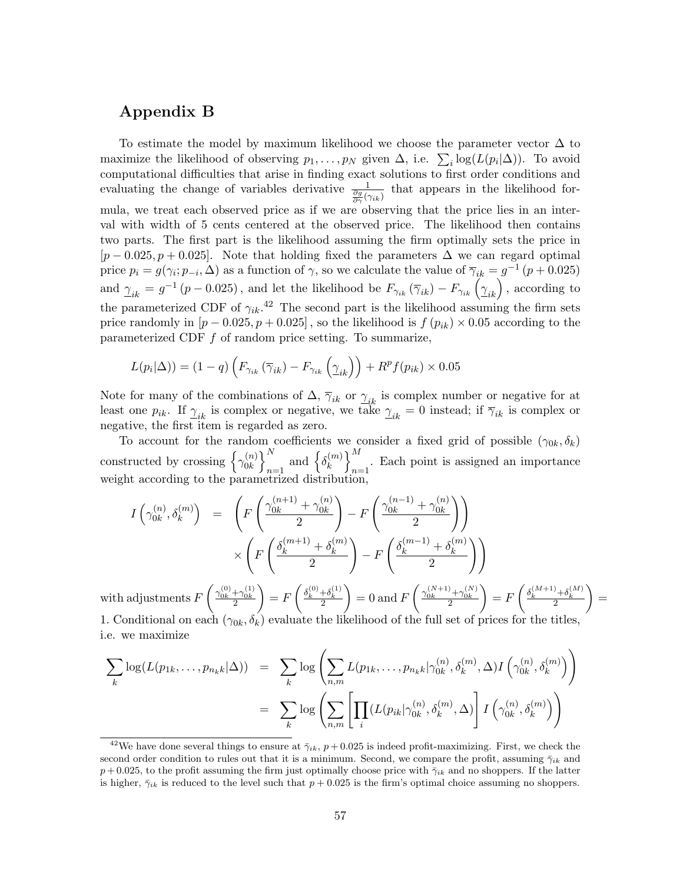# Appendix B

To estimate the model by maximum likelihood we choose the parameter vector $\Delta$ to maximize the likelihood of observing $p_1, \ldots, p_N$ given $\Delta$, i.e. $\sum_i \log(L(p_i|\Delta))$. To avoid computational difficulties that arise in finding exact solutions to first order conditions and evaluating the change of variables derivative $\frac{1}{\frac{\partial g}{\partial \gamma}(\gamma_{ik})}$ that appears in the likelihood formula, we treat each observed price as if we are observing that the price lies in an interval with width of 5 cents centered at the observed price. The likelihood then contains two parts. The first part is the likelihood assuming the firm optimally sets the price in $[p - 0.025, p + 0.025]$. Note that holding fixed the parameters $\Delta$ we can regard optimal price $p_i = g(\gamma_i; p_{-i}, \Delta)$ as a function of $\gamma$, so we calculate the value of $\overline{\gamma}_{ik} = g^{-1}(p + 0.025)$ and $\underline{\gamma}_{ik} = g^{-1}(p - 0.025)$, and let the likelihood be $F_{\gamma_{ik}}(\overline{\gamma}_{ik}) - F_{\gamma_{ik}}\left(\underline{\gamma}_{ik}\right)$, according to the parameterized CDF of $\gamma_{ik}$.[42] The second part is the likelihood assuming the firm sets price randomly in $[p - 0.025, p + 0.025]$, so the likelihood is $f(p_{ik}) \times 0.05$ according to the parameterized CDF $f$ of random price setting. To summarize,

$$L(p_i|\Delta)) = (1-q)\left(F_{\gamma_{ik}}(\overline{\gamma}_{ik}) - F_{\gamma_{ik}}\left(\underline{\gamma}_{ik}\right)\right) + R^p f(p_{ik}) \times 0.05$$

Note for many of the combinations of $\Delta$, $\overline{\gamma}_{ik}$ or $\underline{\gamma}_{ik}$ is complex number or negative for at least one $p_{ik}$. If $\underline{\gamma}_{ik}$ is complex or negative, we take $\underline{\gamma}_{ik} = 0$ instead; if $\overline{\gamma}_{ik}$ is complex or negative, the first item is regarded as zero.

To account for the random coefficients we consider a fixed grid of possible $(\gamma_{0k}, \delta_k)$ constructed by crossing $\left\{\gamma_{0k}^{(n)}\right\}_{n=1}^{N}$ and $\left\{\delta_k^{(m)}\right\}_{n=1}^{M}$. Each point is assigned an importance weight according to the parametrized distribution,

$$\begin{aligned} I\left(\gamma_{0k}^{(n)}, \delta_k^{(m)}\right) &= \left(F\left(\frac{\gamma_{0k}^{(n+1)} + \gamma_{0k}^{(n)}}{2}\right) - F\left(\frac{\gamma_{0k}^{(n-1)} + \gamma_{0k}^{(n)}}{2}\right)\right) \\ &\quad \times \left(F\left(\frac{\delta_k^{(m+1)} + \delta_k^{(m)}}{2}\right) - F\left(\frac{\delta_k^{(m-1)} + \delta_k^{(m)}}{2}\right)\right) \end{aligned}$$

with adjustments $F\left(\frac{\gamma_{0k}^{(0)} + \gamma_{0k}^{(1)}}{2}\right) = F\left(\frac{\delta_k^{(0)} + \delta_k^{(1)}}{2}\right) = 0$ and $F\left(\frac{\gamma_{0k}^{(N+1)} + \gamma_{0k}^{(N)}}{2}\right) = F\left(\frac{\delta_k^{(M+1)} + \delta_k^{(M)}}{2}\right) = 1$. Conditional on each $(\gamma_{0k}, \delta_k)$ evaluate the likelihood of the full set of prices for the titles, i.e. we maximize

$$\begin{aligned} \sum_k \log(L(p_{1k}, \ldots, p_{n_k k}|\Delta)) &= \sum_k \log\left(\sum_{n,m} L(p_{1k}, \ldots, p_{n_k k}|\gamma_{0k}^{(n)}, \delta_k^{(m)}, \Delta) I\left(\gamma_{0k}^{(n)}, \delta_k^{(m)}\right)\right) \\ &= \sum_k \log\left(\sum_{n,m}\left[\prod_i (L(p_{ik}|\gamma_{0k}^{(n)}, \delta_k^{(m)}, \Delta)\right] I\left(\gamma_{0k}^{(n)}, \delta_k^{(m)}\right)\right) \end{aligned}$$

[42] We have done several things to ensure at $\bar{\gamma}_{ik}$, $p + 0.025$ is indeed profit-maximizing. First, we check the second order condition to rules out that it is a minimum. Second, we compare the profit, assuming $\bar{\gamma}_{ik}$ and $p + 0.025$, to the profit assuming the firm just optimally choose price with $\bar{\gamma}_{ik}$ and no shoppers. If the latter is higher, $\bar{\gamma}_{ik}$ is reduced to the level such that $p + 0.025$ is the firm's optimal choice assuming no shoppers.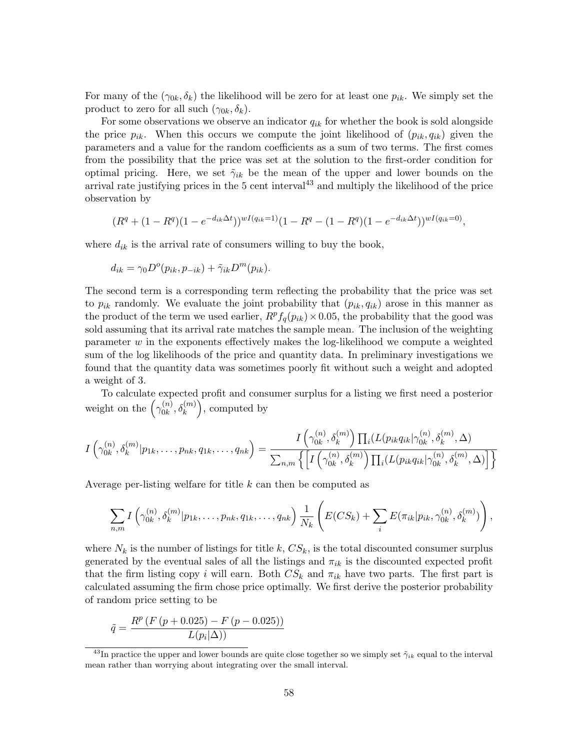For many of the $(\gamma_{0k}, \delta_k)$ the likelihood will be zero for at least one $p_{ik}$. We simply set the product to zero for all such $(\gamma_{0k}, \delta_k)$.

For some observations we observe an indicator $q_{ik}$ for whether the book is sold alongside the price $p_{ik}$. When this occurs we compute the joint likelihood of $(p_{ik}, q_{ik})$ given the parameters and a value for the random coefficients as a sum of two terms. The first comes from the possibility that the price was set at the solution to the first-order condition for optimal pricing. Here, we set $\tilde{\gamma}_{ik}$ be the mean of the upper and lower bounds on the arrival rate justifying prices in the 5 cent interval[43] and multiply the likelihood of the price observation by

$$(R^q + (1 - R^q)(1 - e^{-d_{ik}\Delta t}))^{wI(q_{ik}=1)}(1 - R^q - (1 - R^q)(1 - e^{-d_{ik}\Delta t}))^{wI(q_{ik}=0)},$$

where $d_{ik}$ is the arrival rate of consumers willing to buy the book,

$$d_{ik} = \gamma_0 D^o(p_{ik}, p_{-ik}) + \tilde{\gamma}_{ik} D^m(p_{ik}).$$

The second term is a corresponding term reflecting the probability that the price was set to $p_{ik}$ randomly. We evaluate the joint probability that $(p_{ik}, q_{ik})$ arose in this manner as the product of the term we used earlier, $R^p f_q(p_{ik}) \times 0.05$, the probability that the good was sold assuming that its arrival rate matches the sample mean. The inclusion of the weighting parameter $w$ in the exponents effectively makes the log-likelihood we compute a weighted sum of the log likelihoods of the price and quantity data. In preliminary investigations we found that the quantity data was sometimes poorly fit without such a weight and adopted a weight of 3.

To calculate expected profit and consumer surplus for a listing we first need a posterior weight on the $\left(\gamma_{0k}^{(n)}, \delta_k^{(m)}\right)$, computed by

$$I\left(\gamma_{0k}^{(n)}, \delta_k^{(m)} | p_{1k}, \ldots, p_{nk}, q_{1k}, \ldots, q_{nk}\right) = \frac{I\left(\gamma_{0k}^{(n)}, \delta_k^{(m)}\right) \prod_i (L(p_{ik} q_{ik} | \gamma_{0k}^{(n)}, \delta_k^{(m)}, \Delta)}{\sum_{n,m} \left\{ \left[ I\left(\gamma_{0k}^{(n)}, \delta_k^{(m)}\right) \prod_i (L(p_{ik} q_{ik} | \gamma_{0k}^{(n)}, \delta_k^{(m)}, \Delta) \right] \right\}}$$

Average per-listing welfare for title $k$ can then be computed as

$$\sum_{n,m} I\left(\gamma_{0k}^{(n)}, \delta_k^{(m)} | p_{1k}, \ldots, p_{nk}, q_{1k}, \ldots, q_{nk}\right) \frac{1}{N_k} \left( E(CS_k) + \sum_i E(\pi_{ik} | p_{ik}, \gamma_{0k}^{(n)}, \delta_k^{(m)}) \right),$$

where $N_k$ is the number of listings for title $k$, $CS_k$, is the total discounted consumer surplus generated by the eventual sales of all the listings and $\pi_{ik}$ is the discounted expected profit that the firm listing copy $i$ will earn. Both $CS_k$ and $\pi_{ik}$ have two parts. The first part is calculated assuming the firm chose price optimally. We first derive the posterior probability of random price setting to be

$$\tilde{q} = \frac{R^p \left(F\left(p + 0.025\right) - F\left(p - 0.025\right)\right)}{L(p_i | \Delta))}$$

[43]In practice the upper and lower bounds are quite close together so we simply set $\tilde{\gamma}_{ik}$ equal to the interval mean rather than worrying about integrating over the small interval.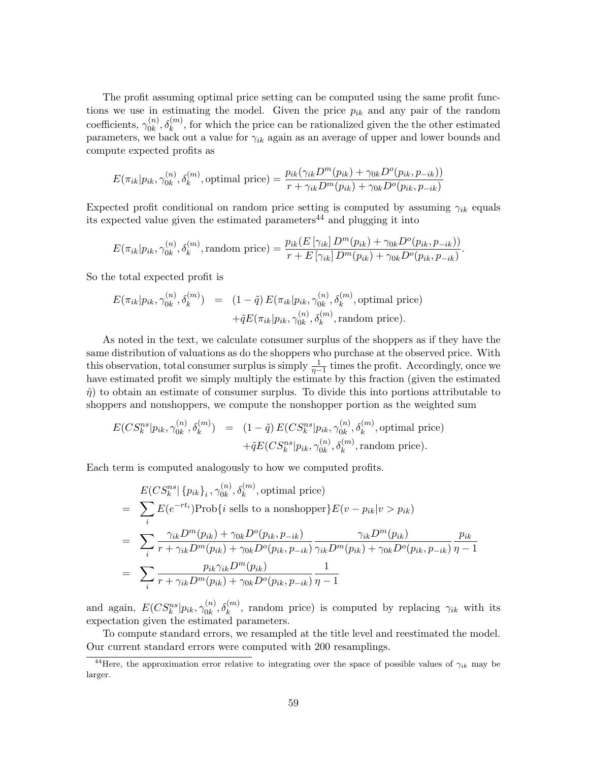The profit assuming optimal price setting can be computed using the same profit functions we use in estimating the model. Given the price $p_{ik}$ and any pair of the random coefficients, $\gamma_{0k}^{(n)}, \delta_k^{(m)}$, for which the price can be rationalized given the the other estimated parameters, we back out a value for $\gamma_{ik}$ again as an average of upper and lower bounds and compute expected profits as

$$E(\pi_{ik}|p_{ik}, \gamma_{0k}^{(n)}, \delta_k^{(m)}, \text{optimal price}) = \frac{p_{ik}(\gamma_{ik} D^m(p_{ik}) + \gamma_{0k} D^o(p_{ik}, p_{-ik}))}{r + \gamma_{ik} D^m(p_{ik}) + \gamma_{0k} D^o(p_{ik}, p_{-ik})}$$

Expected profit conditional on random price setting is computed by assuming $\gamma_{ik}$ equals its expected value given the estimated parameters[44] and plugging it into

$$E(\pi_{ik}|p_{ik}, \gamma_{0k}^{(n)}, \delta_k^{(m)}, \text{random price}) = \frac{p_{ik}(E[\gamma_{ik}] D^m(p_{ik}) + \gamma_{0k} D^o(p_{ik}, p_{-ik}))}{r + E[\gamma_{ik}] D^m(p_{ik}) + \gamma_{0k} D^o(p_{ik}, p_{-ik})}.$$

So the total expected profit is

$$\begin{aligned} E(\pi_{ik}|p_{ik}, \gamma_{0k}^{(n)}, \delta_k^{(m)}) &= (1 - \tilde{q}) E(\pi_{ik}|p_{ik}, \gamma_{0k}^{(n)}, \delta_k^{(m)}, \text{optimal price}) \\ &\quad + \tilde{q} E(\pi_{ik}|p_{ik}, \gamma_{0k}^{(n)}, \delta_k^{(m)}, \text{random price}). \end{aligned}$$

As noted in the text, we calculate consumer surplus of the shoppers as if they have the same distribution of valuations as do the shoppers who purchase at the observed price. With this observation, total consumer surplus is simply $\frac{1}{\eta - 1}$ times the profit. Accordingly, once we have estimated profit we simply multiply the estimate by this fraction (given the estimated $\hat{\eta}$) to obtain an estimate of consumer surplus. To divide this into portions attributable to shoppers and nonshoppers, we compute the nonshopper portion as the weighted sum

$$\begin{aligned} E(CS_k^{ns}|p_{ik}, \gamma_{0k}^{(n)}, \delta_k^{(m)}) &= (1 - \tilde{q}) E(CS_k^{ns}|p_{ik}, \gamma_{0k}^{(n)}, \delta_k^{(m)}, \text{optimal price}) \\ &\quad + \tilde{q} E(CS_k^{ns}|p_{ik}, \gamma_{0k}^{(n)}, \delta_k^{(m)}, \text{random price}). \end{aligned}$$

Each term is computed analogously to how we computed profits.

$$\begin{aligned} & E(CS_k^{ns}| \{p_{ik}\}_i, \gamma_{0k}^{(n)}, \delta_k^{(m)}, \text{optimal price}) \\ = & \sum_i E(e^{-rt_i}) \text{Prob}\{i \text{ sells to a nonshopper}\} E(v - p_{ik}|v > p_{ik}) \\ = & \sum_i \frac{\gamma_{ik} D^m(p_{ik}) + \gamma_{0k} D^o(p_{ik}, p_{-ik})}{r + \gamma_{ik} D^m(p_{ik}) + \gamma_{0k} D^o(p_{ik}, p_{-ik})} \frac{\gamma_{ik} D^m(p_{ik})}{\gamma_{ik} D^m(p_{ik}) + \gamma_{0k} D^o(p_{ik}, p_{-ik})} \frac{p_{ik}}{\eta - 1} \\ = & \sum_i \frac{p_{ik} \gamma_{ik} D^m(p_{ik})}{r + \gamma_{ik} D^m(p_{ik}) + \gamma_{0k} D^o(p_{ik}, p_{-ik})} \frac{1}{\eta - 1} \end{aligned}$$

and again, $E(CS_k^{ns}|p_{ik}, \gamma_{0k}^{(n)}, \delta_k^{(m)}$, random price) is computed by replacing $\gamma_{ik}$ with its expectation given the estimated parameters.

To compute standard errors, we resampled at the title level and reestimated the model. Our current standard errors were computed with 200 resamplings.

[44] Here, the approximation error relative to integrating over the space of possible values of $\gamma_{ik}$ may be larger.